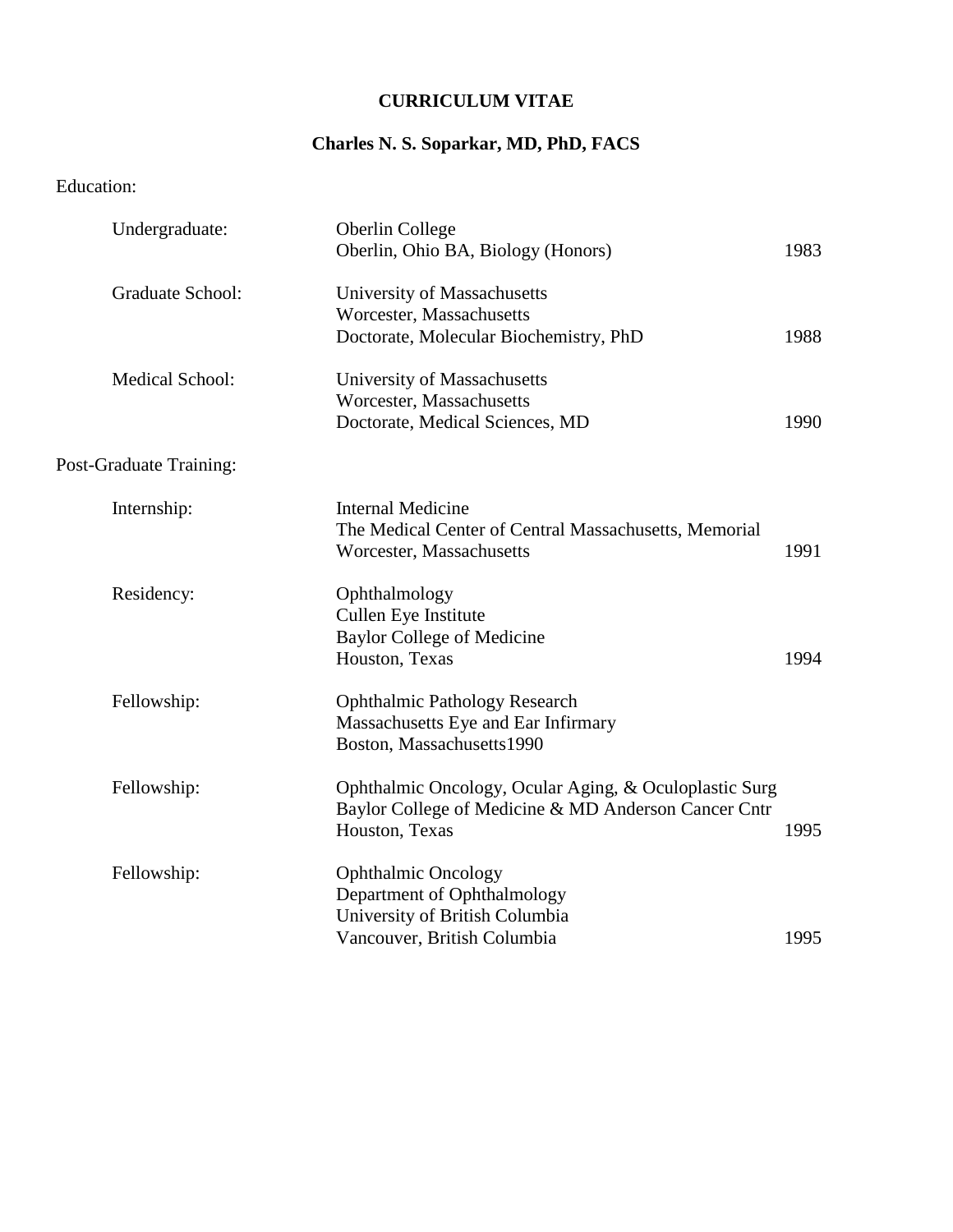# CURRICULUM VITAE

## Charles N. S. Soparkar, MD, PhD, FACS

Education:

| | | |
|---|---|---|
| Undergraduate: | Oberlin College<br>Oberlin, Ohio BA, Biology (Honors) | 1983 |
| Graduate School: | University of Massachusetts<br>Worcester, Massachusetts<br>Doctorate, Molecular Biochemistry, PhD | 1988 |
| Medical School: | University of Massachusetts<br>Worcester, Massachusetts<br>Doctorate, Medical Sciences, MD | 1990 |

Post-Graduate Training:

| | | |
|---|---|---|
| Internship: | Internal Medicine<br>The Medical Center of Central Massachusetts, Memorial<br>Worcester, Massachusetts | 1991 |
| Residency: | Ophthalmology<br>Cullen Eye Institute<br>Baylor College of Medicine<br>Houston, Texas | 1994 |
| Fellowship: | Ophthalmic Pathology Research<br>Massachusetts Eye and Ear Infirmary<br>Boston, Massachusetts1990 | |
| Fellowship: | Ophthalmic Oncology, Ocular Aging, & Oculoplastic Surg<br>Baylor College of Medicine & MD Anderson Cancer Cntr<br>Houston, Texas | 1995 |
| Fellowship: | Ophthalmic Oncology<br>Department of Ophthalmology<br>University of British Columbia<br>Vancouver, British Columbia | 1995 |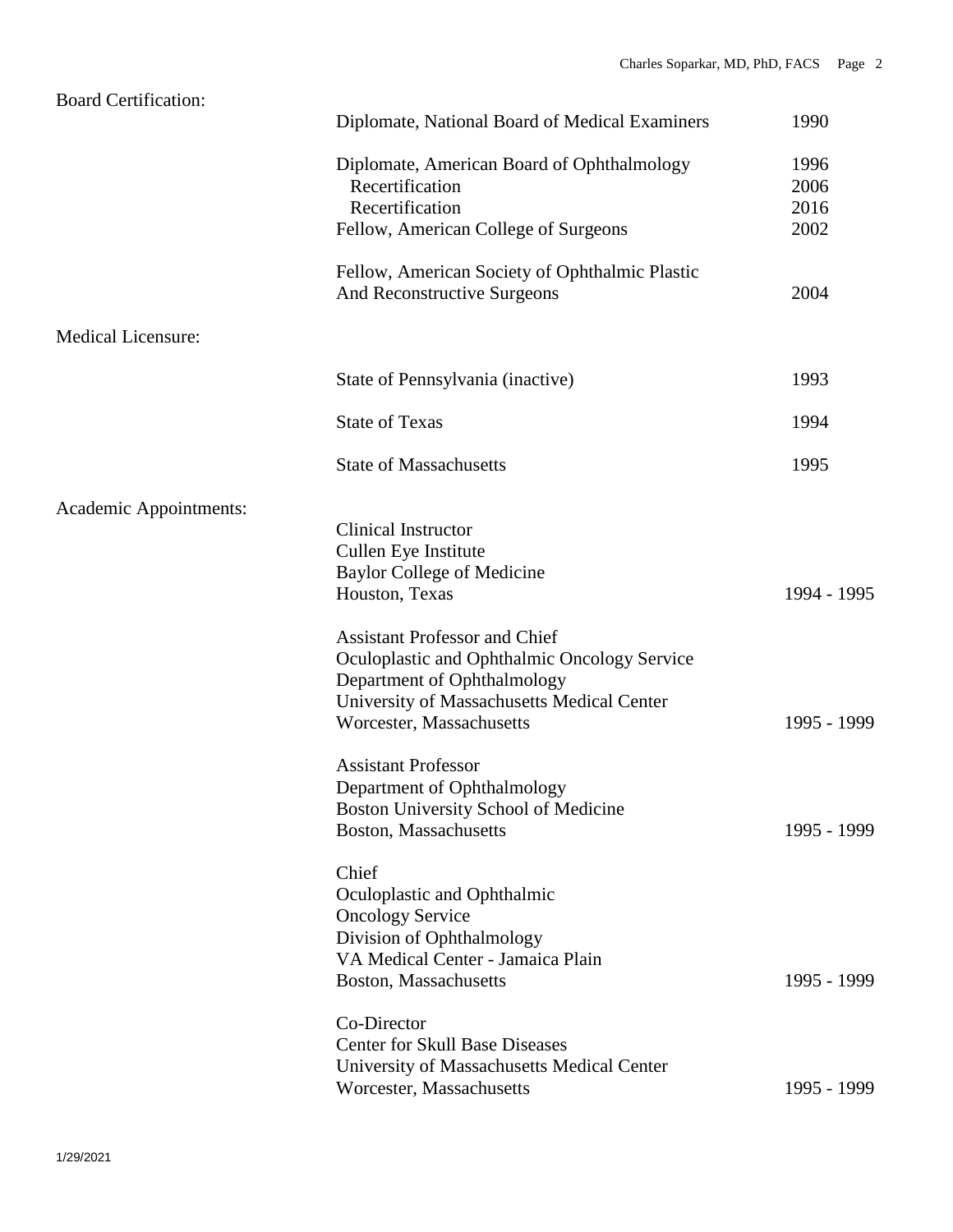## Board Certification:

| | |
|---|---|
| Diplomate, National Board of Medical Examiners | 1990 |
| Diplomate, American Board of Ophthalmology | 1996 |
| Recertification | 2006 |
| Recertification | 2016 |
| Fellow, American College of Surgeons | 2002 |
| Fellow, American Society of Ophthalmic Plastic And Reconstructive Surgeons | 2004 |

## Medical Licensure:

| | |
|---|---|
| State of Pennsylvania (inactive) | 1993 |
| State of Texas | 1994 |
| State of Massachusetts | 1995 |

## Academic Appointments:

Clinical Instructor
Cullen Eye Institute
Baylor College of Medicine
Houston, Texas — 1994 - 1995

Assistant Professor and Chief
Oculoplastic and Ophthalmic Oncology Service
Department of Ophthalmology
University of Massachusetts Medical Center
Worcester, Massachusetts — 1995 - 1999

Assistant Professor
Department of Ophthalmology
Boston University School of Medicine
Boston, Massachusetts — 1995 - 1999

Chief
Oculoplastic and Ophthalmic
Oncology Service
Division of Ophthalmology
VA Medical Center - Jamaica Plain
Boston, Massachusetts — 1995 - 1999

Co-Director
Center for Skull Base Diseases
University of Massachusetts Medical Center
Worcester, Massachusetts — 1995 - 1999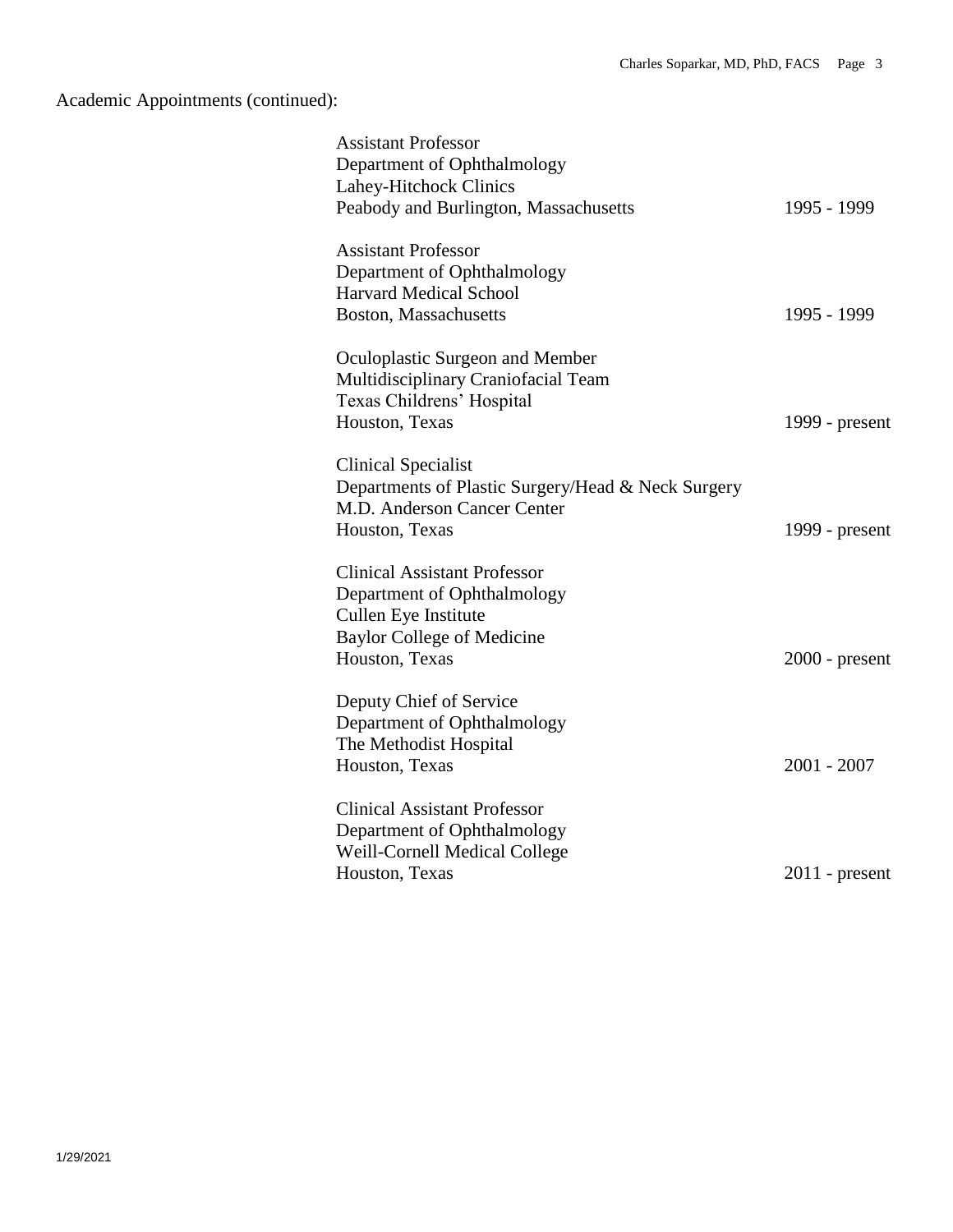Academic Appointments (continued):

| | |
|---|---|
| Assistant Professor<br>Department of Ophthalmology<br>Lahey-Hitchock Clinics<br>Peabody and Burlington, Massachusetts | 1995 - 1999 |
| Assistant Professor<br>Department of Ophthalmology<br>Harvard Medical School<br>Boston, Massachusetts | 1995 - 1999 |
| Oculoplastic Surgeon and Member<br>Multidisciplinary Craniofacial Team<br>Texas Childrens' Hospital<br>Houston, Texas | 1999 - present |
| Clinical Specialist<br>Departments of Plastic Surgery/Head & Neck Surgery<br>M.D. Anderson Cancer Center<br>Houston, Texas | 1999 - present |
| Clinical Assistant Professor<br>Department of Ophthalmology<br>Cullen Eye Institute<br>Baylor College of Medicine<br>Houston, Texas | 2000 - present |
| Deputy Chief of Service<br>Department of Ophthalmology<br>The Methodist Hospital<br>Houston, Texas | 2001 - 2007 |
| Clinical Assistant Professor<br>Department of Ophthalmology<br>Weill-Cornell Medical College<br>Houston, Texas | 2011 - present |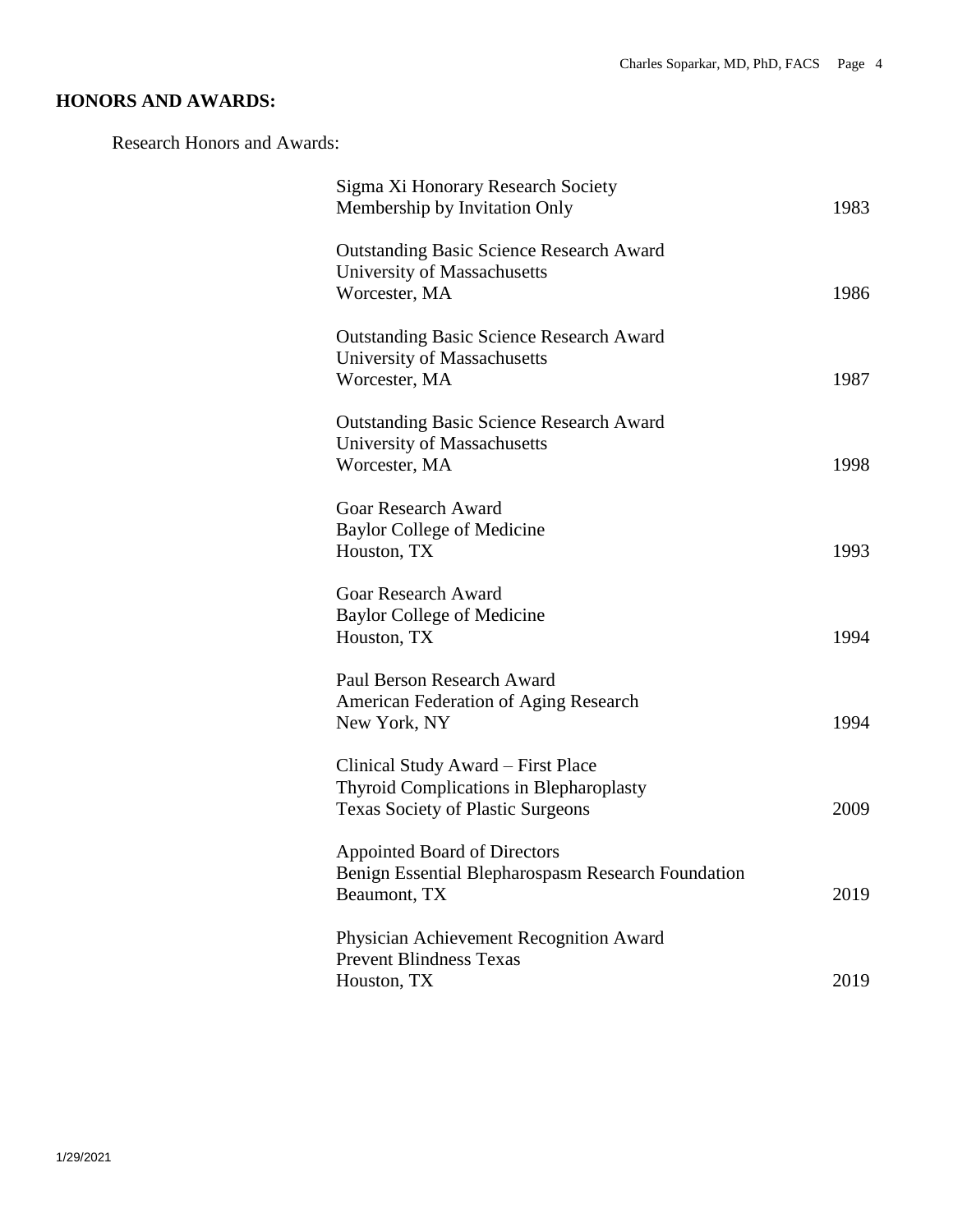## HONORS AND AWARDS:

Research Honors and Awards:

| | |
|---|---|
| Sigma Xi Honorary Research Society<br>Membership by Invitation Only | 1983 |
| Outstanding Basic Science Research Award<br>University of Massachusetts<br>Worcester, MA | 1986 |
| Outstanding Basic Science Research Award<br>University of Massachusetts<br>Worcester, MA | 1987 |
| Outstanding Basic Science Research Award<br>University of Massachusetts<br>Worcester, MA | 1998 |
| Goar Research Award<br>Baylor College of Medicine<br>Houston, TX | 1993 |
| Goar Research Award<br>Baylor College of Medicine<br>Houston, TX | 1994 |
| Paul Berson Research Award<br>American Federation of Aging Research<br>New York, NY | 1994 |
| Clinical Study Award – First Place<br>Thyroid Complications in Blepharoplasty<br>Texas Society of Plastic Surgeons | 2009 |
| Appointed Board of Directors<br>Benign Essential Blepharospasm Research Foundation<br>Beaumont, TX | 2019 |
| Physician Achievement Recognition Award<br>Prevent Blindness Texas<br>Houston, TX | 2019 |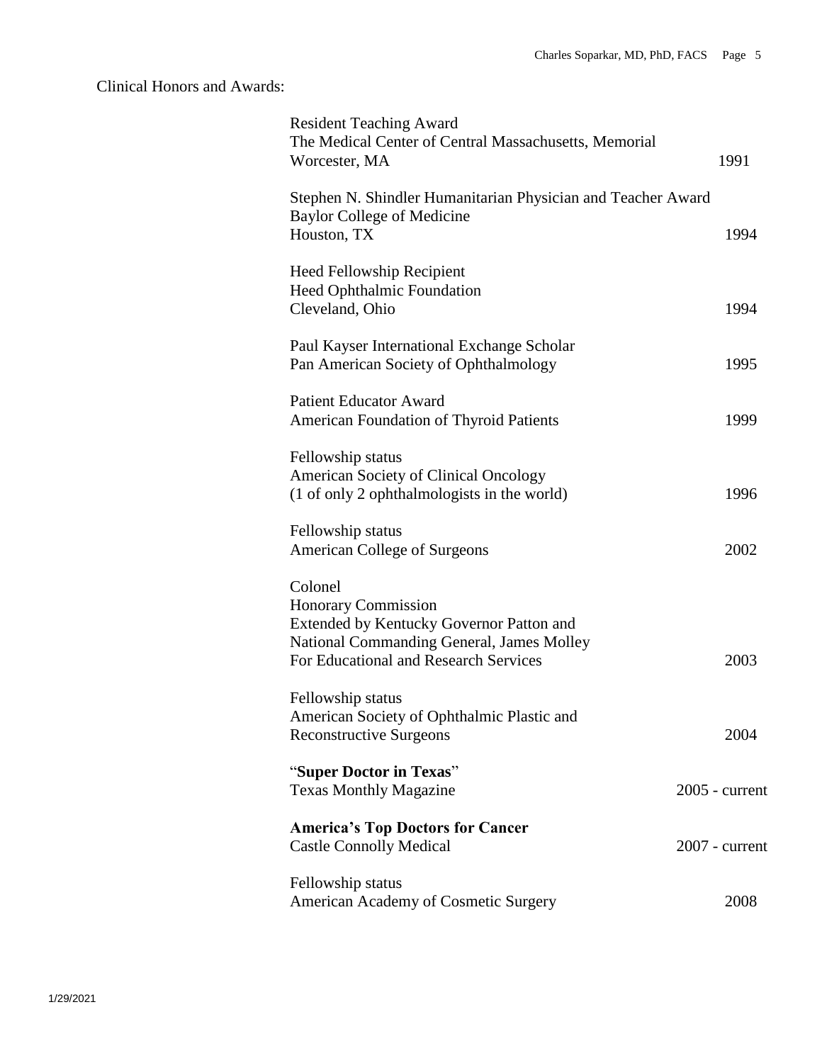Clinical Honors and Awards:

| Award | Year |
| --- | --- |
| Resident Teaching Award<br>The Medical Center of Central Massachusetts, Memorial<br>Worcester, MA | 1991 |
| Stephen N. Shindler Humanitarian Physician and Teacher Award<br>Baylor College of Medicine<br>Houston, TX | 1994 |
| Heed Fellowship Recipient<br>Heed Ophthalmic Foundation<br>Cleveland, Ohio | 1994 |
| Paul Kayser International Exchange Scholar<br>Pan American Society of Ophthalmology | 1995 |
| Patient Educator Award<br>American Foundation of Thyroid Patients | 1999 |
| Fellowship status<br>American Society of Clinical Oncology<br>(1 of only 2 ophthalmologists in the world) | 1996 |
| Fellowship status<br>American College of Surgeons | 2002 |
| Colonel<br>Honorary Commission<br>Extended by Kentucky Governor Patton and<br>National Commanding General, James Molley<br>For Educational and Research Services | 2003 |
| Fellowship status<br>American Society of Ophthalmic Plastic and<br>Reconstructive Surgeons | 2004 |
| "**Super Doctor in Texas**"<br>Texas Monthly Magazine | 2005 - current |
| **America's Top Doctors for Cancer**<br>Castle Connolly Medical | 2007 - current |
| Fellowship status<br>American Academy of Cosmetic Surgery | 2008 |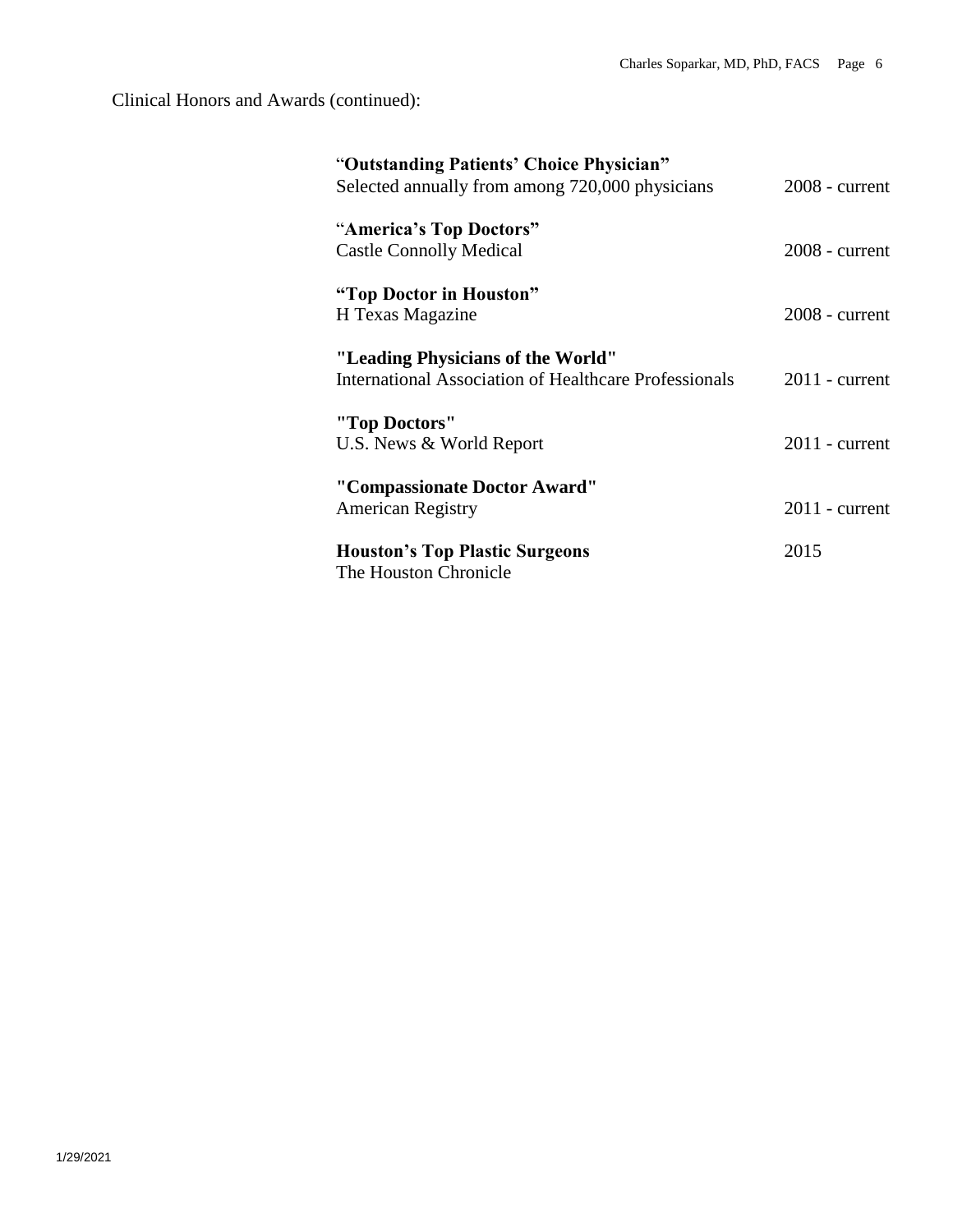Clinical Honors and Awards (continued):

| | |
|---|---|
| **"Outstanding Patients' Choice Physician"**<br>Selected annually from among 720,000 physicians | 2008 - current |
| **"America's Top Doctors"**<br>Castle Connolly Medical | 2008 - current |
| **"Top Doctor in Houston"**<br>H Texas Magazine | 2008 - current |
| **"Leading Physicians of the World"**<br>International Association of Healthcare Professionals | 2011 - current |
| **"Top Doctors"**<br>U.S. News & World Report | 2011 - current |
| **"Compassionate Doctor Award"**<br>American Registry | 2011 - current |
| **Houston's Top Plastic Surgeons**<br>The Houston Chronicle | 2015 |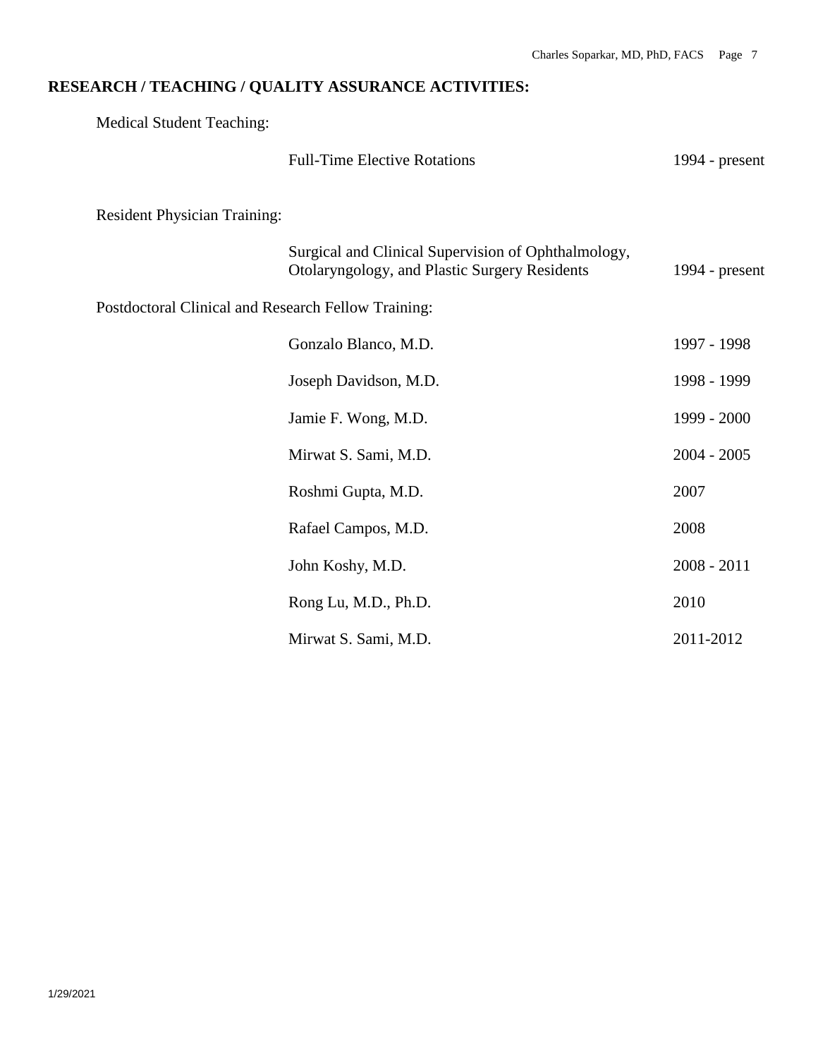## RESEARCH / TEACHING / QUALITY ASSURANCE ACTIVITIES:

Medical Student Teaching:

| | | |
|---|---|---|
| | Full-Time Elective Rotations | 1994 - present |

Resident Physician Training:

| | | |
|---|---|---|
| | Surgical and Clinical Supervision of Ophthalmology, Otolaryngology, and Plastic Surgery Residents | 1994 - present |

Postdoctoral Clinical and Research Fellow Training:

| | | |
|---|---|---|
| | Gonzalo Blanco, M.D. | 1997 - 1998 |
| | Joseph Davidson, M.D. | 1998 - 1999 |
| | Jamie F. Wong, M.D. | 1999 - 2000 |
| | Mirwat S. Sami, M.D. | 2004 - 2005 |
| | Roshmi Gupta, M.D. | 2007 |
| | Rafael Campos, M.D. | 2008 |
| | John Koshy, M.D. | 2008 - 2011 |
| | Rong Lu, M.D., Ph.D. | 2010 |
| | Mirwat S. Sami, M.D. | 2011-2012 |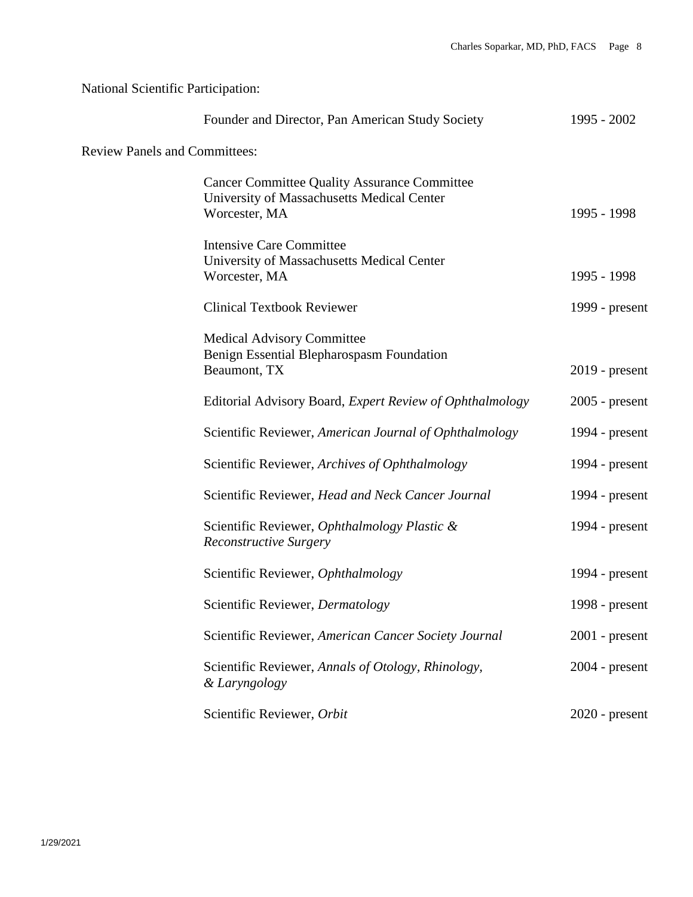National Scientific Participation:

| | |
|---|---|
| Founder and Director, Pan American Study Society | 1995 - 2002 |

Review Panels and Committees:

| | |
|---|---|
| Cancer Committee Quality Assurance Committee<br>University of Massachusetts Medical Center<br>Worcester, MA | 1995 - 1998 |
| Intensive Care Committee<br>University of Massachusetts Medical Center<br>Worcester, MA | 1995 - 1998 |
| Clinical Textbook Reviewer | 1999 - present |
| Medical Advisory Committee<br>Benign Essential Blepharospasm Foundation<br>Beaumont, TX | 2019 - present |
| Editorial Advisory Board, *Expert Review of Ophthalmology* | 2005 - present |
| Scientific Reviewer, *American Journal of Ophthalmology* | 1994 - present |
| Scientific Reviewer, *Archives of Ophthalmology* | 1994 - present |
| Scientific Reviewer, *Head and Neck Cancer Journal* | 1994 - present |
| Scientific Reviewer, *Ophthalmology Plastic & Reconstructive Surgery* | 1994 - present |
| Scientific Reviewer, *Ophthalmology* | 1994 - present |
| Scientific Reviewer, *Dermatology* | 1998 - present |
| Scientific Reviewer, *American Cancer Society Journal* | 2001 - present |
| Scientific Reviewer, *Annals of Otology, Rhinology, & Laryngology* | 2004 - present |
| Scientific Reviewer, *Orbit* | 2020 - present |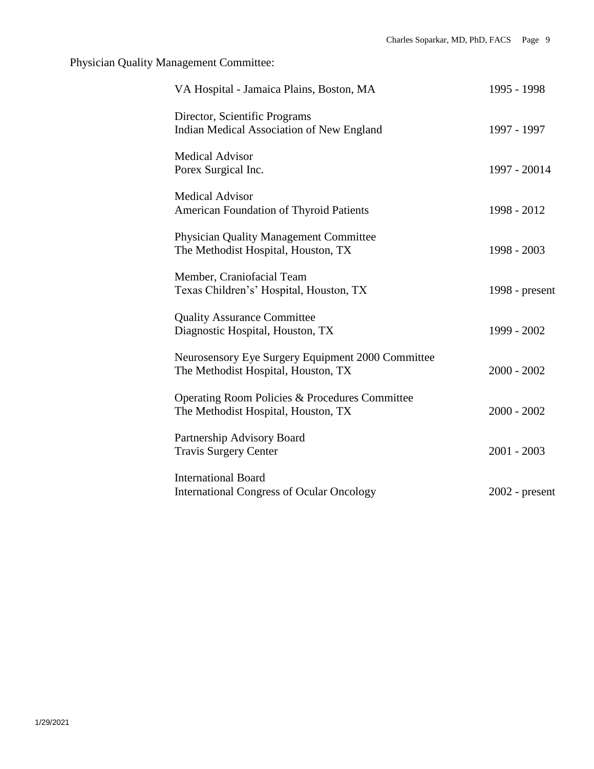Physician Quality Management Committee:

| | |
|---|---|
| VA Hospital - Jamaica Plains, Boston, MA | 1995 - 1998 |
| Director, Scientific Programs<br>Indian Medical Association of New England | 1997 - 1997 |
| Medical Advisor<br>Porex Surgical Inc. | 1997 - 20014 |
| Medical Advisor<br>American Foundation of Thyroid Patients | 1998 - 2012 |
| Physician Quality Management Committee<br>The Methodist Hospital, Houston, TX | 1998 - 2003 |
| Member, Craniofacial Team<br>Texas Children's' Hospital, Houston, TX | 1998 - present |
| Quality Assurance Committee<br>Diagnostic Hospital, Houston, TX | 1999 - 2002 |
| Neurosensory Eye Surgery Equipment 2000 Committee<br>The Methodist Hospital, Houston, TX | 2000 - 2002 |
| Operating Room Policies & Procedures Committee<br>The Methodist Hospital, Houston, TX | 2000 - 2002 |
| Partnership Advisory Board<br>Travis Surgery Center | 2001 - 2003 |
| International Board<br>International Congress of Ocular Oncology | 2002 - present |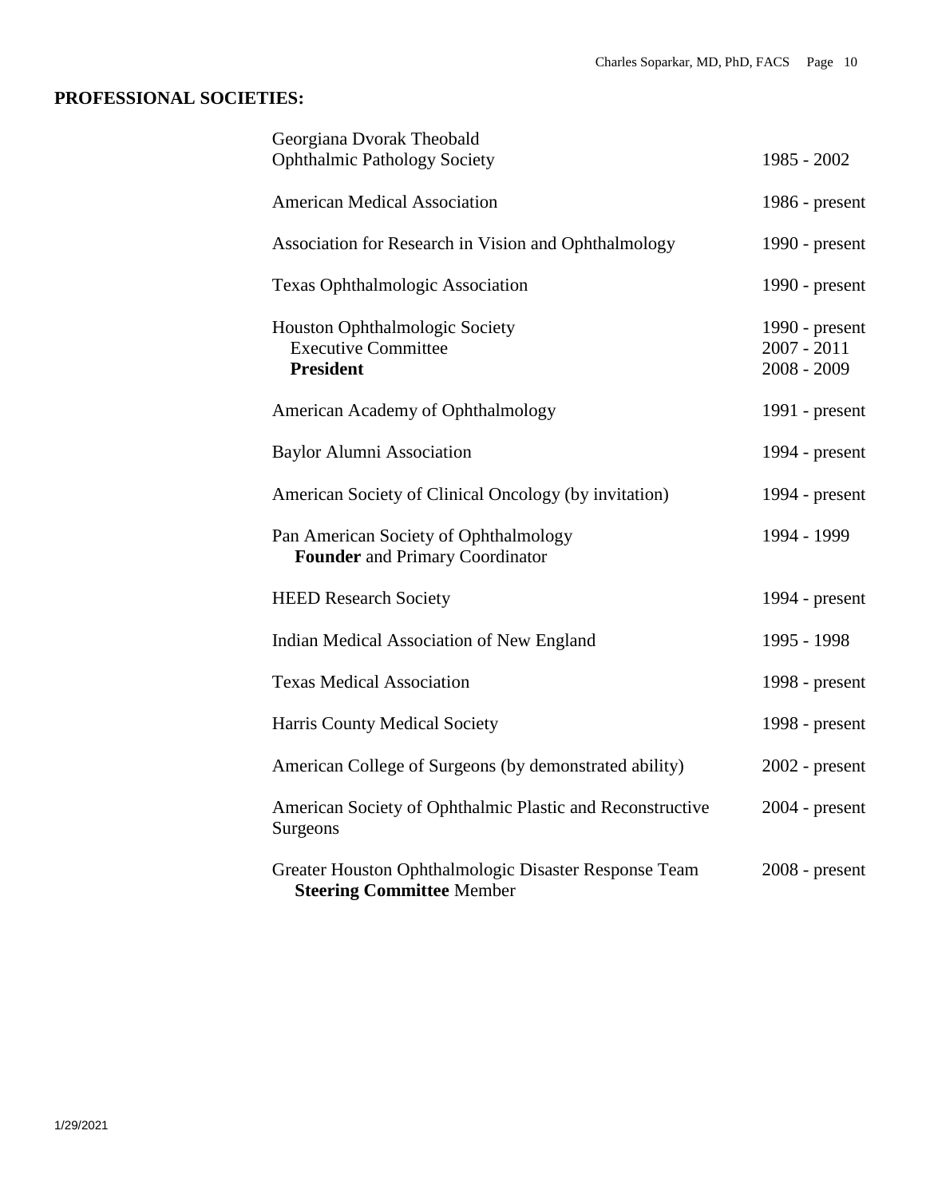## PROFESSIONAL SOCIETIES:

| Society | Years |
|---|---|
| Georgiana Dvorak Theobald Ophthalmic Pathology Society | 1985 - 2002 |
| American Medical Association | 1986 - present |
| Association for Research in Vision and Ophthalmology | 1990 - present |
| Texas Ophthalmologic Association | 1990 - present |
| Houston Ophthalmologic Society | 1990 - present |
| Executive Committee | 2007 - 2011 |
| **President** | 2008 - 2009 |
| American Academy of Ophthalmology | 1991 - present |
| Baylor Alumni Association | 1994 - present |
| American Society of Clinical Oncology (by invitation) | 1994 - present |
| Pan American Society of Ophthalmology<br>**Founder** and Primary Coordinator | 1994 - 1999 |
| HEED Research Society | 1994 - present |
| Indian Medical Association of New England | 1995 - 1998 |
| Texas Medical Association | 1998 - present |
| Harris County Medical Society | 1998 - present |
| American College of Surgeons (by demonstrated ability) | 2002 - present |
| American Society of Ophthalmic Plastic and Reconstructive Surgeons | 2004 - present |
| Greater Houston Ophthalmologic Disaster Response Team<br>**Steering Committee** Member | 2008 - present |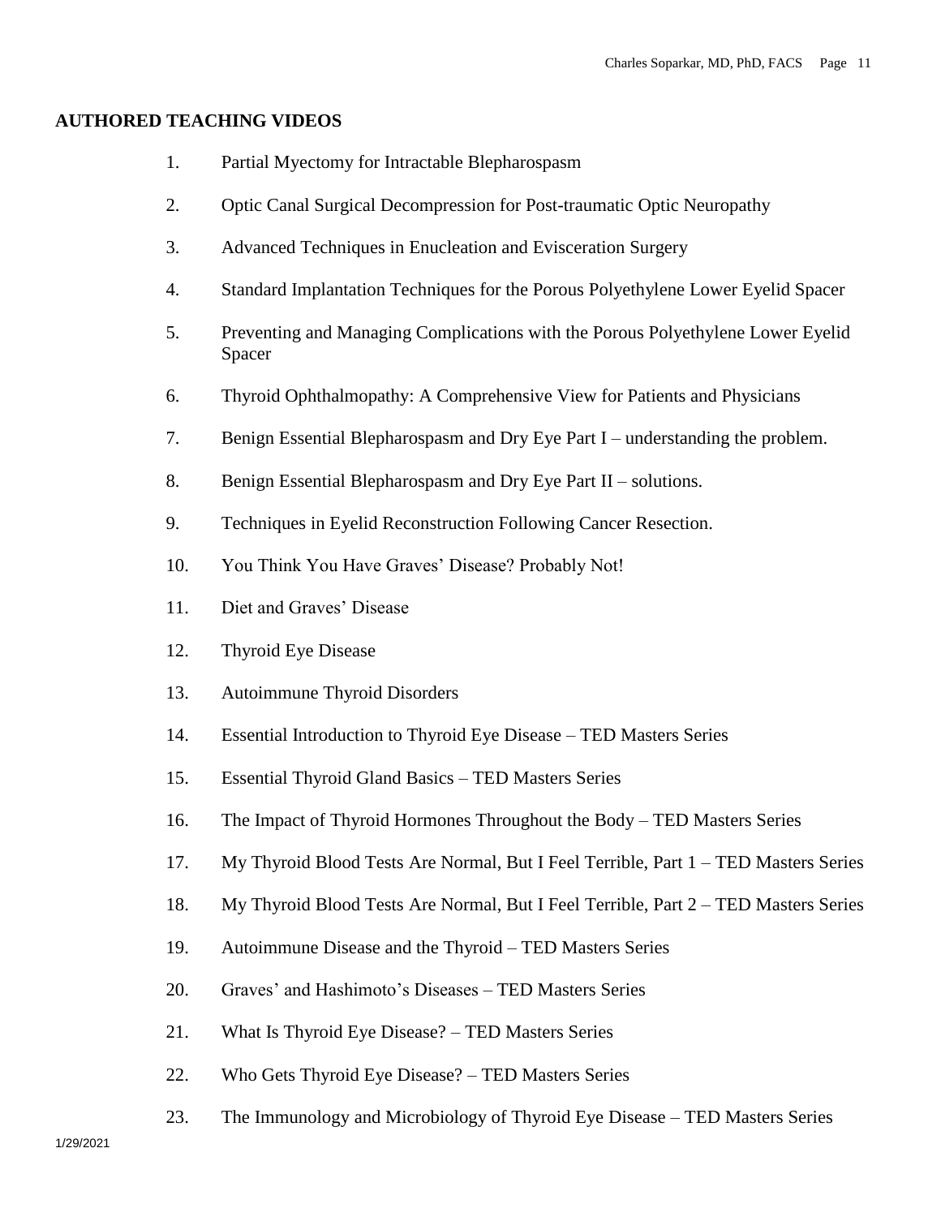## AUTHORED TEACHING VIDEOS

1. Partial Myectomy for Intractable Blepharospasm
2. Optic Canal Surgical Decompression for Post-traumatic Optic Neuropathy
3. Advanced Techniques in Enucleation and Evisceration Surgery
4. Standard Implantation Techniques for the Porous Polyethylene Lower Eyelid Spacer
5. Preventing and Managing Complications with the Porous Polyethylene Lower Eyelid Spacer
6. Thyroid Ophthalmopathy: A Comprehensive View for Patients and Physicians
7. Benign Essential Blepharospasm and Dry Eye Part I – understanding the problem.
8. Benign Essential Blepharospasm and Dry Eye Part II – solutions.
9. Techniques in Eyelid Reconstruction Following Cancer Resection.
10. You Think You Have Graves' Disease? Probably Not!
11. Diet and Graves' Disease
12. Thyroid Eye Disease
13. Autoimmune Thyroid Disorders
14. Essential Introduction to Thyroid Eye Disease – TED Masters Series
15. Essential Thyroid Gland Basics – TED Masters Series
16. The Impact of Thyroid Hormones Throughout the Body – TED Masters Series
17. My Thyroid Blood Tests Are Normal, But I Feel Terrible, Part 1 – TED Masters Series
18. My Thyroid Blood Tests Are Normal, But I Feel Terrible, Part 2 – TED Masters Series
19. Autoimmune Disease and the Thyroid – TED Masters Series
20. Graves' and Hashimoto's Diseases – TED Masters Series
21. What Is Thyroid Eye Disease? – TED Masters Series
22. Who Gets Thyroid Eye Disease? – TED Masters Series
23. The Immunology and Microbiology of Thyroid Eye Disease – TED Masters Series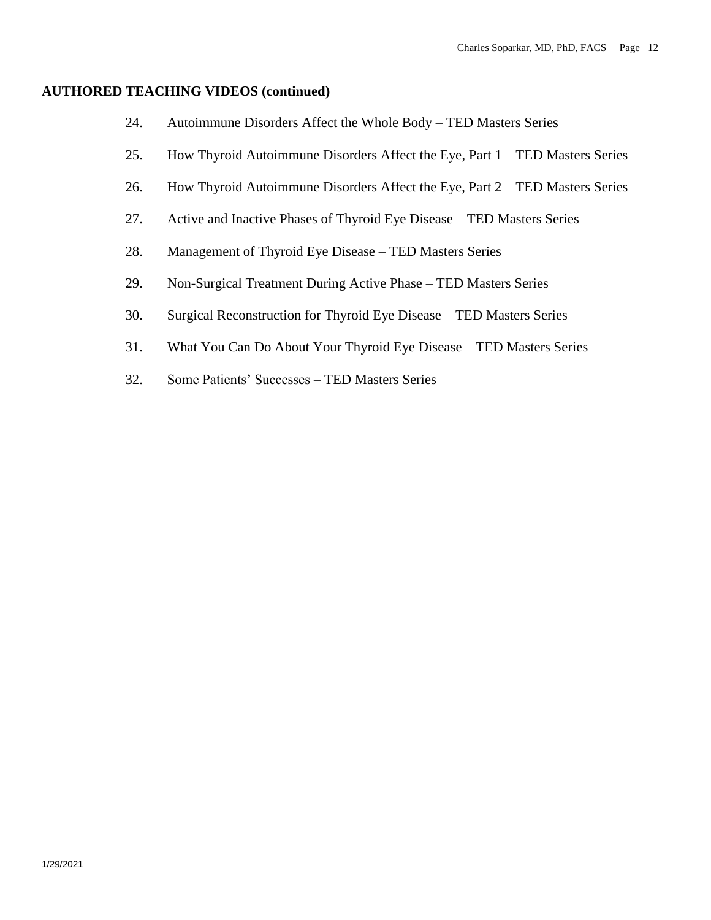**AUTHORED TEACHING VIDEOS (continued)**

24. Autoimmune Disorders Affect the Whole Body – TED Masters Series
25. How Thyroid Autoimmune Disorders Affect the Eye, Part 1 – TED Masters Series
26. How Thyroid Autoimmune Disorders Affect the Eye, Part 2 – TED Masters Series
27. Active and Inactive Phases of Thyroid Eye Disease – TED Masters Series
28. Management of Thyroid Eye Disease – TED Masters Series
29. Non-Surgical Treatment During Active Phase – TED Masters Series
30. Surgical Reconstruction for Thyroid Eye Disease – TED Masters Series
31. What You Can Do About Your Thyroid Eye Disease – TED Masters Series
32. Some Patients' Successes – TED Masters Series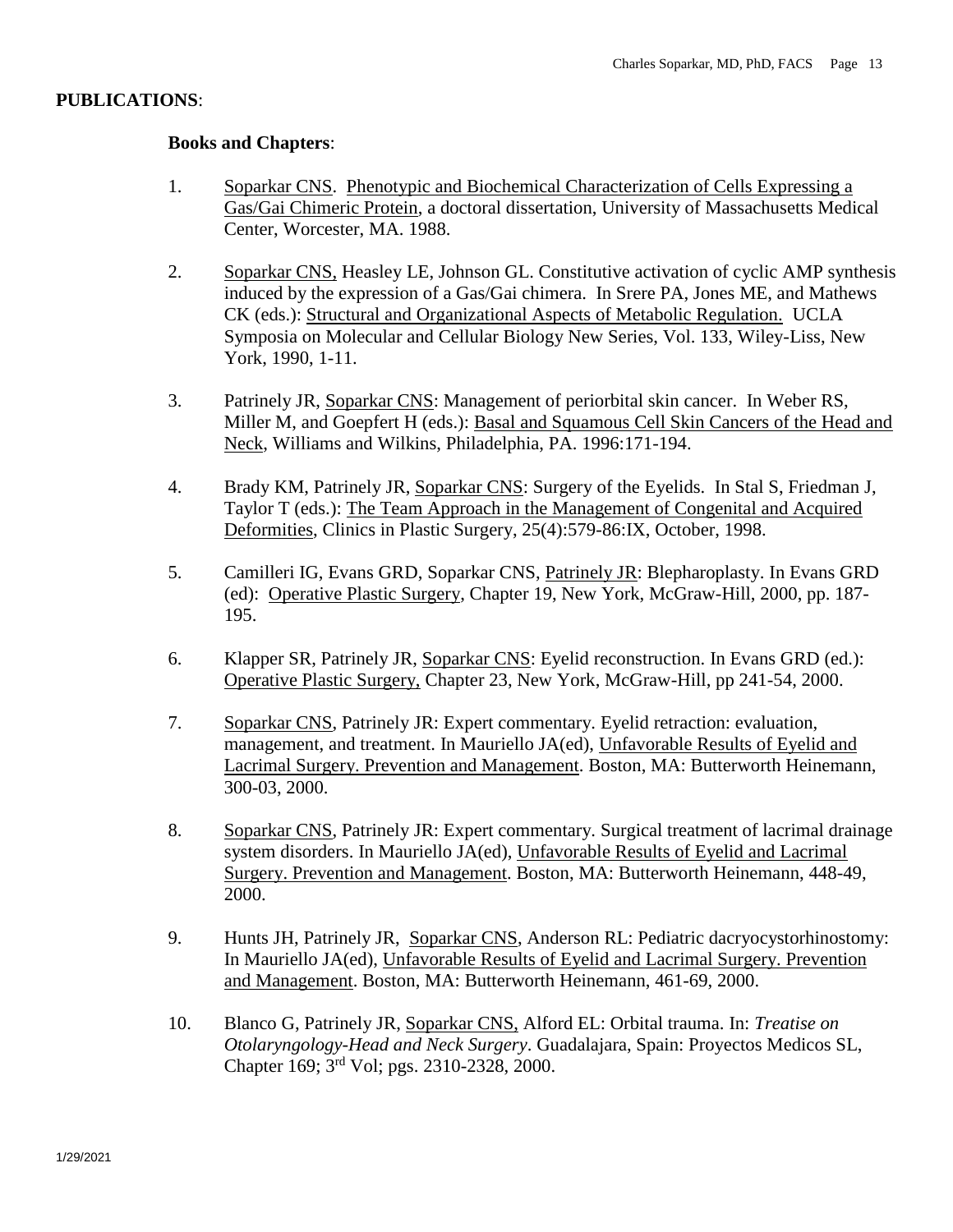**PUBLICATIONS**:

**Books and Chapters**:

1. Soparkar CNS. Phenotypic and Biochemical Characterization of Cells Expressing a Gas/Gai Chimeric Protein, a doctoral dissertation, University of Massachusetts Medical Center, Worcester, MA. 1988.

2. Soparkar CNS, Heasley LE, Johnson GL. Constitutive activation of cyclic AMP synthesis induced by the expression of a Gas/Gai chimera. In Srere PA, Jones ME, and Mathews CK (eds.): Structural and Organizational Aspects of Metabolic Regulation. UCLA Symposia on Molecular and Cellular Biology New Series, Vol. 133, Wiley-Liss, New York, 1990, 1-11.

3. Patrinely JR, Soparkar CNS: Management of periorbital skin cancer. In Weber RS, Miller M, and Goepfert H (eds.): Basal and Squamous Cell Skin Cancers of the Head and Neck, Williams and Wilkins, Philadelphia, PA. 1996:171-194.

4. Brady KM, Patrinely JR, Soparkar CNS: Surgery of the Eyelids. In Stal S, Friedman J, Taylor T (eds.): The Team Approach in the Management of Congenital and Acquired Deformities, Clinics in Plastic Surgery, 25(4):579-86:IX, October, 1998.

5. Camilleri IG, Evans GRD, Soparkar CNS, Patrinely JR: Blepharoplasty. In Evans GRD (ed): Operative Plastic Surgery, Chapter 19, New York, McGraw-Hill, 2000, pp. 187-195.

6. Klapper SR, Patrinely JR, Soparkar CNS: Eyelid reconstruction. In Evans GRD (ed.): Operative Plastic Surgery, Chapter 23, New York, McGraw-Hill, pp 241-54, 2000.

7. Soparkar CNS, Patrinely JR: Expert commentary. Eyelid retraction: evaluation, management, and treatment. In Mauriello JA(ed), Unfavorable Results of Eyelid and Lacrimal Surgery. Prevention and Management. Boston, MA: Butterworth Heinemann, 300-03, 2000.

8. Soparkar CNS, Patrinely JR: Expert commentary. Surgical treatment of lacrimal drainage system disorders. In Mauriello JA(ed), Unfavorable Results of Eyelid and Lacrimal Surgery. Prevention and Management. Boston, MA: Butterworth Heinemann, 448-49, 2000.

9. Hunts JH, Patrinely JR, Soparkar CNS, Anderson RL: Pediatric dacryocystorhinostomy: In Mauriello JA(ed), Unfavorable Results of Eyelid and Lacrimal Surgery. Prevention and Management. Boston, MA: Butterworth Heinemann, 461-69, 2000.

10. Blanco G, Patrinely JR, Soparkar CNS, Alford EL: Orbital trauma. In: *Treatise on Otolaryngology-Head and Neck Surgery*. Guadalajara, Spain: Proyectos Medicos SL, Chapter 169; 3rd Vol; pgs. 2310-2328, 2000.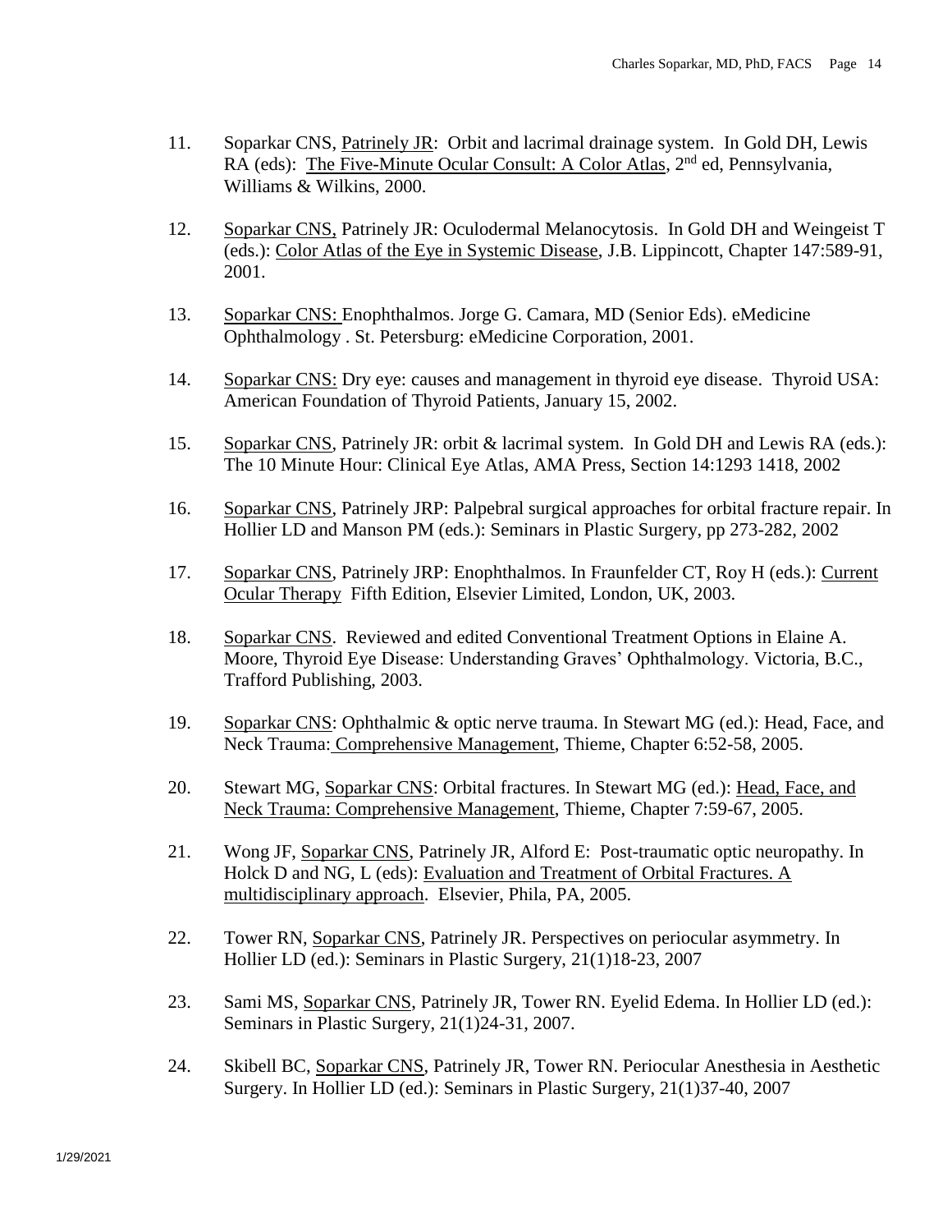11. Soparkar CNS, Patrinely JR: Orbit and lacrimal drainage system. In Gold DH, Lewis RA (eds): The Five-Minute Ocular Consult: A Color Atlas, 2nd ed, Pennsylvania, Williams & Wilkins, 2000.

12. Soparkar CNS, Patrinely JR: Oculodermal Melanocytosis. In Gold DH and Weingeist T (eds.): Color Atlas of the Eye in Systemic Disease, J.B. Lippincott, Chapter 147:589-91, 2001.

13. Soparkar CNS: Enophthalmos. Jorge G. Camara, MD (Senior Eds). eMedicine Ophthalmology . St. Petersburg: eMedicine Corporation, 2001.

14. Soparkar CNS: Dry eye: causes and management in thyroid eye disease. Thyroid USA: American Foundation of Thyroid Patients, January 15, 2002.

15. Soparkar CNS, Patrinely JR: orbit & lacrimal system. In Gold DH and Lewis RA (eds.): The 10 Minute Hour: Clinical Eye Atlas, AMA Press, Section 14:1293 1418, 2002

16. Soparkar CNS, Patrinely JRP: Palpebral surgical approaches for orbital fracture repair. In Hollier LD and Manson PM (eds.): Seminars in Plastic Surgery, pp 273-282, 2002

17. Soparkar CNS, Patrinely JRP: Enophthalmos. In Fraunfelder CT, Roy H (eds.): Current Ocular Therapy Fifth Edition, Elsevier Limited, London, UK, 2003.

18. Soparkar CNS. Reviewed and edited Conventional Treatment Options in Elaine A. Moore, Thyroid Eye Disease: Understanding Graves' Ophthalmology. Victoria, B.C., Trafford Publishing, 2003.

19. Soparkar CNS: Ophthalmic & optic nerve trauma. In Stewart MG (ed.): Head, Face, and Neck Trauma: Comprehensive Management, Thieme, Chapter 6:52-58, 2005.

20. Stewart MG, Soparkar CNS: Orbital fractures. In Stewart MG (ed.): Head, Face, and Neck Trauma: Comprehensive Management, Thieme, Chapter 7:59-67, 2005.

21. Wong JF, Soparkar CNS, Patrinely JR, Alford E: Post-traumatic optic neuropathy. In Holck D and NG, L (eds): Evaluation and Treatment of Orbital Fractures. A multidisciplinary approach. Elsevier, Phila, PA, 2005.

22. Tower RN, Soparkar CNS, Patrinely JR. Perspectives on periocular asymmetry. In Hollier LD (ed.): Seminars in Plastic Surgery, 21(1)18-23, 2007

23. Sami MS, Soparkar CNS, Patrinely JR, Tower RN. Eyelid Edema. In Hollier LD (ed.): Seminars in Plastic Surgery, 21(1)24-31, 2007.

24. Skibell BC, Soparkar CNS, Patrinely JR, Tower RN. Periocular Anesthesia in Aesthetic Surgery. In Hollier LD (ed.): Seminars in Plastic Surgery, 21(1)37-40, 2007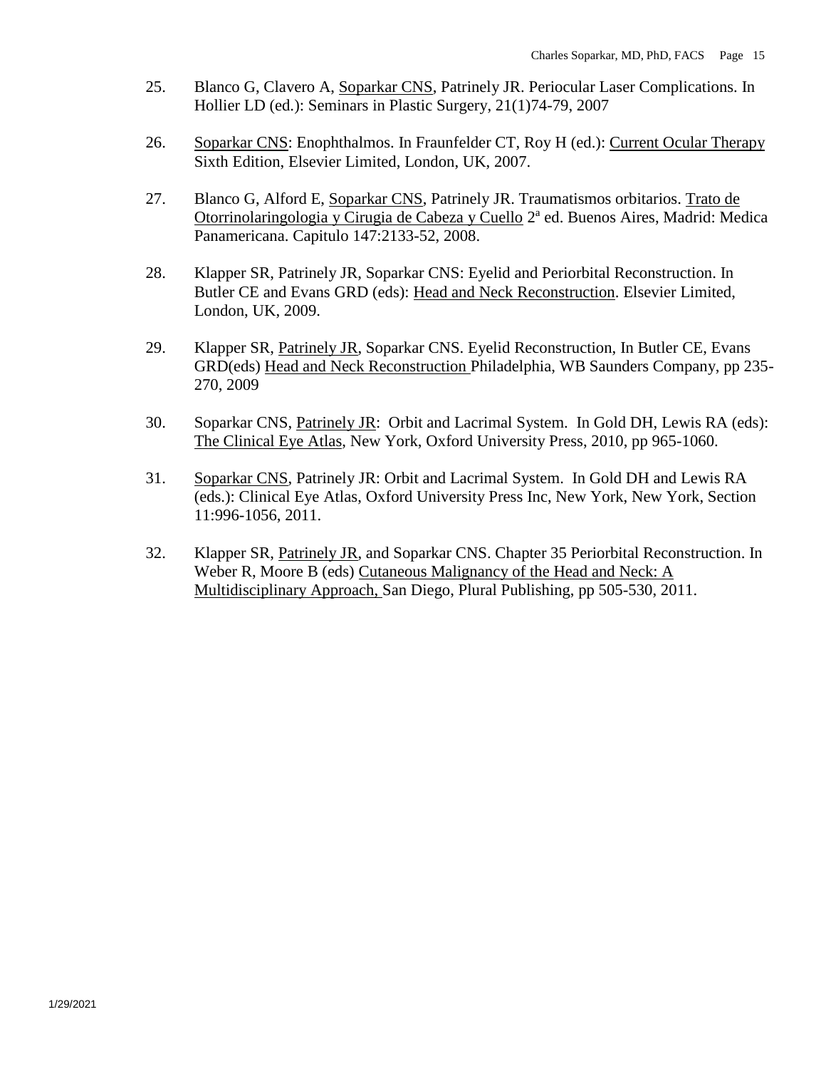25. Blanco G, Clavero A, Soparkar CNS, Patrinely JR. Periocular Laser Complications. In Hollier LD (ed.): Seminars in Plastic Surgery, 21(1)74-79, 2007

26. Soparkar CNS: Enophthalmos. In Fraunfelder CT, Roy H (ed.): Current Ocular Therapy Sixth Edition, Elsevier Limited, London, UK, 2007.

27. Blanco G, Alford E, Soparkar CNS, Patrinely JR. Traumatismos orbitarios. Trato de Otorrinolaringologia y Cirugia de Cabeza y Cuello 2ª ed. Buenos Aires, Madrid: Medica Panamericana. Capitulo 147:2133-52, 2008.

28. Klapper SR, Patrinely JR, Soparkar CNS: Eyelid and Periorbital Reconstruction. In Butler CE and Evans GRD (eds): Head and Neck Reconstruction. Elsevier Limited, London, UK, 2009.

29. Klapper SR, Patrinely JR, Soparkar CNS. Eyelid Reconstruction, In Butler CE, Evans GRD(eds) Head and Neck Reconstruction Philadelphia, WB Saunders Company, pp 235-270, 2009

30. Soparkar CNS, Patrinely JR: Orbit and Lacrimal System. In Gold DH, Lewis RA (eds): The Clinical Eye Atlas, New York, Oxford University Press, 2010, pp 965-1060.

31. Soparkar CNS, Patrinely JR: Orbit and Lacrimal System. In Gold DH and Lewis RA (eds.): Clinical Eye Atlas, Oxford University Press Inc, New York, New York, Section 11:996-1056, 2011.

32. Klapper SR, Patrinely JR, and Soparkar CNS. Chapter 35 Periorbital Reconstruction. In Weber R, Moore B (eds) Cutaneous Malignancy of the Head and Neck: A Multidisciplinary Approach, San Diego, Plural Publishing, pp 505-530, 2011.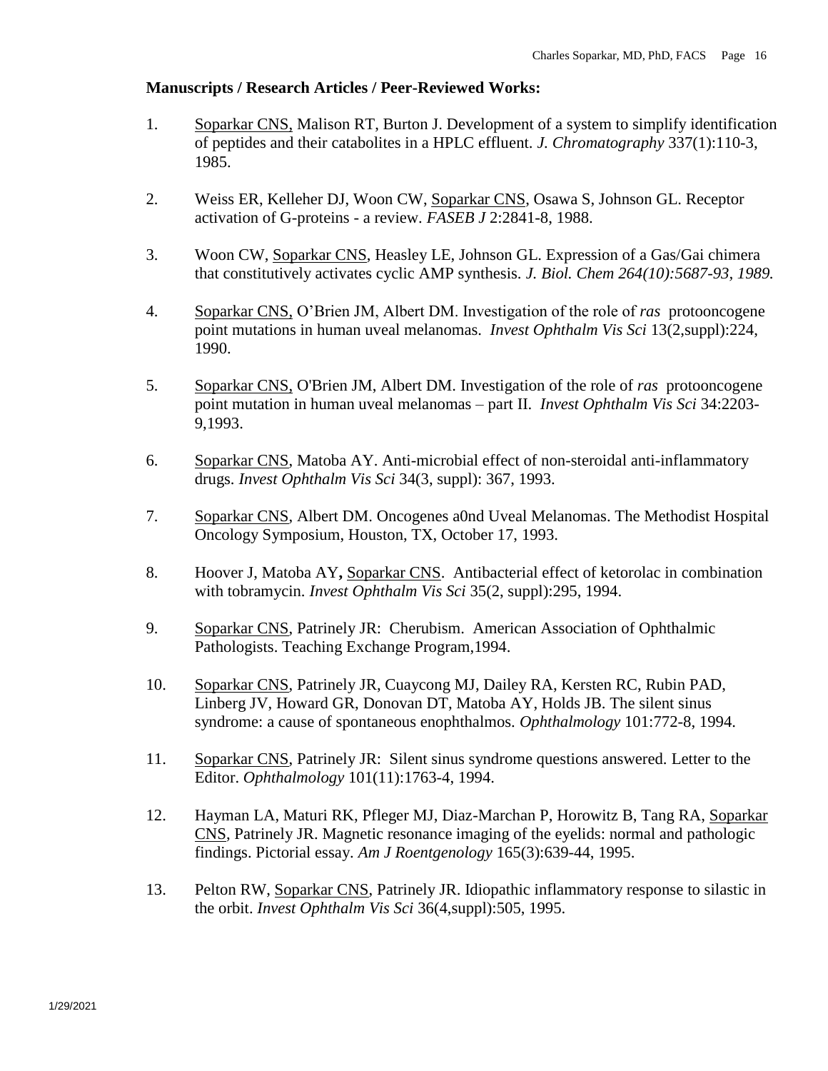**Manuscripts / Research Articles / Peer-Reviewed Works:**

1. Soparkar CNS, Malison RT, Burton J. Development of a system to simplify identification of peptides and their catabolites in a HPLC effluent. *J. Chromatography* 337(1):110-3, 1985.

2. Weiss ER, Kelleher DJ, Woon CW, Soparkar CNS, Osawa S, Johnson GL. Receptor activation of G-proteins - a review. *FASEB J* 2:2841-8, 1988.

3. Woon CW, Soparkar CNS, Heasley LE, Johnson GL. Expression of a Gas/Gai chimera that constitutively activates cyclic AMP synthesis. *J. Biol. Chem 264(10):5687-93, 1989.*

4. Soparkar CNS, O'Brien JM, Albert DM. Investigation of the role of *ras* protooncogene point mutations in human uveal melanomas. *Invest Ophthalm Vis Sci* 13(2,suppl):224, 1990.

5. Soparkar CNS, O'Brien JM, Albert DM. Investigation of the role of *ras* protooncogene point mutation in human uveal melanomas – part II. *Invest Ophthalm Vis Sci* 34:2203-9,1993.

6. Soparkar CNS, Matoba AY. Anti-microbial effect of non-steroidal anti-inflammatory drugs. *Invest Ophthalm Vis Sci* 34(3, suppl): 367, 1993.

7. Soparkar CNS, Albert DM. Oncogenes a0nd Uveal Melanomas. The Methodist Hospital Oncology Symposium, Houston, TX, October 17, 1993.

8. Hoover J, Matoba AY**,** Soparkar CNS. Antibacterial effect of ketorolac in combination with tobramycin. *Invest Ophthalm Vis Sci* 35(2, suppl):295, 1994.

9. Soparkar CNS, Patrinely JR: Cherubism. American Association of Ophthalmic Pathologists. Teaching Exchange Program,1994.

10. Soparkar CNS, Patrinely JR, Cuaycong MJ, Dailey RA, Kersten RC, Rubin PAD, Linberg JV, Howard GR, Donovan DT, Matoba AY, Holds JB. The silent sinus syndrome: a cause of spontaneous enophthalmos. *Ophthalmology* 101:772-8, 1994.

11. Soparkar CNS, Patrinely JR: Silent sinus syndrome questions answered. Letter to the Editor. *Ophthalmology* 101(11):1763-4, 1994.

12. Hayman LA, Maturi RK, Pfleger MJ, Diaz-Marchan P, Horowitz B, Tang RA, Soparkar CNS, Patrinely JR. Magnetic resonance imaging of the eyelids: normal and pathologic findings. Pictorial essay. *Am J Roentgenology* 165(3):639-44, 1995.

13. Pelton RW, Soparkar CNS, Patrinely JR. Idiopathic inflammatory response to silastic in the orbit. *Invest Ophthalm Vis Sci* 36(4,suppl):505, 1995.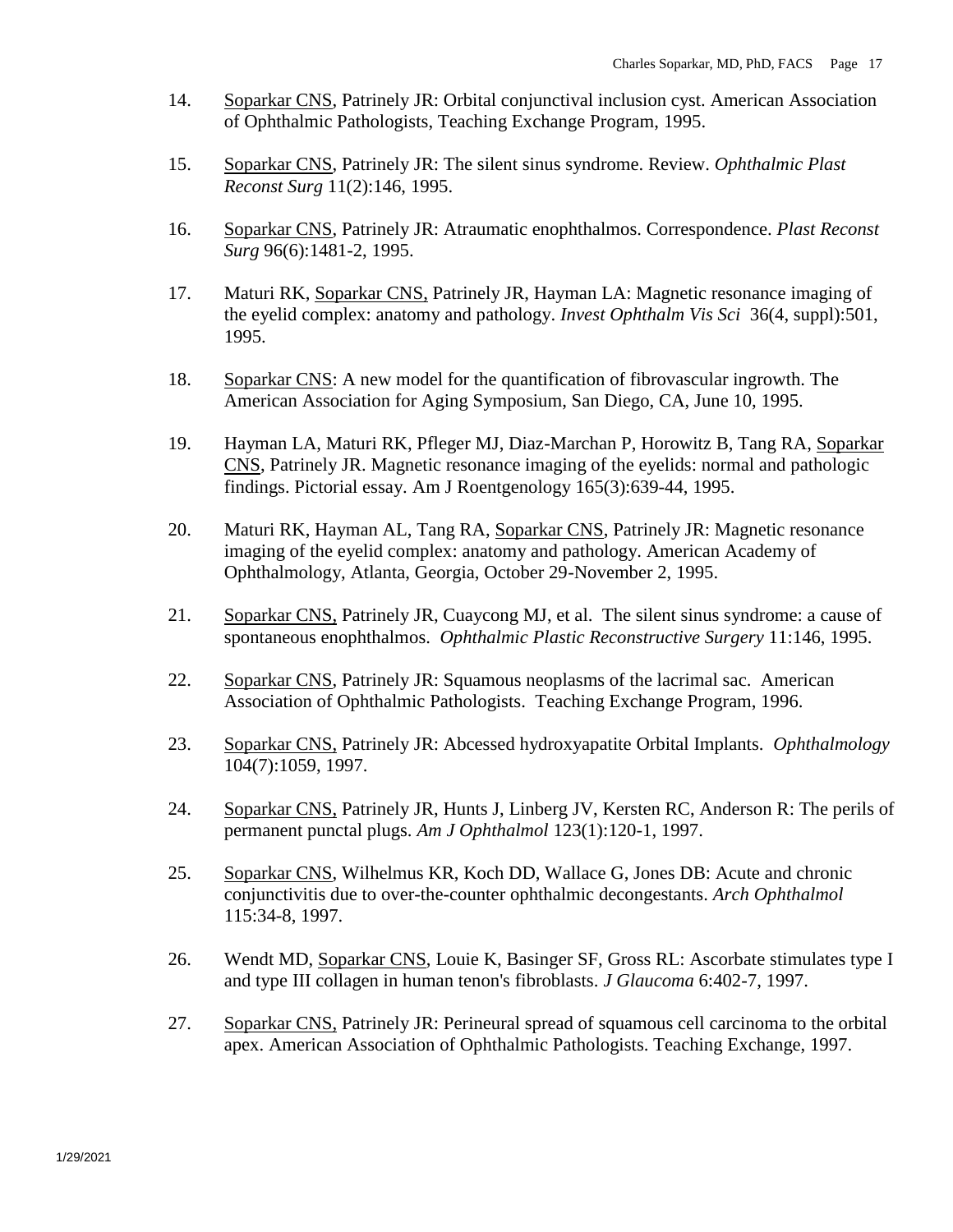14. Soparkar CNS, Patrinely JR: Orbital conjunctival inclusion cyst. American Association of Ophthalmic Pathologists, Teaching Exchange Program, 1995.

15. Soparkar CNS, Patrinely JR: The silent sinus syndrome. Review. *Ophthalmic Plast Reconst Surg* 11(2):146, 1995.

16. Soparkar CNS, Patrinely JR: Atraumatic enophthalmos. Correspondence. *Plast Reconst Surg* 96(6):1481-2, 1995.

17. Maturi RK, Soparkar CNS, Patrinely JR, Hayman LA: Magnetic resonance imaging of the eyelid complex: anatomy and pathology. *Invest Ophthalm Vis Sci* 36(4, suppl):501, 1995.

18. Soparkar CNS: A new model for the quantification of fibrovascular ingrowth. The American Association for Aging Symposium, San Diego, CA, June 10, 1995.

19. Hayman LA, Maturi RK, Pfleger MJ, Diaz-Marchan P, Horowitz B, Tang RA, Soparkar CNS, Patrinely JR. Magnetic resonance imaging of the eyelids: normal and pathologic findings. Pictorial essay. Am J Roentgenology 165(3):639-44, 1995.

20. Maturi RK, Hayman AL, Tang RA, Soparkar CNS, Patrinely JR: Magnetic resonance imaging of the eyelid complex: anatomy and pathology. American Academy of Ophthalmology, Atlanta, Georgia, October 29-November 2, 1995.

21. Soparkar CNS, Patrinely JR, Cuaycong MJ, et al. The silent sinus syndrome: a cause of spontaneous enophthalmos. *Ophthalmic Plastic Reconstructive Surgery* 11:146, 1995.

22. Soparkar CNS, Patrinely JR: Squamous neoplasms of the lacrimal sac. American Association of Ophthalmic Pathologists. Teaching Exchange Program, 1996.

23. Soparkar CNS, Patrinely JR: Abcessed hydroxyapatite Orbital Implants. *Ophthalmology* 104(7):1059, 1997.

24. Soparkar CNS, Patrinely JR, Hunts J, Linberg JV, Kersten RC, Anderson R: The perils of permanent punctal plugs. *Am J Ophthalmol* 123(1):120-1, 1997.

25. Soparkar CNS, Wilhelmus KR, Koch DD, Wallace G, Jones DB: Acute and chronic conjunctivitis due to over-the-counter ophthalmic decongestants. *Arch Ophthalmol* 115:34-8, 1997.

26. Wendt MD, Soparkar CNS, Louie K, Basinger SF, Gross RL: Ascorbate stimulates type I and type III collagen in human tenon's fibroblasts. *J Glaucoma* 6:402-7, 1997.

27. Soparkar CNS, Patrinely JR: Perineural spread of squamous cell carcinoma to the orbital apex. American Association of Ophthalmic Pathologists. Teaching Exchange, 1997.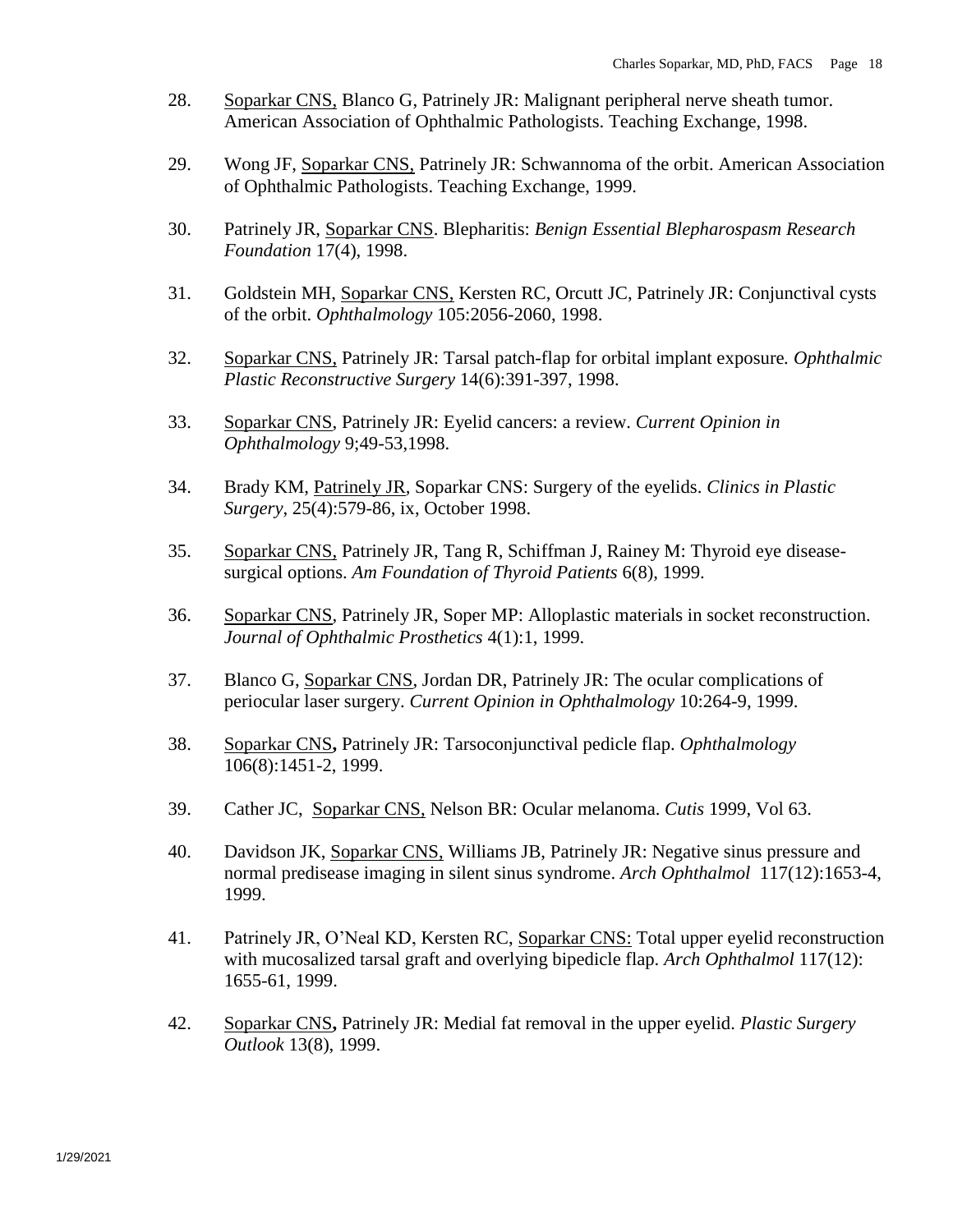28. Soparkar CNS, Blanco G, Patrinely JR: Malignant peripheral nerve sheath tumor. American Association of Ophthalmic Pathologists. Teaching Exchange, 1998.

29. Wong JF, Soparkar CNS, Patrinely JR: Schwannoma of the orbit. American Association of Ophthalmic Pathologists. Teaching Exchange, 1999.

30. Patrinely JR, Soparkar CNS. Blepharitis: *Benign Essential Blepharospasm Research Foundation* 17(4), 1998.

31. Goldstein MH, Soparkar CNS, Kersten RC, Orcutt JC, Patrinely JR: Conjunctival cysts of the orbit. *Ophthalmology* 105:2056-2060, 1998.

32. Soparkar CNS, Patrinely JR: Tarsal patch-flap for orbital implant exposure. *Ophthalmic Plastic Reconstructive Surgery* 14(6):391-397, 1998.

33. Soparkar CNS, Patrinely JR: Eyelid cancers: a review. *Current Opinion in Ophthalmology* 9;49-53,1998.

34. Brady KM, Patrinely JR, Soparkar CNS: Surgery of the eyelids. *Clinics in Plastic Surgery*, 25(4):579-86, ix, October 1998.

35. Soparkar CNS, Patrinely JR, Tang R, Schiffman J, Rainey M: Thyroid eye disease-surgical options. *Am Foundation of Thyroid Patients* 6(8), 1999.

36. Soparkar CNS, Patrinely JR, Soper MP: Alloplastic materials in socket reconstruction. *Journal of Ophthalmic Prosthetics* 4(1):1, 1999.

37. Blanco G, Soparkar CNS, Jordan DR, Patrinely JR: The ocular complications of periocular laser surgery. *Current Opinion in Ophthalmology* 10:264-9, 1999.

38. Soparkar CNS**,** Patrinely JR: Tarsoconjunctival pedicle flap. *Ophthalmology* 106(8):1451-2, 1999.

39. Cather JC, Soparkar CNS, Nelson BR: Ocular melanoma. *Cutis* 1999, Vol 63.

40. Davidson JK, Soparkar CNS, Williams JB, Patrinely JR: Negative sinus pressure and normal predisease imaging in silent sinus syndrome. *Arch Ophthalmol* 117(12):1653-4, 1999.

41. Patrinely JR, O'Neal KD, Kersten RC, Soparkar CNS: Total upper eyelid reconstruction with mucosalized tarsal graft and overlying bipedicle flap. *Arch Ophthalmol* 117(12): 1655-61, 1999.

42. Soparkar CNS**,** Patrinely JR: Medial fat removal in the upper eyelid. *Plastic Surgery Outlook* 13(8), 1999.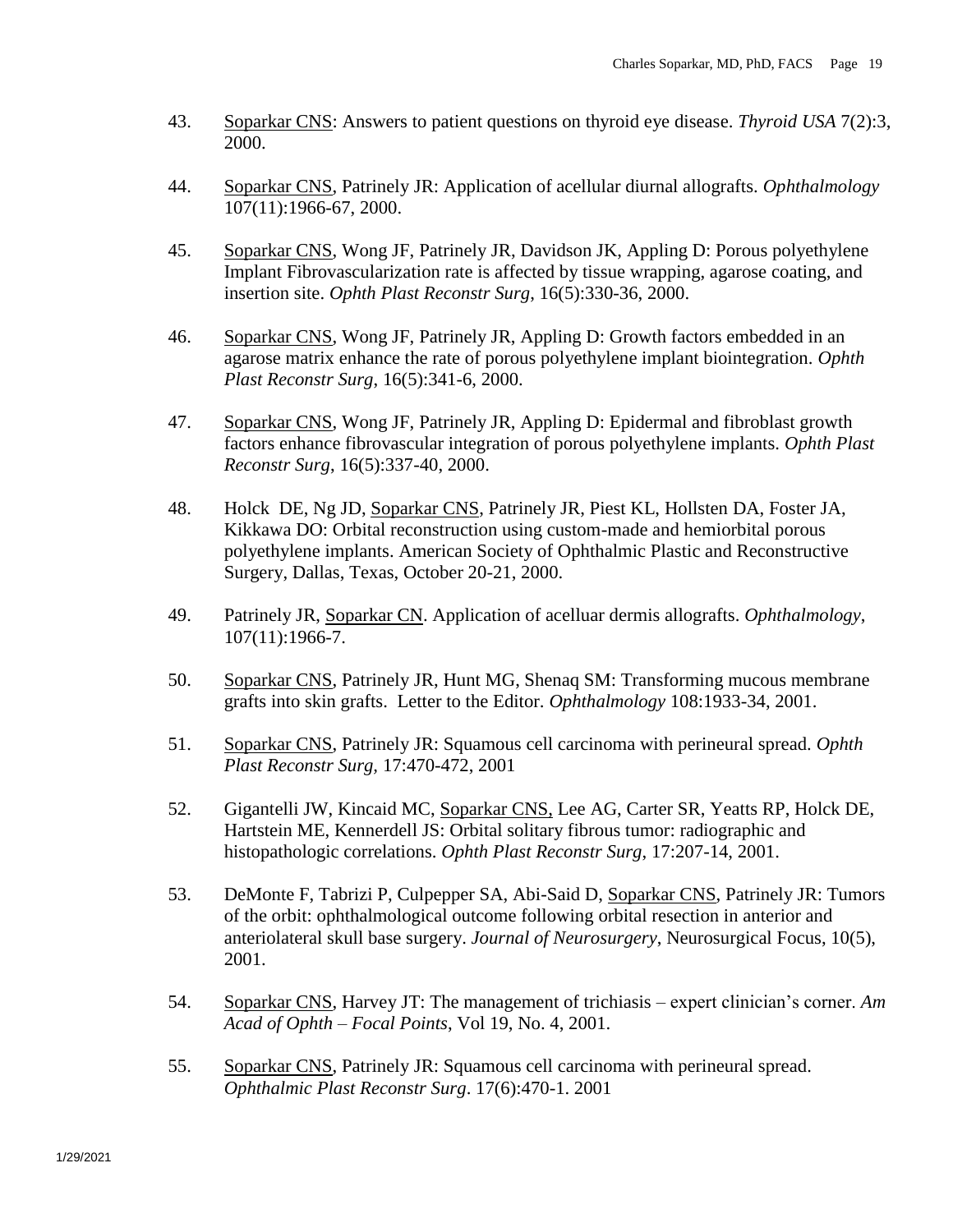43. <u>Soparkar CNS</u>: Answers to patient questions on thyroid eye disease. *Thyroid USA* 7(2):3, 2000.

44. <u>Soparkar CNS</u>, Patrinely JR: Application of acellular diurnal allografts. *Ophthalmology* 107(11):1966-67, 2000.

45. <u>Soparkar CNS</u>, Wong JF, Patrinely JR, Davidson JK, Appling D: Porous polyethylene Implant Fibrovascularization rate is affected by tissue wrapping, agarose coating, and insertion site. *Ophth Plast Reconstr Surg*, 16(5):330-36, 2000.

46. <u>Soparkar CNS</u>, Wong JF, Patrinely JR, Appling D: Growth factors embedded in an agarose matrix enhance the rate of porous polyethylene implant biointegration. *Ophth Plast Reconstr Surg*, 16(5):341-6, 2000.

47. <u>Soparkar CNS</u>, Wong JF, Patrinely JR, Appling D: Epidermal and fibroblast growth factors enhance fibrovascular integration of porous polyethylene implants. *Ophth Plast Reconstr Surg*, 16(5):337-40, 2000.

48. Holck DE, Ng JD, <u>Soparkar CNS</u>, Patrinely JR, Piest KL, Hollsten DA, Foster JA, Kikkawa DO: Orbital reconstruction using custom-made and hemiorbital porous polyethylene implants. American Society of Ophthalmic Plastic and Reconstructive Surgery, Dallas, Texas, October 20-21, 2000.

49. Patrinely JR, <u>Soparkar CN</u>. Application of acelluar dermis allografts. *Ophthalmology*, 107(11):1966-7.

50. <u>Soparkar CNS</u>, Patrinely JR, Hunt MG, Shenaq SM: Transforming mucous membrane grafts into skin grafts. Letter to the Editor. *Ophthalmology* 108:1933-34, 2001.

51. <u>Soparkar CNS</u>, Patrinely JR: Squamous cell carcinoma with perineural spread. *Ophth Plast Reconstr Surg,* 17:470-472, 2001

52. Gigantelli JW, Kincaid MC, <u>Soparkar CNS,</u> Lee AG, Carter SR, Yeatts RP, Holck DE, Hartstein ME, Kennerdell JS: Orbital solitary fibrous tumor: radiographic and histopathologic correlations. *Ophth Plast Reconstr Surg,* 17:207-14, 2001.

53. DeMonte F, Tabrizi P, Culpepper SA, Abi-Said D, <u>Soparkar CNS</u>, Patrinely JR: Tumors of the orbit: ophthalmological outcome following orbital resection in anterior and anteriolateral skull base surgery. *Journal of Neurosurgery*, Neurosurgical Focus, 10(5), 2001.

54. <u>Soparkar CNS</u>, Harvey JT: The management of trichiasis – expert clinician's corner. *Am Acad of Ophth – Focal Points*, Vol 19, No. 4, 2001.

55. <u>Soparkar CNS</u>, Patrinely JR: Squamous cell carcinoma with perineural spread. *Ophthalmic Plast Reconstr Surg*. 17(6):470-1. 2001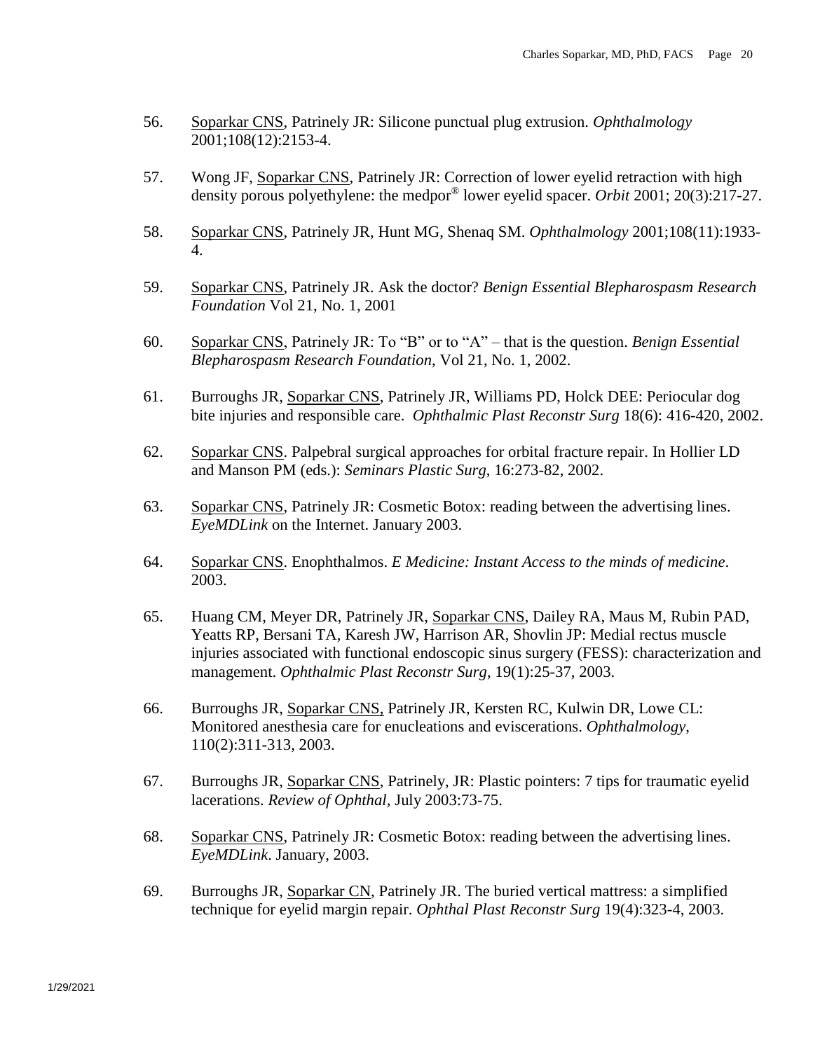56. Soparkar CNS, Patrinely JR: Silicone punctual plug extrusion. *Ophthalmology* 2001;108(12):2153-4.

57. Wong JF, Soparkar CNS, Patrinely JR: Correction of lower eyelid retraction with high density porous polyethylene: the medpor® lower eyelid spacer. *Orbit* 2001; 20(3):217-27.

58. Soparkar CNS, Patrinely JR, Hunt MG, Shenaq SM. *Ophthalmology* 2001;108(11):1933-4.

59. Soparkar CNS, Patrinely JR. Ask the doctor? *Benign Essential Blepharospasm Research Foundation* Vol 21, No. 1, 2001

60. Soparkar CNS, Patrinely JR: To "B" or to "A" – that is the question. *Benign Essential Blepharospasm Research Foundation*, Vol 21, No. 1, 2002.

61. Burroughs JR, Soparkar CNS, Patrinely JR, Williams PD, Holck DEE: Periocular dog bite injuries and responsible care. *Ophthalmic Plast Reconstr Surg* 18(6): 416-420, 2002.

62. Soparkar CNS. Palpebral surgical approaches for orbital fracture repair. In Hollier LD and Manson PM (eds.): *Seminars Plastic Surg*, 16:273-82, 2002.

63. Soparkar CNS, Patrinely JR: Cosmetic Botox: reading between the advertising lines. *EyeMDLink* on the Internet. January 2003.

64. Soparkar CNS. Enophthalmos. *E Medicine: Instant Access to the minds of medicine*. 2003.

65. Huang CM, Meyer DR, Patrinely JR, Soparkar CNS, Dailey RA, Maus M, Rubin PAD, Yeatts RP, Bersani TA, Karesh JW, Harrison AR, Shovlin JP: Medial rectus muscle injuries associated with functional endoscopic sinus surgery (FESS): characterization and management. *Ophthalmic Plast Reconstr Surg*, 19(1):25-37, 2003.

66. Burroughs JR, Soparkar CNS, Patrinely JR, Kersten RC, Kulwin DR, Lowe CL: Monitored anesthesia care for enucleations and eviscerations. *Ophthalmology*, 110(2):311-313, 2003.

67. Burroughs JR, Soparkar CNS, Patrinely, JR: Plastic pointers: 7 tips for traumatic eyelid lacerations. *Review of Ophthal*, July 2003:73-75.

68. Soparkar CNS, Patrinely JR: Cosmetic Botox: reading between the advertising lines. *EyeMDLink*. January, 2003.

69. Burroughs JR, Soparkar CN, Patrinely JR. The buried vertical mattress: a simplified technique for eyelid margin repair. *Ophthal Plast Reconstr Surg* 19(4):323-4, 2003.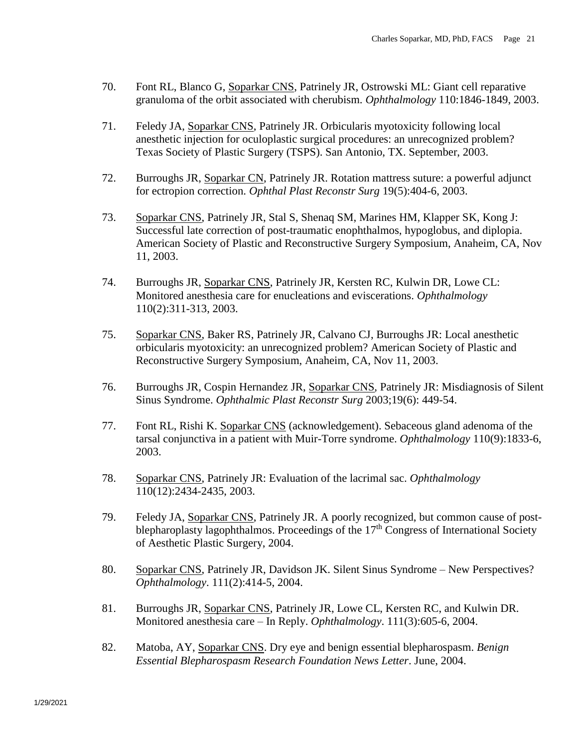70. Font RL, Blanco G, Soparkar CNS, Patrinely JR, Ostrowski ML: Giant cell reparative granuloma of the orbit associated with cherubism. *Ophthalmology* 110:1846-1849, 2003.

71. Feledy JA, Soparkar CNS, Patrinely JR. Orbicularis myotoxicity following local anesthetic injection for oculoplastic surgical procedures: an unrecognized problem? Texas Society of Plastic Surgery (TSPS). San Antonio, TX. September, 2003.

72. Burroughs JR, Soparkar CN, Patrinely JR. Rotation mattress suture: a powerful adjunct for ectropion correction. *Ophthal Plast Reconstr Surg* 19(5):404-6, 2003.

73. Soparkar CNS, Patrinely JR, Stal S, Shenaq SM, Marines HM, Klapper SK, Kong J: Successful late correction of post-traumatic enophthalmos, hypoglobus, and diplopia. American Society of Plastic and Reconstructive Surgery Symposium, Anaheim, CA, Nov 11, 2003.

74. Burroughs JR, Soparkar CNS, Patrinely JR, Kersten RC, Kulwin DR, Lowe CL: Monitored anesthesia care for enucleations and eviscerations. *Ophthalmology* 110(2):311-313, 2003.

75. Soparkar CNS, Baker RS, Patrinely JR, Calvano CJ, Burroughs JR: Local anesthetic orbicularis myotoxicity: an unrecognized problem? American Society of Plastic and Reconstructive Surgery Symposium, Anaheim, CA, Nov 11, 2003.

76. Burroughs JR, Cospin Hernandez JR, Soparkar CNS, Patrinely JR: Misdiagnosis of Silent Sinus Syndrome. *Ophthalmic Plast Reconstr Surg* 2003;19(6): 449-54.

77. Font RL, Rishi K. Soparkar CNS (acknowledgement). Sebaceous gland adenoma of the tarsal conjunctiva in a patient with Muir-Torre syndrome. *Ophthalmology* 110(9):1833-6, 2003.

78. Soparkar CNS, Patrinely JR: Evaluation of the lacrimal sac. *Ophthalmology* 110(12):2434-2435, 2003.

79. Feledy JA, Soparkar CNS, Patrinely JR. A poorly recognized, but common cause of post-blepharoplasty lagophthalmos. Proceedings of the 17th Congress of International Society of Aesthetic Plastic Surgery, 2004.

80. Soparkar CNS, Patrinely JR, Davidson JK. Silent Sinus Syndrome – New Perspectives? *Ophthalmology*. 111(2):414-5, 2004.

81. Burroughs JR, Soparkar CNS, Patrinely JR, Lowe CL, Kersten RC, and Kulwin DR. Monitored anesthesia care – In Reply. *Ophthalmology*. 111(3):605-6, 2004.

82. Matoba, AY, Soparkar CNS. Dry eye and benign essential blepharospasm. *Benign Essential Blepharospasm Research Foundation News Letter*. June, 2004.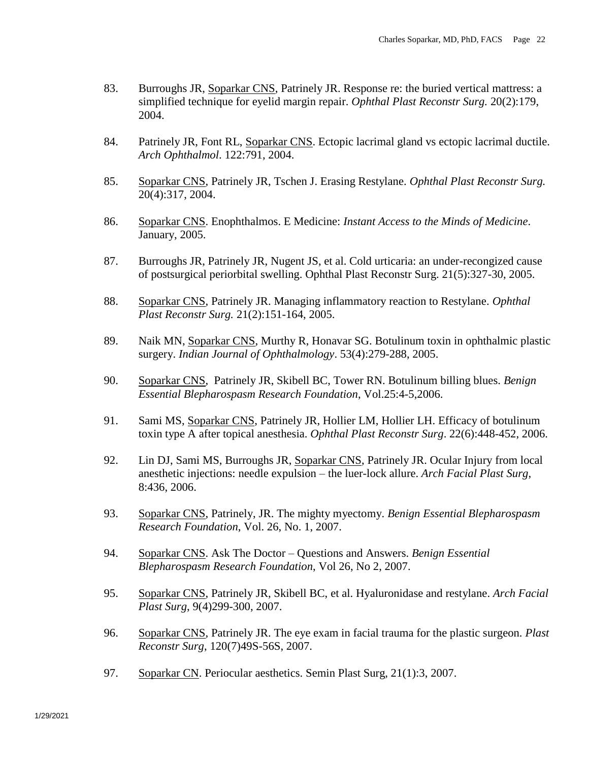83. Burroughs JR, Soparkar CNS, Patrinely JR. Response re: the buried vertical mattress: a simplified technique for eyelid margin repair. *Ophthal Plast Reconstr Surg.* 20(2):179, 2004.

84. Patrinely JR, Font RL, Soparkar CNS. Ectopic lacrimal gland vs ectopic lacrimal ductile. *Arch Ophthalmol*. 122:791, 2004.

85. Soparkar CNS, Patrinely JR, Tschen J. Erasing Restylane. *Ophthal Plast Reconstr Surg.* 20(4):317, 2004.

86. Soparkar CNS. Enophthalmos. E Medicine: *Instant Access to the Minds of Medicine*. January, 2005.

87. Burroughs JR, Patrinely JR, Nugent JS, et al. Cold urticaria: an under-recongized cause of postsurgical periorbital swelling. Ophthal Plast Reconstr Surg. 21(5):327-30, 2005.

88. Soparkar CNS, Patrinely JR. Managing inflammatory reaction to Restylane. *Ophthal Plast Reconstr Surg.* 21(2):151-164, 2005.

89. Naik MN, Soparkar CNS, Murthy R, Honavar SG. Botulinum toxin in ophthalmic plastic surgery. *Indian Journal of Ophthalmology*. 53(4):279-288, 2005.

90. Soparkar CNS, Patrinely JR, Skibell BC, Tower RN. Botulinum billing blues. *Benign Essential Blepharospasm Research Foundation*, Vol.25:4-5,2006.

91. Sami MS, Soparkar CNS, Patrinely JR, Hollier LM, Hollier LH. Efficacy of botulinum toxin type A after topical anesthesia. *Ophthal Plast Reconstr Surg*. 22(6):448-452, 2006.

92. Lin DJ, Sami MS, Burroughs JR, Soparkar CNS, Patrinely JR. Ocular Injury from local anesthetic injections: needle expulsion – the luer-lock allure. *Arch Facial Plast Surg*, 8:436, 2006.

93. Soparkar CNS, Patrinely, JR. The mighty myectomy. *Benign Essential Blepharospasm Research Foundation*, Vol. 26, No. 1, 2007.

94. Soparkar CNS. Ask The Doctor – Questions and Answers. *Benign Essential Blepharospasm Research Foundation*, Vol 26, No 2, 2007.

95. Soparkar CNS, Patrinely JR, Skibell BC, et al. Hyaluronidase and restylane. *Arch Facial Plast Surg*, 9(4)299-300, 2007.

96. Soparkar CNS, Patrinely JR. The eye exam in facial trauma for the plastic surgeon. *Plast Reconstr Surg*, 120(7)49S-56S, 2007.

97. Soparkar CN. Periocular aesthetics. Semin Plast Surg, 21(1):3, 2007.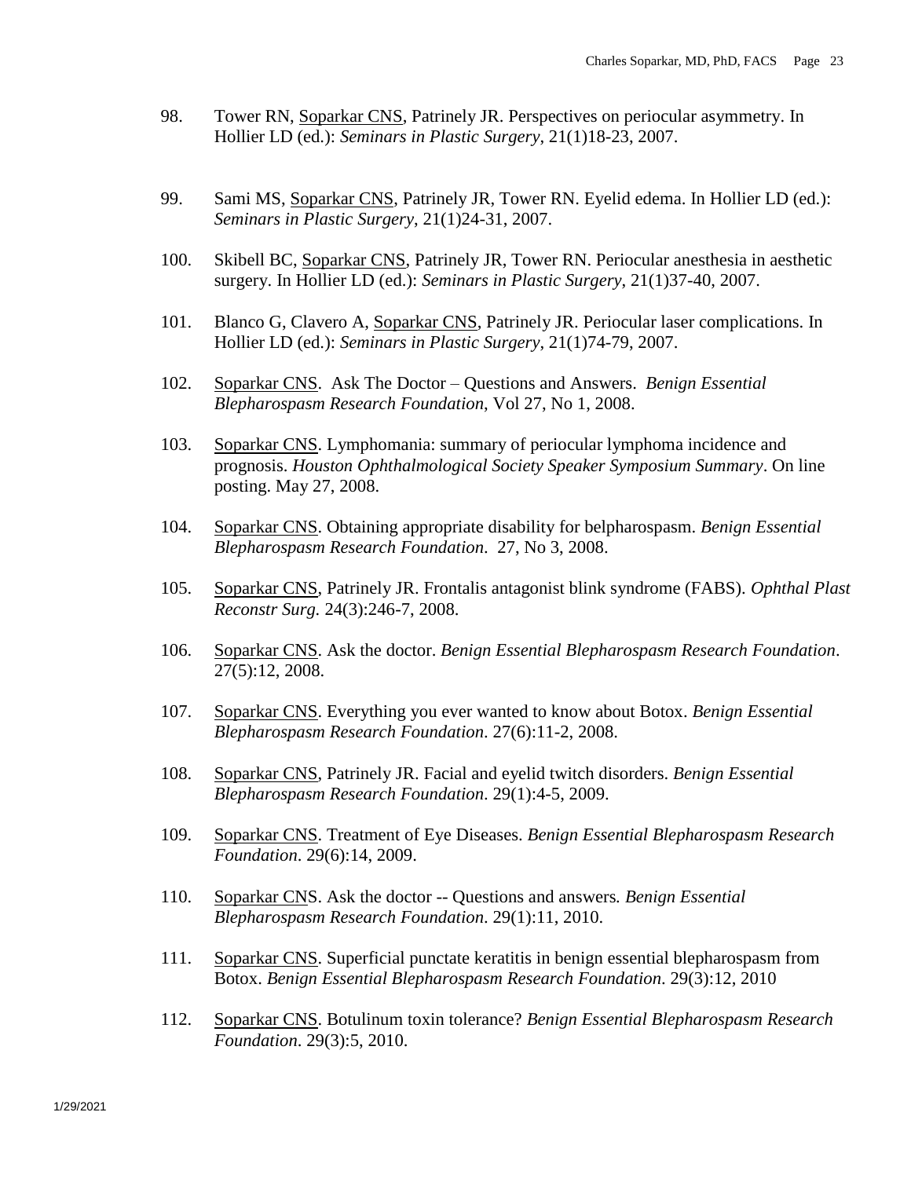98. Tower RN, Soparkar CNS, Patrinely JR. Perspectives on periocular asymmetry. In Hollier LD (ed.): *Seminars in Plastic Surgery*, 21(1)18-23, 2007.

99. Sami MS, Soparkar CNS, Patrinely JR, Tower RN. Eyelid edema. In Hollier LD (ed.): *Seminars in Plastic Surgery*, 21(1)24-31, 2007.

100. Skibell BC, Soparkar CNS, Patrinely JR, Tower RN. Periocular anesthesia in aesthetic surgery. In Hollier LD (ed.): *Seminars in Plastic Surgery*, 21(1)37-40, 2007.

101. Blanco G, Clavero A, Soparkar CNS, Patrinely JR. Periocular laser complications. In Hollier LD (ed.): *Seminars in Plastic Surgery*, 21(1)74-79, 2007.

102. Soparkar CNS. Ask The Doctor – Questions and Answers. *Benign Essential Blepharospasm Research Foundation*, Vol 27, No 1, 2008.

103. Soparkar CNS. Lymphomania: summary of periocular lymphoma incidence and prognosis. *Houston Ophthalmological Society Speaker Symposium Summary*. On line posting. May 27, 2008.

104. Soparkar CNS. Obtaining appropriate disability for belpharospasm. *Benign Essential Blepharospasm Research Foundation*. 27, No 3, 2008.

105. Soparkar CNS, Patrinely JR. Frontalis antagonist blink syndrome (FABS). *Ophthal Plast Reconstr Surg.* 24(3):246-7, 2008.

106. Soparkar CNS. Ask the doctor. *Benign Essential Blepharospasm Research Foundation*. 27(5):12, 2008.

107. Soparkar CNS. Everything you ever wanted to know about Botox. *Benign Essential Blepharospasm Research Foundation*. 27(6):11-2, 2008.

108. Soparkar CNS, Patrinely JR. Facial and eyelid twitch disorders. *Benign Essential Blepharospasm Research Foundation*. 29(1):4-5, 2009.

109. Soparkar CNS. Treatment of Eye Diseases. *Benign Essential Blepharospasm Research Foundation*. 29(6):14, 2009.

110. Soparkar CNS. Ask the doctor -- Questions and answers. *Benign Essential Blepharospasm Research Foundation*. 29(1):11, 2010.

111. Soparkar CNS. Superficial punctate keratitis in benign essential blepharospasm from Botox. *Benign Essential Blepharospasm Research Foundation*. 29(3):12, 2010

112. Soparkar CNS. Botulinum toxin tolerance? *Benign Essential Blepharospasm Research Foundation*. 29(3):5, 2010.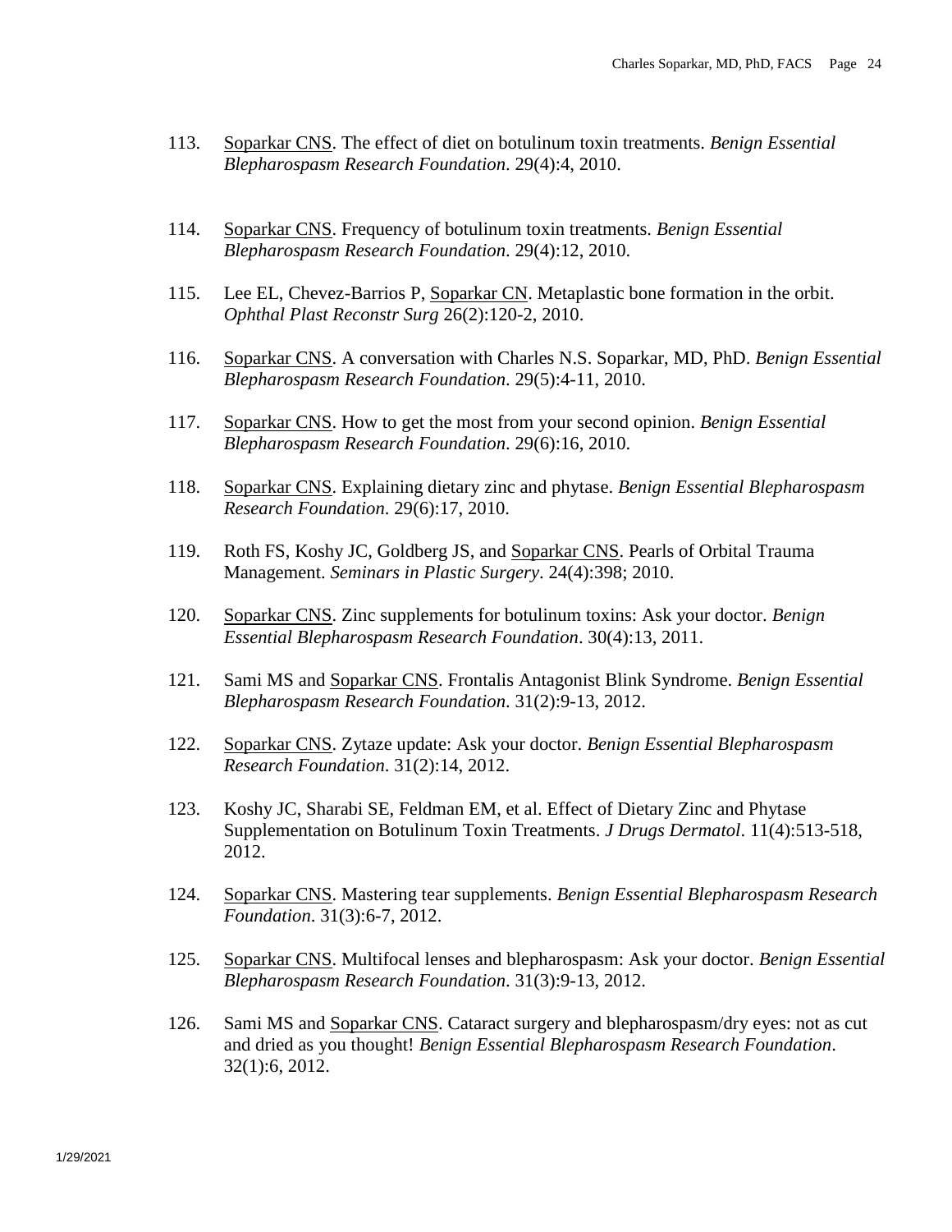113. Soparkar CNS. The effect of diet on botulinum toxin treatments. *Benign Essential Blepharospasm Research Foundation*. 29(4):4, 2010.

114. Soparkar CNS. Frequency of botulinum toxin treatments. *Benign Essential Blepharospasm Research Foundation*. 29(4):12, 2010.

115. Lee EL, Chevez-Barrios P, Soparkar CN. Metaplastic bone formation in the orbit. *Ophthal Plast Reconstr Surg* 26(2):120-2, 2010.

116. Soparkar CNS. A conversation with Charles N.S. Soparkar, MD, PhD. *Benign Essential Blepharospasm Research Foundation*. 29(5):4-11, 2010.

117. Soparkar CNS. How to get the most from your second opinion. *Benign Essential Blepharospasm Research Foundation*. 29(6):16, 2010.

118. Soparkar CNS. Explaining dietary zinc and phytase. *Benign Essential Blepharospasm Research Foundation*. 29(6):17, 2010.

119. Roth FS, Koshy JC, Goldberg JS, and Soparkar CNS. Pearls of Orbital Trauma Management. *Seminars in Plastic Surgery*. 24(4):398; 2010.

120. Soparkar CNS. Zinc supplements for botulinum toxins: Ask your doctor. *Benign Essential Blepharospasm Research Foundation*. 30(4):13, 2011.

121. Sami MS and Soparkar CNS. Frontalis Antagonist Blink Syndrome. *Benign Essential Blepharospasm Research Foundation*. 31(2):9-13, 2012.

122. Soparkar CNS. Zytaze update: Ask your doctor. *Benign Essential Blepharospasm Research Foundation*. 31(2):14, 2012.

123. Koshy JC, Sharabi SE, Feldman EM, et al. Effect of Dietary Zinc and Phytase Supplementation on Botulinum Toxin Treatments. *J Drugs Dermatol*. 11(4):513-518, 2012.

124. Soparkar CNS. Mastering tear supplements. *Benign Essential Blepharospasm Research Foundation*. 31(3):6-7, 2012.

125. Soparkar CNS. Multifocal lenses and blepharospasm: Ask your doctor. *Benign Essential Blepharospasm Research Foundation*. 31(3):9-13, 2012.

126. Sami MS and Soparkar CNS. Cataract surgery and blepharospasm/dry eyes: not as cut and dried as you thought! *Benign Essential Blepharospasm Research Foundation*. 32(1):6, 2012.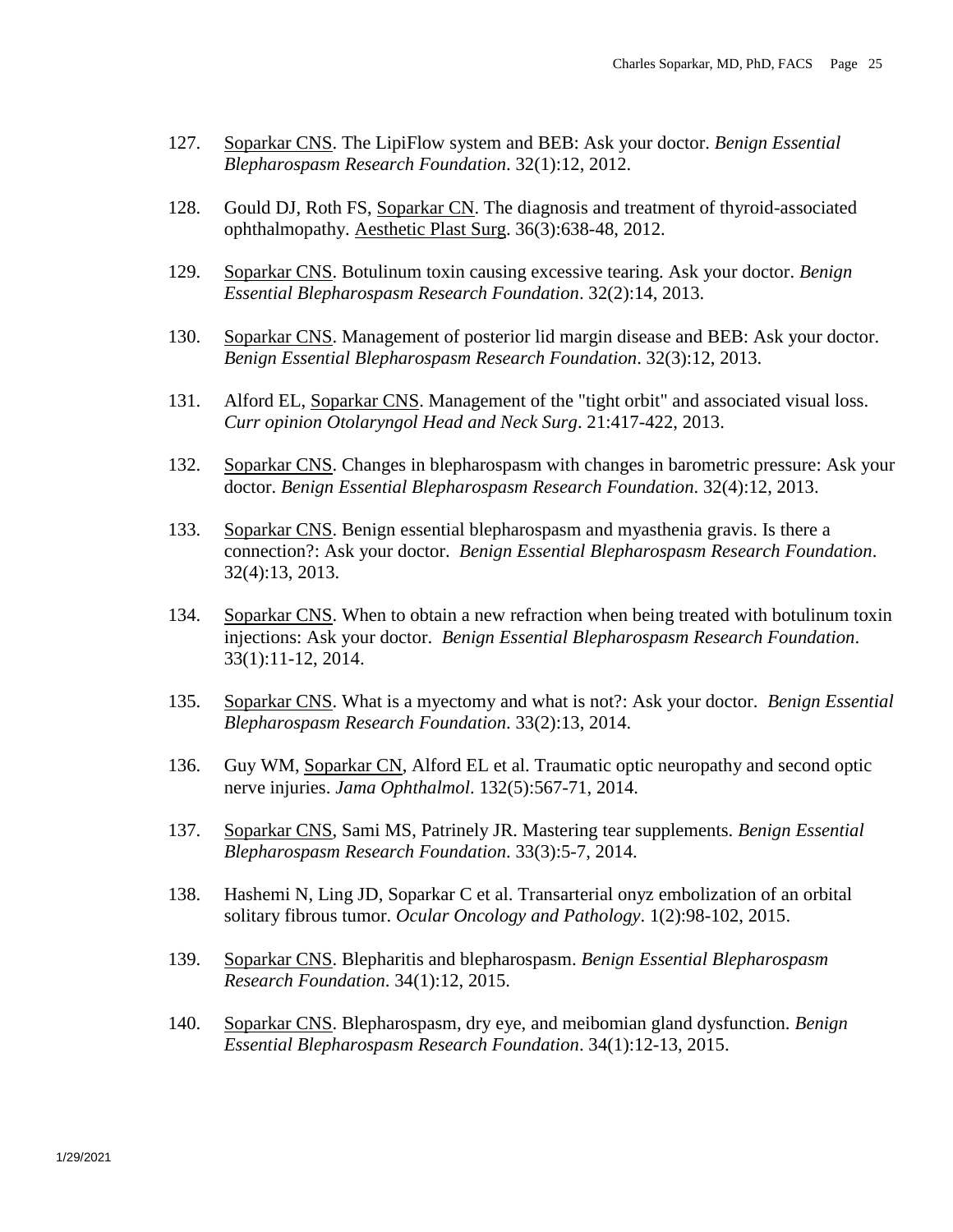127. Soparkar CNS. The LipiFlow system and BEB: Ask your doctor. *Benign Essential Blepharospasm Research Foundation*. 32(1):12, 2012.

128. Gould DJ, Roth FS, Soparkar CN. The diagnosis and treatment of thyroid-associated ophthalmopathy. Aesthetic Plast Surg. 36(3):638-48, 2012.

129. Soparkar CNS. Botulinum toxin causing excessive tearing. Ask your doctor. *Benign Essential Blepharospasm Research Foundation*. 32(2):14, 2013.

130. Soparkar CNS. Management of posterior lid margin disease and BEB: Ask your doctor. *Benign Essential Blepharospasm Research Foundation*. 32(3):12, 2013.

131. Alford EL, Soparkar CNS. Management of the "tight orbit" and associated visual loss. *Curr opinion Otolaryngol Head and Neck Surg*. 21:417-422, 2013.

132. Soparkar CNS. Changes in blepharospasm with changes in barometric pressure: Ask your doctor. *Benign Essential Blepharospasm Research Foundation*. 32(4):12, 2013.

133. Soparkar CNS. Benign essential blepharospasm and myasthenia gravis. Is there a connection?: Ask your doctor. *Benign Essential Blepharospasm Research Foundation*. 32(4):13, 2013.

134. Soparkar CNS. When to obtain a new refraction when being treated with botulinum toxin injections: Ask your doctor. *Benign Essential Blepharospasm Research Foundation*. 33(1):11-12, 2014.

135. Soparkar CNS. What is a myectomy and what is not?: Ask your doctor. *Benign Essential Blepharospasm Research Foundation*. 33(2):13, 2014.

136. Guy WM, Soparkar CN, Alford EL et al. Traumatic optic neuropathy and second optic nerve injuries. *Jama Ophthalmol*. 132(5):567-71, 2014.

137. Soparkar CNS, Sami MS, Patrinely JR. Mastering tear supplements. *Benign Essential Blepharospasm Research Foundation*. 33(3):5-7, 2014.

138. Hashemi N, Ling JD, Soparkar C et al. Transarterial onyz embolization of an orbital solitary fibrous tumor. *Ocular Oncology and Pathology*. 1(2):98-102, 2015.

139. Soparkar CNS. Blepharitis and blepharospasm. *Benign Essential Blepharospasm Research Foundation*. 34(1):12, 2015.

140. Soparkar CNS. Blepharospasm, dry eye, and meibomian gland dysfunction. *Benign Essential Blepharospasm Research Foundation*. 34(1):12-13, 2015.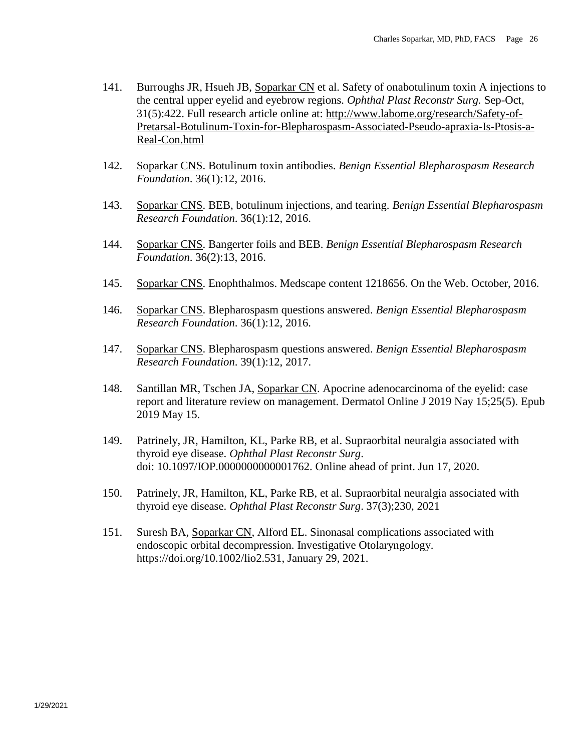141. Burroughs JR, Hsueh JB, Soparkar CN et al. Safety of onabotulinum toxin A injections to the central upper eyelid and eyebrow regions. *Ophthal Plast Reconstr Surg.* Sep-Oct, 31(5):422. Full research article online at: http://www.labome.org/research/Safety-of-Pretarsal-Botulinum-Toxin-for-Blepharospasm-Associated-Pseudo-apraxia-Is-Ptosis-a-Real-Con.html

142. Soparkar CNS. Botulinum toxin antibodies. *Benign Essential Blepharospasm Research Foundation.* 36(1):12, 2016.

143. Soparkar CNS. BEB, botulinum injections, and tearing. *Benign Essential Blepharospasm Research Foundation*. 36(1):12, 2016.

144. Soparkar CNS. Bangerter foils and BEB. *Benign Essential Blepharospasm Research Foundation*. 36(2):13, 2016.

145. Soparkar CNS. Enophthalmos. Medscape content 1218656. On the Web. October, 2016.

146. Soparkar CNS. Blepharospasm questions answered. *Benign Essential Blepharospasm Research Foundation*. 36(1):12, 2016.

147. Soparkar CNS. Blepharospasm questions answered. *Benign Essential Blepharospasm Research Foundation*. 39(1):12, 2017.

148. Santillan MR, Tschen JA, Soparkar CN. Apocrine adenocarcinoma of the eyelid: case report and literature review on management. Dermatol Online J 2019 Nay 15;25(5). Epub 2019 May 15.

149. Patrinely, JR, Hamilton, KL, Parke RB, et al. Supraorbital neuralgia associated with thyroid eye disease. *Ophthal Plast Reconstr Surg*. doi: 10.1097/IOP.0000000000001762. Online ahead of print. Jun 17, 2020.

150. Patrinely, JR, Hamilton, KL, Parke RB, et al. Supraorbital neuralgia associated with thyroid eye disease. *Ophthal Plast Reconstr Surg*. 37(3);230, 2021

151. Suresh BA, Soparkar CN, Alford EL. Sinonasal complications associated with endoscopic orbital decompression. Investigative Otolaryngology. https://doi.org/10.1002/lio2.531, January 29, 2021.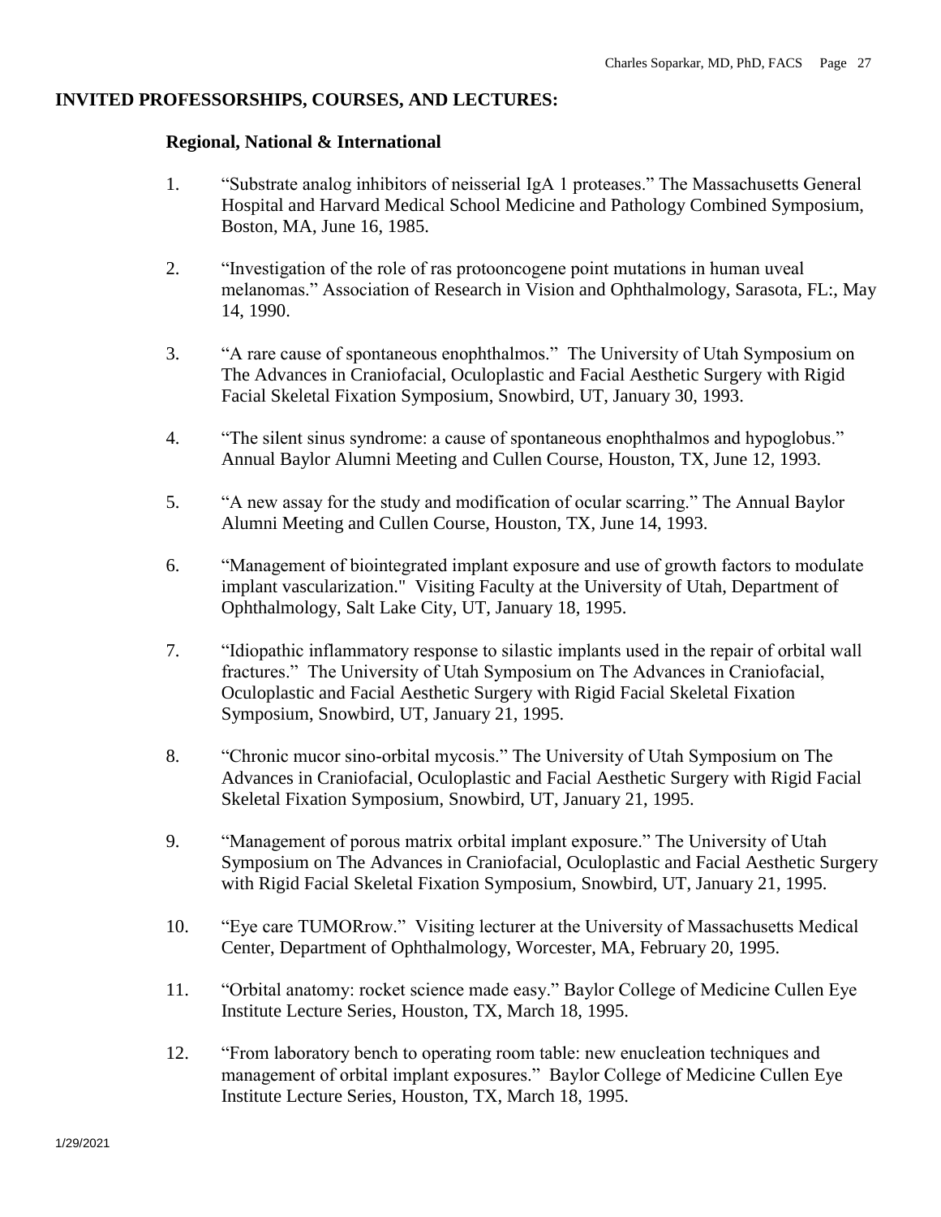## INVITED PROFESSORSHIPS, COURSES, AND LECTURES:

### Regional, National & International

1. "Substrate analog inhibitors of neisserial IgA 1 proteases." The Massachusetts General Hospital and Harvard Medical School Medicine and Pathology Combined Symposium, Boston, MA, June 16, 1985.

2. "Investigation of the role of ras protooncogene point mutations in human uveal melanomas." Association of Research in Vision and Ophthalmology, Sarasota, FL:, May 14, 1990.

3. "A rare cause of spontaneous enophthalmos." The University of Utah Symposium on The Advances in Craniofacial, Oculoplastic and Facial Aesthetic Surgery with Rigid Facial Skeletal Fixation Symposium, Snowbird, UT, January 30, 1993.

4. "The silent sinus syndrome: a cause of spontaneous enophthalmos and hypoglobus." Annual Baylor Alumni Meeting and Cullen Course, Houston, TX, June 12, 1993.

5. "A new assay for the study and modification of ocular scarring." The Annual Baylor Alumni Meeting and Cullen Course, Houston, TX, June 14, 1993.

6. "Management of biointegrated implant exposure and use of growth factors to modulate implant vascularization." Visiting Faculty at the University of Utah, Department of Ophthalmology, Salt Lake City, UT, January 18, 1995.

7. "Idiopathic inflammatory response to silastic implants used in the repair of orbital wall fractures." The University of Utah Symposium on The Advances in Craniofacial, Oculoplastic and Facial Aesthetic Surgery with Rigid Facial Skeletal Fixation Symposium, Snowbird, UT, January 21, 1995.

8. "Chronic mucor sino-orbital mycosis." The University of Utah Symposium on The Advances in Craniofacial, Oculoplastic and Facial Aesthetic Surgery with Rigid Facial Skeletal Fixation Symposium, Snowbird, UT, January 21, 1995.

9. "Management of porous matrix orbital implant exposure." The University of Utah Symposium on The Advances in Craniofacial, Oculoplastic and Facial Aesthetic Surgery with Rigid Facial Skeletal Fixation Symposium, Snowbird, UT, January 21, 1995.

10. "Eye care TUMORrow." Visiting lecturer at the University of Massachusetts Medical Center, Department of Ophthalmology, Worcester, MA, February 20, 1995.

11. "Orbital anatomy: rocket science made easy." Baylor College of Medicine Cullen Eye Institute Lecture Series, Houston, TX, March 18, 1995.

12. "From laboratory bench to operating room table: new enucleation techniques and management of orbital implant exposures." Baylor College of Medicine Cullen Eye Institute Lecture Series, Houston, TX, March 18, 1995.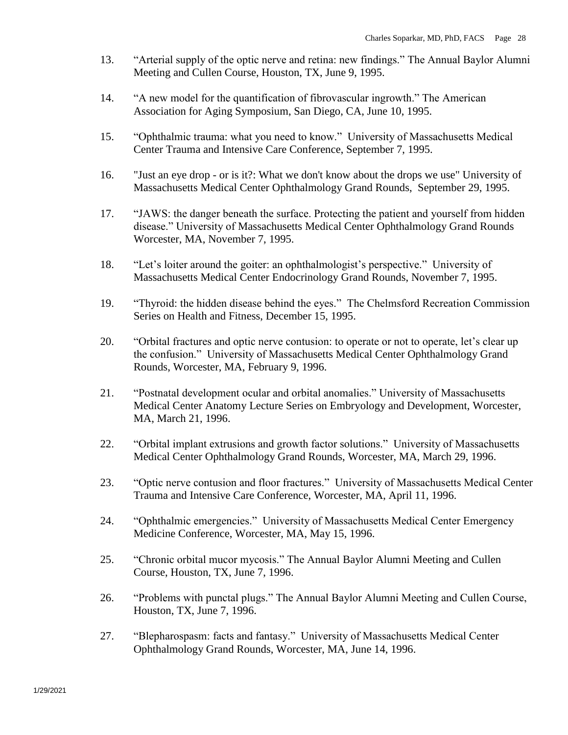13. "Arterial supply of the optic nerve and retina: new findings." The Annual Baylor Alumni Meeting and Cullen Course, Houston, TX, June 9, 1995.

14. "A new model for the quantification of fibrovascular ingrowth." The American Association for Aging Symposium, San Diego, CA, June 10, 1995.

15. "Ophthalmic trauma: what you need to know." University of Massachusetts Medical Center Trauma and Intensive Care Conference, September 7, 1995.

16. "Just an eye drop - or is it?: What we don't know about the drops we use" University of Massachusetts Medical Center Ophthalmology Grand Rounds, September 29, 1995.

17. "JAWS: the danger beneath the surface. Protecting the patient and yourself from hidden disease." University of Massachusetts Medical Center Ophthalmology Grand Rounds Worcester, MA, November 7, 1995.

18. "Let's loiter around the goiter: an ophthalmologist's perspective." University of Massachusetts Medical Center Endocrinology Grand Rounds, November 7, 1995.

19. "Thyroid: the hidden disease behind the eyes." The Chelmsford Recreation Commission Series on Health and Fitness, December 15, 1995.

20. "Orbital fractures and optic nerve contusion: to operate or not to operate, let's clear up the confusion." University of Massachusetts Medical Center Ophthalmology Grand Rounds, Worcester, MA, February 9, 1996.

21. "Postnatal development ocular and orbital anomalies." University of Massachusetts Medical Center Anatomy Lecture Series on Embryology and Development, Worcester, MA, March 21, 1996.

22. "Orbital implant extrusions and growth factor solutions." University of Massachusetts Medical Center Ophthalmology Grand Rounds, Worcester, MA, March 29, 1996.

23. "Optic nerve contusion and floor fractures." University of Massachusetts Medical Center Trauma and Intensive Care Conference, Worcester, MA, April 11, 1996.

24. "Ophthalmic emergencies." University of Massachusetts Medical Center Emergency Medicine Conference, Worcester, MA, May 15, 1996.

25. "Chronic orbital mucor mycosis." The Annual Baylor Alumni Meeting and Cullen Course, Houston, TX, June 7, 1996.

26. "Problems with punctal plugs." The Annual Baylor Alumni Meeting and Cullen Course, Houston, TX, June 7, 1996.

27. "Blepharospasm: facts and fantasy." University of Massachusetts Medical Center Ophthalmology Grand Rounds, Worcester, MA, June 14, 1996.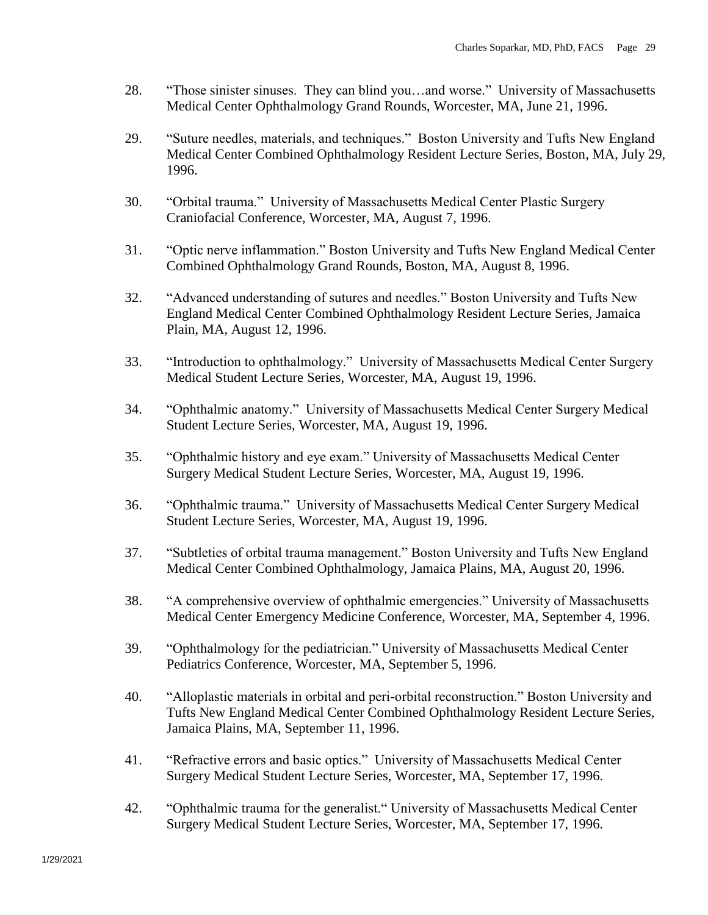28. "Those sinister sinuses. They can blind you…and worse." University of Massachusetts Medical Center Ophthalmology Grand Rounds, Worcester, MA, June 21, 1996.

29. "Suture needles, materials, and techniques." Boston University and Tufts New England Medical Center Combined Ophthalmology Resident Lecture Series, Boston, MA, July 29, 1996.

30. "Orbital trauma." University of Massachusetts Medical Center Plastic Surgery Craniofacial Conference, Worcester, MA, August 7, 1996.

31. "Optic nerve inflammation." Boston University and Tufts New England Medical Center Combined Ophthalmology Grand Rounds, Boston, MA, August 8, 1996.

32. "Advanced understanding of sutures and needles." Boston University and Tufts New England Medical Center Combined Ophthalmology Resident Lecture Series, Jamaica Plain, MA, August 12, 1996.

33. "Introduction to ophthalmology." University of Massachusetts Medical Center Surgery Medical Student Lecture Series, Worcester, MA, August 19, 1996.

34. "Ophthalmic anatomy." University of Massachusetts Medical Center Surgery Medical Student Lecture Series, Worcester, MA, August 19, 1996.

35. "Ophthalmic history and eye exam." University of Massachusetts Medical Center Surgery Medical Student Lecture Series, Worcester, MA, August 19, 1996.

36. "Ophthalmic trauma." University of Massachusetts Medical Center Surgery Medical Student Lecture Series, Worcester, MA, August 19, 1996.

37. "Subtleties of orbital trauma management." Boston University and Tufts New England Medical Center Combined Ophthalmology, Jamaica Plains, MA, August 20, 1996.

38. "A comprehensive overview of ophthalmic emergencies." University of Massachusetts Medical Center Emergency Medicine Conference, Worcester, MA, September 4, 1996.

39. "Ophthalmology for the pediatrician." University of Massachusetts Medical Center Pediatrics Conference, Worcester, MA, September 5, 1996.

40. "Alloplastic materials in orbital and peri-orbital reconstruction." Boston University and Tufts New England Medical Center Combined Ophthalmology Resident Lecture Series, Jamaica Plains, MA, September 11, 1996.

41. "Refractive errors and basic optics." University of Massachusetts Medical Center Surgery Medical Student Lecture Series, Worcester, MA, September 17, 1996.

42. "Ophthalmic trauma for the generalist." University of Massachusetts Medical Center Surgery Medical Student Lecture Series, Worcester, MA, September 17, 1996.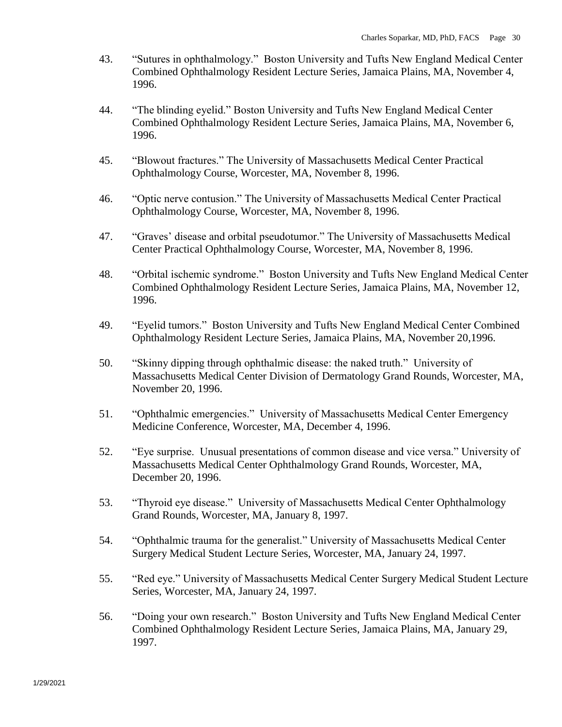43. “Sutures in ophthalmology.” Boston University and Tufts New England Medical Center Combined Ophthalmology Resident Lecture Series, Jamaica Plains, MA, November 4, 1996.

44. “The blinding eyelid.” Boston University and Tufts New England Medical Center Combined Ophthalmology Resident Lecture Series, Jamaica Plains, MA, November 6, 1996.

45. “Blowout fractures.” The University of Massachusetts Medical Center Practical Ophthalmology Course, Worcester, MA, November 8, 1996.

46. “Optic nerve contusion.” The University of Massachusetts Medical Center Practical Ophthalmology Course, Worcester, MA, November 8, 1996.

47. “Graves’ disease and orbital pseudotumor.” The University of Massachusetts Medical Center Practical Ophthalmology Course, Worcester, MA, November 8, 1996.

48. “Orbital ischemic syndrome.” Boston University and Tufts New England Medical Center Combined Ophthalmology Resident Lecture Series, Jamaica Plains, MA, November 12, 1996.

49. “Eyelid tumors.” Boston University and Tufts New England Medical Center Combined Ophthalmology Resident Lecture Series, Jamaica Plains, MA, November 20,1996.

50. “Skinny dipping through ophthalmic disease: the naked truth.” University of Massachusetts Medical Center Division of Dermatology Grand Rounds, Worcester, MA, November 20, 1996.

51. “Ophthalmic emergencies.” University of Massachusetts Medical Center Emergency Medicine Conference, Worcester, MA, December 4, 1996.

52. “Eye surprise. Unusual presentations of common disease and vice versa.” University of Massachusetts Medical Center Ophthalmology Grand Rounds, Worcester, MA, December 20, 1996.

53. “Thyroid eye disease.” University of Massachusetts Medical Center Ophthalmology Grand Rounds, Worcester, MA, January 8, 1997.

54. “Ophthalmic trauma for the generalist.” University of Massachusetts Medical Center Surgery Medical Student Lecture Series, Worcester, MA, January 24, 1997.

55. “Red eye.” University of Massachusetts Medical Center Surgery Medical Student Lecture Series, Worcester, MA, January 24, 1997.

56. “Doing your own research.” Boston University and Tufts New England Medical Center Combined Ophthalmology Resident Lecture Series, Jamaica Plains, MA, January 29, 1997.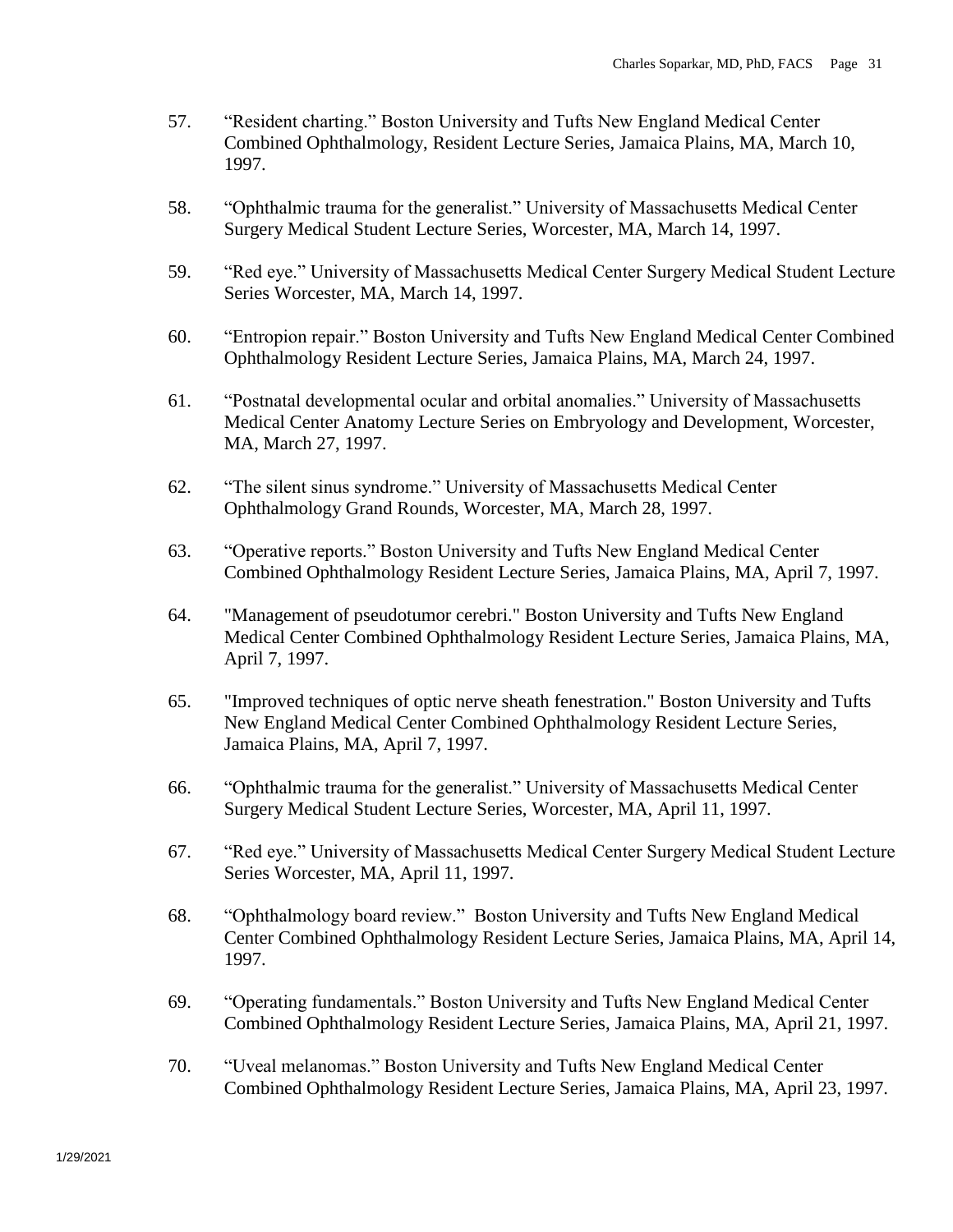57. “Resident charting.” Boston University and Tufts New England Medical Center Combined Ophthalmology, Resident Lecture Series, Jamaica Plains, MA, March 10, 1997.

58. “Ophthalmic trauma for the generalist.” University of Massachusetts Medical Center Surgery Medical Student Lecture Series, Worcester, MA, March 14, 1997.

59. “Red eye.” University of Massachusetts Medical Center Surgery Medical Student Lecture Series Worcester, MA, March 14, 1997.

60. “Entropion repair.” Boston University and Tufts New England Medical Center Combined Ophthalmology Resident Lecture Series, Jamaica Plains, MA, March 24, 1997.

61. “Postnatal developmental ocular and orbital anomalies.” University of Massachusetts Medical Center Anatomy Lecture Series on Embryology and Development, Worcester, MA, March 27, 1997.

62. “The silent sinus syndrome.” University of Massachusetts Medical Center Ophthalmology Grand Rounds, Worcester, MA, March 28, 1997.

63. “Operative reports.” Boston University and Tufts New England Medical Center Combined Ophthalmology Resident Lecture Series, Jamaica Plains, MA, April 7, 1997.

64. "Management of pseudotumor cerebri." Boston University and Tufts New England Medical Center Combined Ophthalmology Resident Lecture Series, Jamaica Plains, MA, April 7, 1997.

65. "Improved techniques of optic nerve sheath fenestration." Boston University and Tufts New England Medical Center Combined Ophthalmology Resident Lecture Series, Jamaica Plains, MA, April 7, 1997.

66. “Ophthalmic trauma for the generalist.” University of Massachusetts Medical Center Surgery Medical Student Lecture Series, Worcester, MA, April 11, 1997.

67. “Red eye.” University of Massachusetts Medical Center Surgery Medical Student Lecture Series Worcester, MA, April 11, 1997.

68. “Ophthalmology board review.” Boston University and Tufts New England Medical Center Combined Ophthalmology Resident Lecture Series, Jamaica Plains, MA, April 14, 1997.

69. “Operating fundamentals.” Boston University and Tufts New England Medical Center Combined Ophthalmology Resident Lecture Series, Jamaica Plains, MA, April 21, 1997.

70. “Uveal melanomas.” Boston University and Tufts New England Medical Center Combined Ophthalmology Resident Lecture Series, Jamaica Plains, MA, April 23, 1997.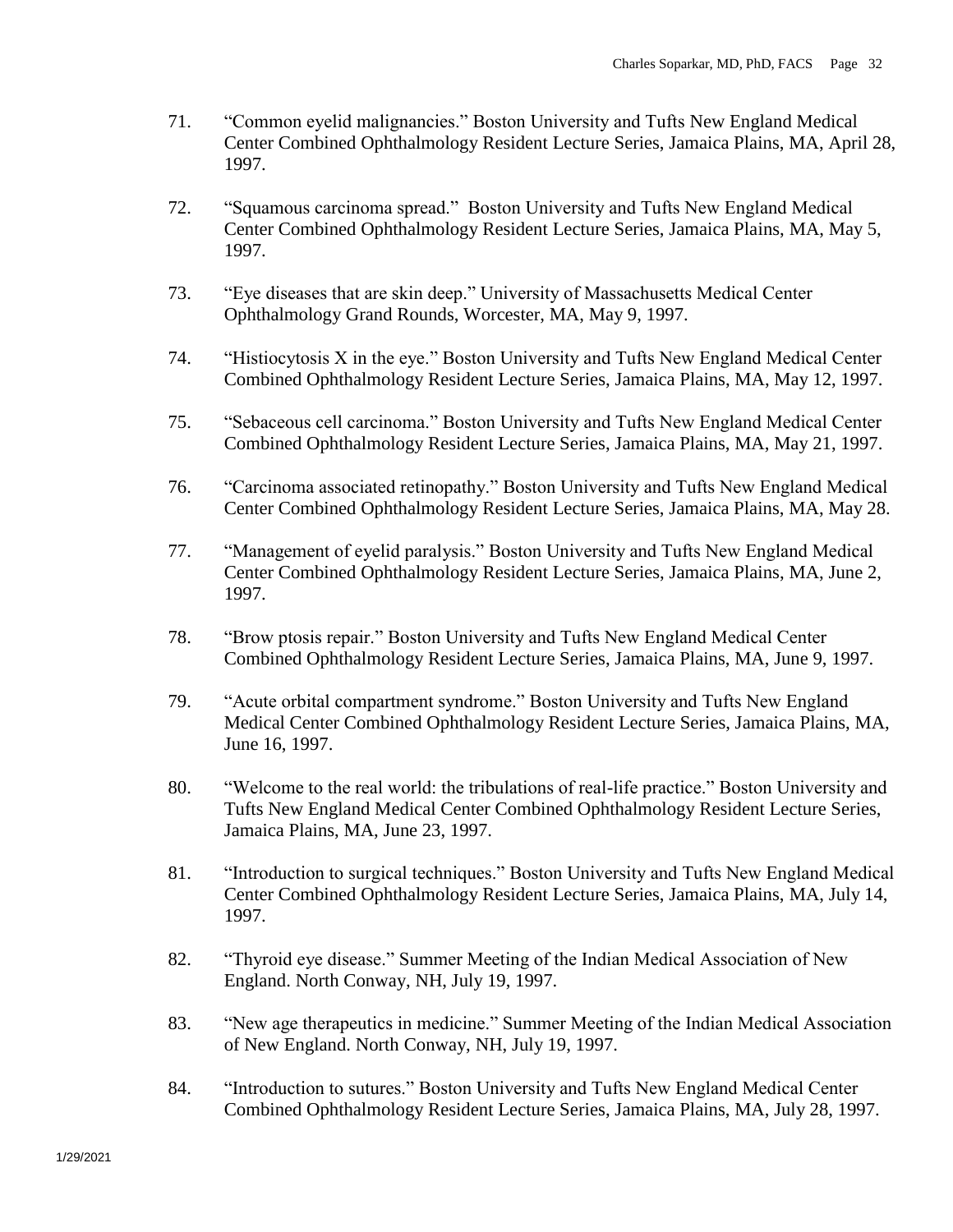71. "Common eyelid malignancies." Boston University and Tufts New England Medical Center Combined Ophthalmology Resident Lecture Series, Jamaica Plains, MA, April 28, 1997.

72. "Squamous carcinoma spread." Boston University and Tufts New England Medical Center Combined Ophthalmology Resident Lecture Series, Jamaica Plains, MA, May 5, 1997.

73. "Eye diseases that are skin deep." University of Massachusetts Medical Center Ophthalmology Grand Rounds, Worcester, MA, May 9, 1997.

74. "Histiocytosis X in the eye." Boston University and Tufts New England Medical Center Combined Ophthalmology Resident Lecture Series, Jamaica Plains, MA, May 12, 1997.

75. "Sebaceous cell carcinoma." Boston University and Tufts New England Medical Center Combined Ophthalmology Resident Lecture Series, Jamaica Plains, MA, May 21, 1997.

76. "Carcinoma associated retinopathy." Boston University and Tufts New England Medical Center Combined Ophthalmology Resident Lecture Series, Jamaica Plains, MA, May 28.

77. "Management of eyelid paralysis." Boston University and Tufts New England Medical Center Combined Ophthalmology Resident Lecture Series, Jamaica Plains, MA, June 2, 1997.

78. "Brow ptosis repair." Boston University and Tufts New England Medical Center Combined Ophthalmology Resident Lecture Series, Jamaica Plains, MA, June 9, 1997.

79. "Acute orbital compartment syndrome." Boston University and Tufts New England Medical Center Combined Ophthalmology Resident Lecture Series, Jamaica Plains, MA, June 16, 1997.

80. "Welcome to the real world: the tribulations of real-life practice." Boston University and Tufts New England Medical Center Combined Ophthalmology Resident Lecture Series, Jamaica Plains, MA, June 23, 1997.

81. "Introduction to surgical techniques." Boston University and Tufts New England Medical Center Combined Ophthalmology Resident Lecture Series, Jamaica Plains, MA, July 14, 1997.

82. "Thyroid eye disease." Summer Meeting of the Indian Medical Association of New England. North Conway, NH, July 19, 1997.

83. "New age therapeutics in medicine." Summer Meeting of the Indian Medical Association of New England. North Conway, NH, July 19, 1997.

84. "Introduction to sutures." Boston University and Tufts New England Medical Center Combined Ophthalmology Resident Lecture Series, Jamaica Plains, MA, July 28, 1997.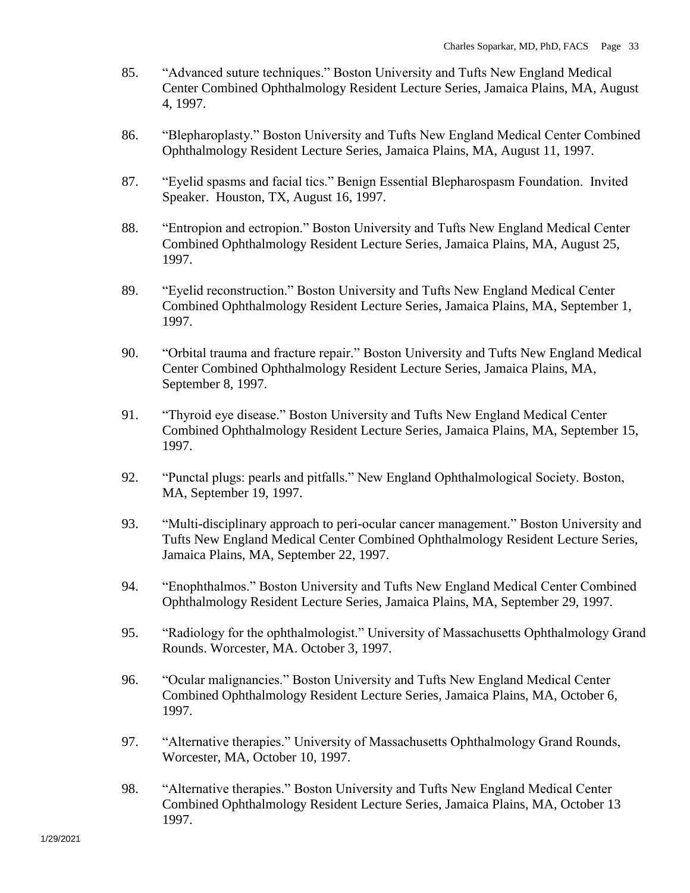85. “Advanced suture techniques.” Boston University and Tufts New England Medical Center Combined Ophthalmology Resident Lecture Series, Jamaica Plains, MA, August 4, 1997.

86. “Blepharoplasty.” Boston University and Tufts New England Medical Center Combined Ophthalmology Resident Lecture Series, Jamaica Plains, MA, August 11, 1997.

87. “Eyelid spasms and facial tics.” Benign Essential Blepharospasm Foundation. Invited Speaker. Houston, TX, August 16, 1997.

88. “Entropion and ectropion.” Boston University and Tufts New England Medical Center Combined Ophthalmology Resident Lecture Series, Jamaica Plains, MA, August 25, 1997.

89. “Eyelid reconstruction.” Boston University and Tufts New England Medical Center Combined Ophthalmology Resident Lecture Series, Jamaica Plains, MA, September 1, 1997.

90. “Orbital trauma and fracture repair.” Boston University and Tufts New England Medical Center Combined Ophthalmology Resident Lecture Series, Jamaica Plains, MA, September 8, 1997.

91. “Thyroid eye disease.” Boston University and Tufts New England Medical Center Combined Ophthalmology Resident Lecture Series, Jamaica Plains, MA, September 15, 1997.

92. “Punctal plugs: pearls and pitfalls.” New England Ophthalmological Society. Boston, MA, September 19, 1997.

93. “Multi-disciplinary approach to peri-ocular cancer management.” Boston University and Tufts New England Medical Center Combined Ophthalmology Resident Lecture Series, Jamaica Plains, MA, September 22, 1997.

94. “Enophthalmos.” Boston University and Tufts New England Medical Center Combined Ophthalmology Resident Lecture Series, Jamaica Plains, MA, September 29, 1997.

95. “Radiology for the ophthalmologist.” University of Massachusetts Ophthalmology Grand Rounds. Worcester, MA. October 3, 1997.

96. “Ocular malignancies.” Boston University and Tufts New England Medical Center Combined Ophthalmology Resident Lecture Series, Jamaica Plains, MA, October 6, 1997.

97. “Alternative therapies.” University of Massachusetts Ophthalmology Grand Rounds, Worcester, MA, October 10, 1997.

98. “Alternative therapies.” Boston University and Tufts New England Medical Center Combined Ophthalmology Resident Lecture Series, Jamaica Plains, MA, October 13 1997.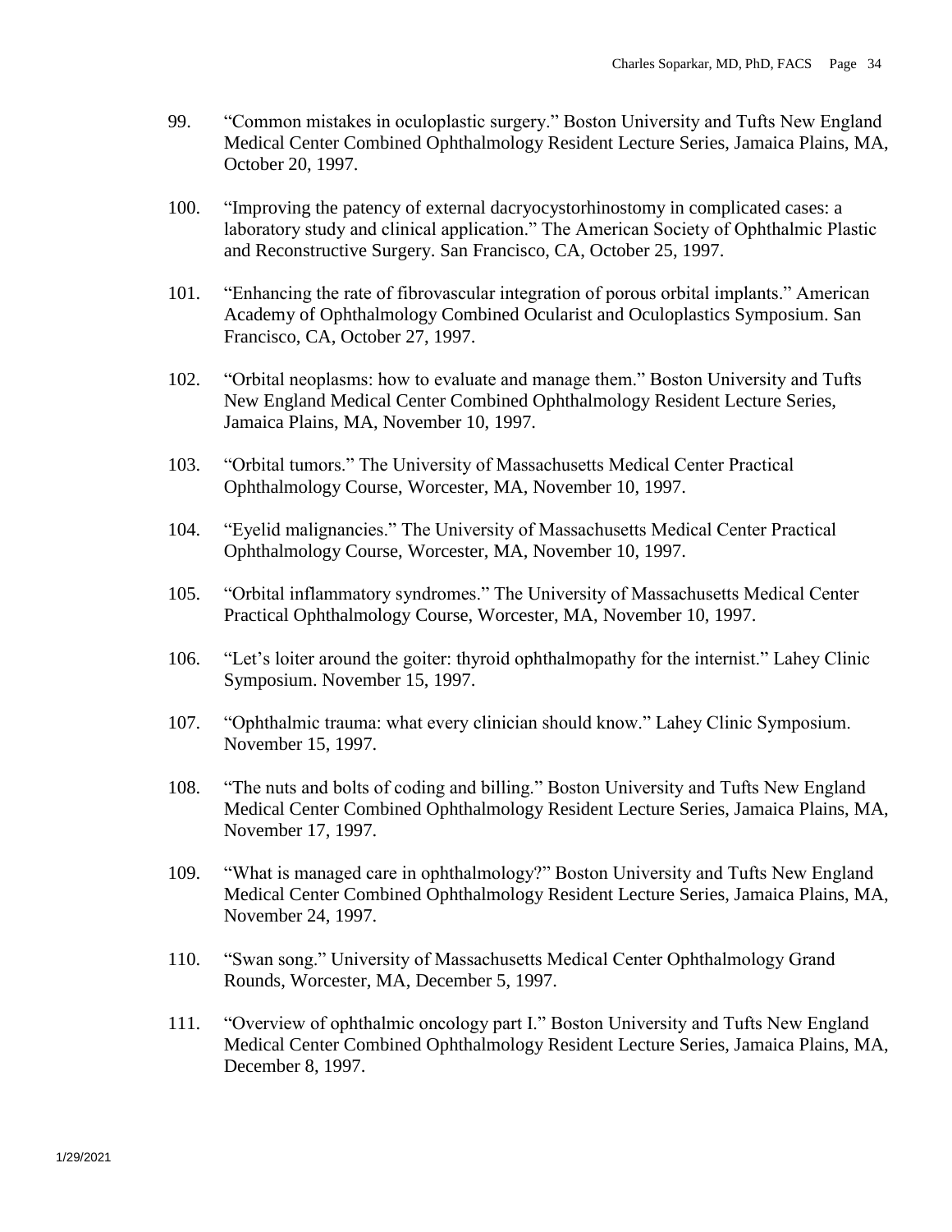99. "Common mistakes in oculoplastic surgery." Boston University and Tufts New England Medical Center Combined Ophthalmology Resident Lecture Series, Jamaica Plains, MA, October 20, 1997.

100. "Improving the patency of external dacryocystorhinostomy in complicated cases: a laboratory study and clinical application." The American Society of Ophthalmic Plastic and Reconstructive Surgery. San Francisco, CA, October 25, 1997.

101. "Enhancing the rate of fibrovascular integration of porous orbital implants." American Academy of Ophthalmology Combined Ocularist and Oculoplastics Symposium. San Francisco, CA, October 27, 1997.

102. "Orbital neoplasms: how to evaluate and manage them." Boston University and Tufts New England Medical Center Combined Ophthalmology Resident Lecture Series, Jamaica Plains, MA, November 10, 1997.

103. "Orbital tumors." The University of Massachusetts Medical Center Practical Ophthalmology Course, Worcester, MA, November 10, 1997.

104. "Eyelid malignancies." The University of Massachusetts Medical Center Practical Ophthalmology Course, Worcester, MA, November 10, 1997.

105. "Orbital inflammatory syndromes." The University of Massachusetts Medical Center Practical Ophthalmology Course, Worcester, MA, November 10, 1997.

106. "Let's loiter around the goiter: thyroid ophthalmopathy for the internist." Lahey Clinic Symposium. November 15, 1997.

107. "Ophthalmic trauma: what every clinician should know." Lahey Clinic Symposium. November 15, 1997.

108. "The nuts and bolts of coding and billing." Boston University and Tufts New England Medical Center Combined Ophthalmology Resident Lecture Series, Jamaica Plains, MA, November 17, 1997.

109. "What is managed care in ophthalmology?" Boston University and Tufts New England Medical Center Combined Ophthalmology Resident Lecture Series, Jamaica Plains, MA, November 24, 1997.

110. "Swan song." University of Massachusetts Medical Center Ophthalmology Grand Rounds, Worcester, MA, December 5, 1997.

111. "Overview of ophthalmic oncology part I." Boston University and Tufts New England Medical Center Combined Ophthalmology Resident Lecture Series, Jamaica Plains, MA, December 8, 1997.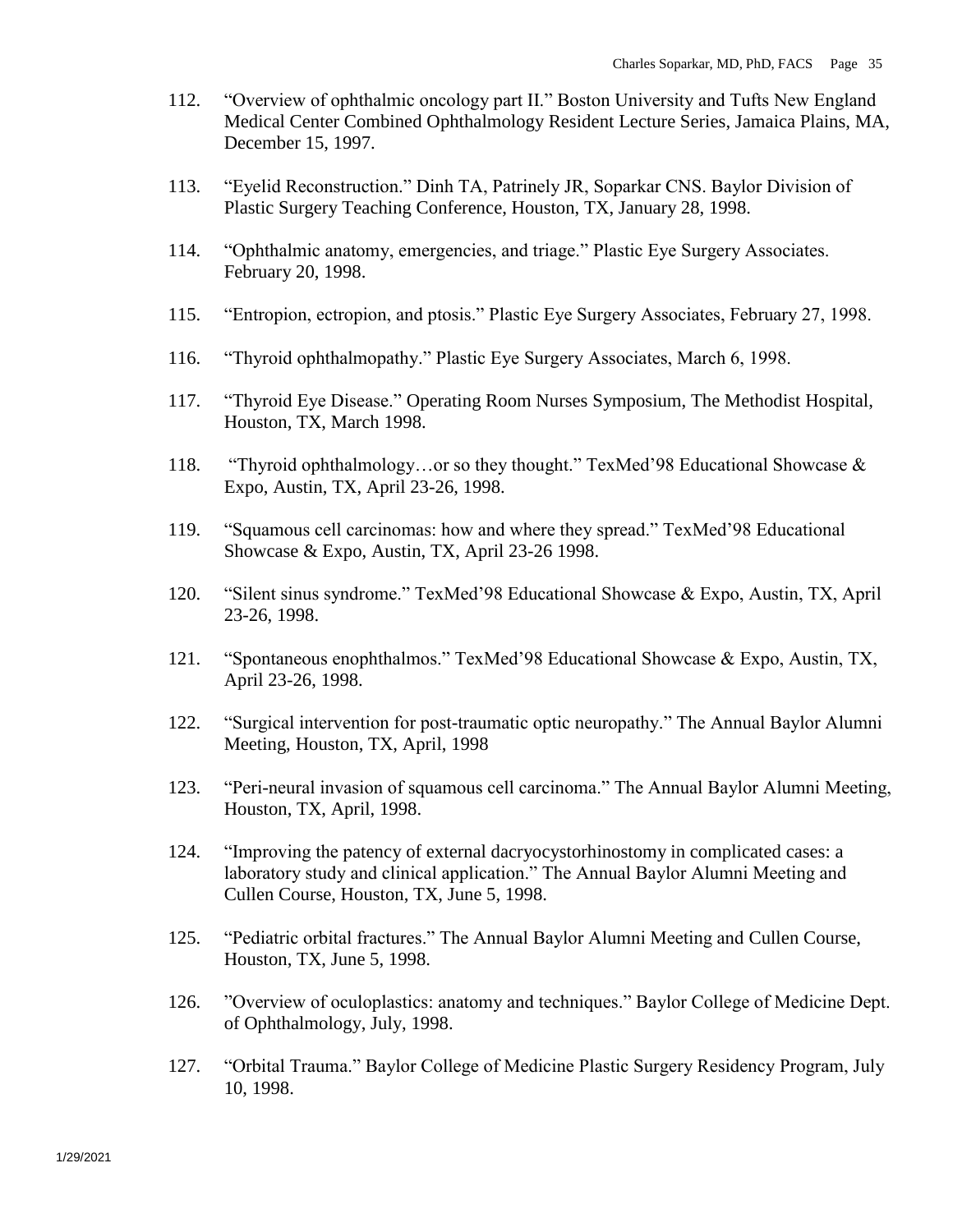112. "Overview of ophthalmic oncology part II." Boston University and Tufts New England Medical Center Combined Ophthalmology Resident Lecture Series, Jamaica Plains, MA, December 15, 1997.

113. "Eyelid Reconstruction." Dinh TA, Patrinely JR, Soparkar CNS. Baylor Division of Plastic Surgery Teaching Conference, Houston, TX, January 28, 1998.

114. "Ophthalmic anatomy, emergencies, and triage." Plastic Eye Surgery Associates. February 20, 1998.

115. "Entropion, ectropion, and ptosis." Plastic Eye Surgery Associates, February 27, 1998.

116. "Thyroid ophthalmopathy." Plastic Eye Surgery Associates, March 6, 1998.

117. "Thyroid Eye Disease." Operating Room Nurses Symposium, The Methodist Hospital, Houston, TX, March 1998.

118. "Thyroid ophthalmology…or so they thought." TexMed'98 Educational Showcase & Expo, Austin, TX, April 23-26, 1998.

119. "Squamous cell carcinomas: how and where they spread." TexMed'98 Educational Showcase & Expo, Austin, TX, April 23-26 1998.

120. "Silent sinus syndrome." TexMed'98 Educational Showcase & Expo, Austin, TX, April 23-26, 1998.

121. "Spontaneous enophthalmos." TexMed'98 Educational Showcase & Expo, Austin, TX, April 23-26, 1998.

122. "Surgical intervention for post-traumatic optic neuropathy." The Annual Baylor Alumni Meeting, Houston, TX, April, 1998

123. "Peri-neural invasion of squamous cell carcinoma." The Annual Baylor Alumni Meeting, Houston, TX, April, 1998.

124. "Improving the patency of external dacryocystorhinostomy in complicated cases: a laboratory study and clinical application." The Annual Baylor Alumni Meeting and Cullen Course, Houston, TX, June 5, 1998.

125. "Pediatric orbital fractures." The Annual Baylor Alumni Meeting and Cullen Course, Houston, TX, June 5, 1998.

126. "Overview of oculoplastics: anatomy and techniques." Baylor College of Medicine Dept. of Ophthalmology, July, 1998.

127. "Orbital Trauma." Baylor College of Medicine Plastic Surgery Residency Program, July 10, 1998.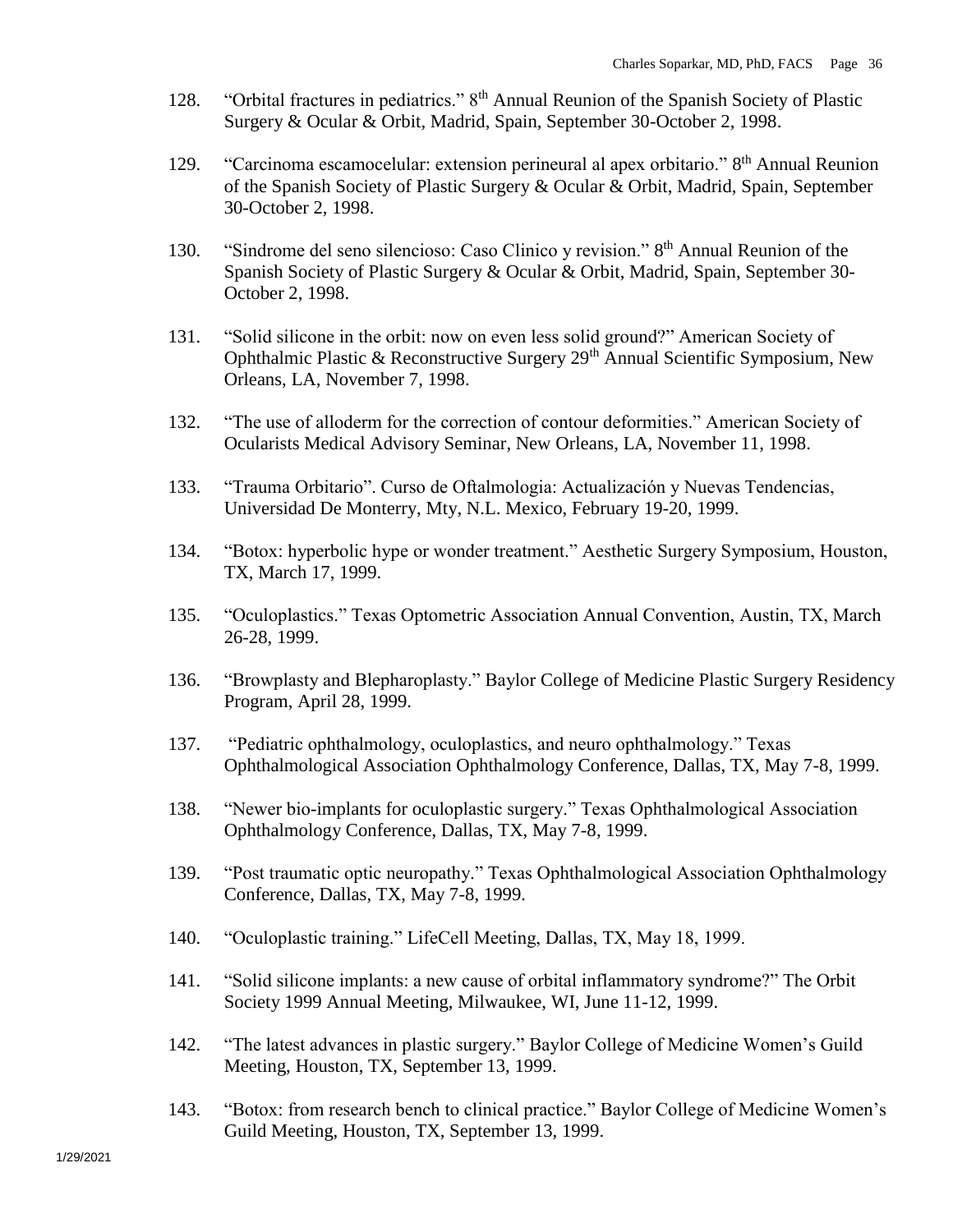128. "Orbital fractures in pediatrics." 8th Annual Reunion of the Spanish Society of Plastic Surgery & Ocular & Orbit, Madrid, Spain, September 30-October 2, 1998.

129. "Carcinoma escamocelular: extension perineural al apex orbitario." 8th Annual Reunion of the Spanish Society of Plastic Surgery & Ocular & Orbit, Madrid, Spain, September 30-October 2, 1998.

130. "Sindrome del seno silencioso: Caso Clinico y revision." 8th Annual Reunion of the Spanish Society of Plastic Surgery & Ocular & Orbit, Madrid, Spain, September 30-October 2, 1998.

131. "Solid silicone in the orbit: now on even less solid ground?" American Society of Ophthalmic Plastic & Reconstructive Surgery 29th Annual Scientific Symposium, New Orleans, LA, November 7, 1998.

132. "The use of alloderm for the correction of contour deformities." American Society of Ocularists Medical Advisory Seminar, New Orleans, LA, November 11, 1998.

133. "Trauma Orbitario". Curso de Oftalmologia: Actualización y Nuevas Tendencias, Universidad De Monterry, Mty, N.L. Mexico, February 19-20, 1999.

134. "Botox: hyperbolic hype or wonder treatment." Aesthetic Surgery Symposium, Houston, TX, March 17, 1999.

135. "Oculoplastics." Texas Optometric Association Annual Convention, Austin, TX, March 26-28, 1999.

136. "Browplasty and Blepharoplasty." Baylor College of Medicine Plastic Surgery Residency Program, April 28, 1999.

137. "Pediatric ophthalmology, oculoplastics, and neuro ophthalmology." Texas Ophthalmological Association Ophthalmology Conference, Dallas, TX, May 7-8, 1999.

138. "Newer bio-implants for oculoplastic surgery." Texas Ophthalmological Association Ophthalmology Conference, Dallas, TX, May 7-8, 1999.

139. "Post traumatic optic neuropathy." Texas Ophthalmological Association Ophthalmology Conference, Dallas, TX, May 7-8, 1999.

140. "Oculoplastic training." LifeCell Meeting, Dallas, TX, May 18, 1999.

141. "Solid silicone implants: a new cause of orbital inflammatory syndrome?" The Orbit Society 1999 Annual Meeting, Milwaukee, WI, June 11-12, 1999.

142. "The latest advances in plastic surgery." Baylor College of Medicine Women's Guild Meeting, Houston, TX, September 13, 1999.

143. "Botox: from research bench to clinical practice." Baylor College of Medicine Women's Guild Meeting, Houston, TX, September 13, 1999.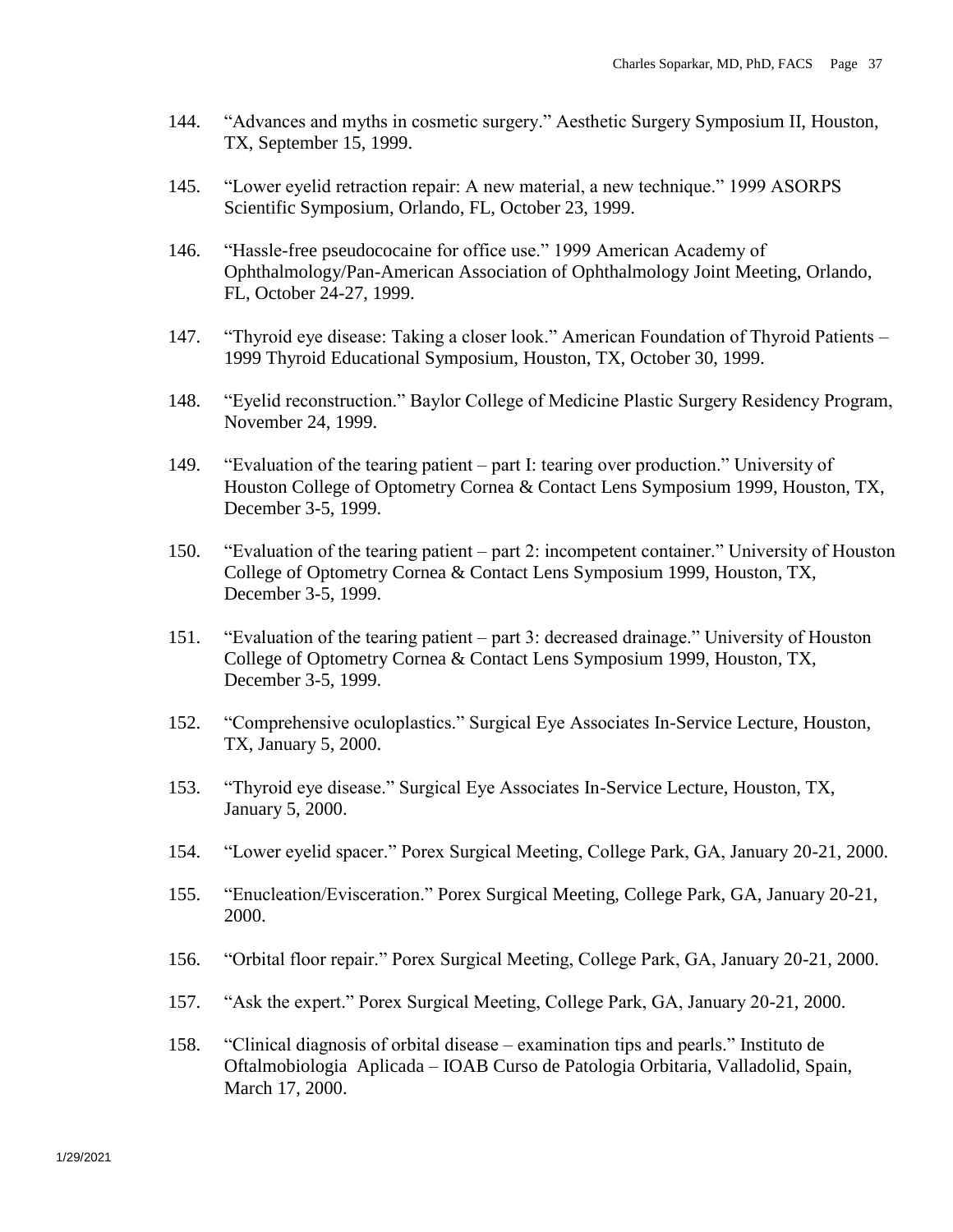144. "Advances and myths in cosmetic surgery." Aesthetic Surgery Symposium II, Houston, TX, September 15, 1999.

145. "Lower eyelid retraction repair: A new material, a new technique." 1999 ASORPS Scientific Symposium, Orlando, FL, October 23, 1999.

146. "Hassle-free pseudococaine for office use." 1999 American Academy of Ophthalmology/Pan-American Association of Ophthalmology Joint Meeting, Orlando, FL, October 24-27, 1999.

147. "Thyroid eye disease: Taking a closer look." American Foundation of Thyroid Patients – 1999 Thyroid Educational Symposium, Houston, TX, October 30, 1999.

148. "Eyelid reconstruction." Baylor College of Medicine Plastic Surgery Residency Program, November 24, 1999.

149. "Evaluation of the tearing patient – part I: tearing over production." University of Houston College of Optometry Cornea & Contact Lens Symposium 1999, Houston, TX, December 3-5, 1999.

150. "Evaluation of the tearing patient – part 2: incompetent container." University of Houston College of Optometry Cornea & Contact Lens Symposium 1999, Houston, TX, December 3-5, 1999.

151. "Evaluation of the tearing patient – part 3: decreased drainage." University of Houston College of Optometry Cornea & Contact Lens Symposium 1999, Houston, TX, December 3-5, 1999.

152. "Comprehensive oculoplastics." Surgical Eye Associates In-Service Lecture, Houston, TX, January 5, 2000.

153. "Thyroid eye disease." Surgical Eye Associates In-Service Lecture, Houston, TX, January 5, 2000.

154. "Lower eyelid spacer." Porex Surgical Meeting, College Park, GA, January 20-21, 2000.

155. "Enucleation/Evisceration." Porex Surgical Meeting, College Park, GA, January 20-21, 2000.

156. "Orbital floor repair." Porex Surgical Meeting, College Park, GA, January 20-21, 2000.

157. "Ask the expert." Porex Surgical Meeting, College Park, GA, January 20-21, 2000.

158. "Clinical diagnosis of orbital disease – examination tips and pearls." Instituto de Oftalmobiologia Aplicada – IOAB Curso de Patologia Orbitaria, Valladolid, Spain, March 17, 2000.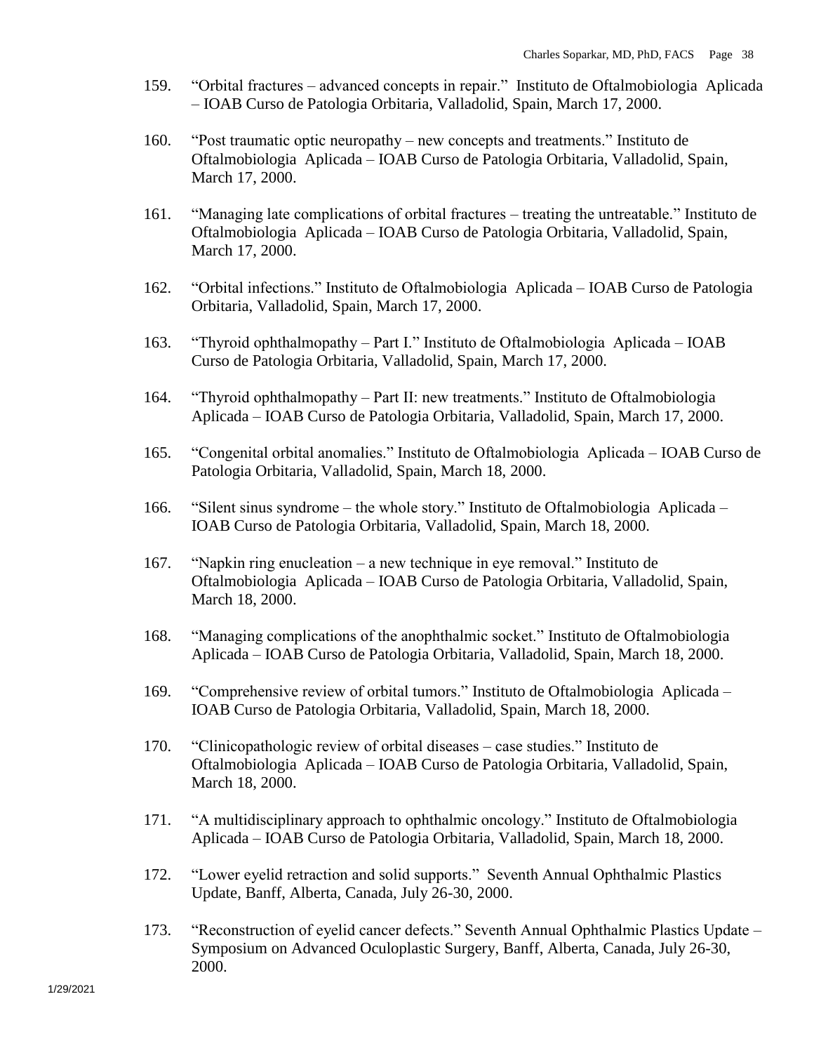159. "Orbital fractures – advanced concepts in repair." Instituto de Oftalmobiologia Aplicada – IOAB Curso de Patologia Orbitaria, Valladolid, Spain, March 17, 2000.

160. "Post traumatic optic neuropathy – new concepts and treatments." Instituto de Oftalmobiologia Aplicada – IOAB Curso de Patologia Orbitaria, Valladolid, Spain, March 17, 2000.

161. "Managing late complications of orbital fractures – treating the untreatable." Instituto de Oftalmobiologia Aplicada – IOAB Curso de Patologia Orbitaria, Valladolid, Spain, March 17, 2000.

162. "Orbital infections." Instituto de Oftalmobiologia Aplicada – IOAB Curso de Patologia Orbitaria, Valladolid, Spain, March 17, 2000.

163. "Thyroid ophthalmopathy – Part I." Instituto de Oftalmobiologia Aplicada – IOAB Curso de Patologia Orbitaria, Valladolid, Spain, March 17, 2000.

164. "Thyroid ophthalmopathy – Part II: new treatments." Instituto de Oftalmobiologia Aplicada – IOAB Curso de Patologia Orbitaria, Valladolid, Spain, March 17, 2000.

165. "Congenital orbital anomalies." Instituto de Oftalmobiologia Aplicada – IOAB Curso de Patologia Orbitaria, Valladolid, Spain, March 18, 2000.

166. "Silent sinus syndrome – the whole story." Instituto de Oftalmobiologia Aplicada – IOAB Curso de Patologia Orbitaria, Valladolid, Spain, March 18, 2000.

167. "Napkin ring enucleation – a new technique in eye removal." Instituto de Oftalmobiologia Aplicada – IOAB Curso de Patologia Orbitaria, Valladolid, Spain, March 18, 2000.

168. "Managing complications of the anophthalmic socket." Instituto de Oftalmobiologia Aplicada – IOAB Curso de Patologia Orbitaria, Valladolid, Spain, March 18, 2000.

169. "Comprehensive review of orbital tumors." Instituto de Oftalmobiologia Aplicada – IOAB Curso de Patologia Orbitaria, Valladolid, Spain, March 18, 2000.

170. "Clinicopathologic review of orbital diseases – case studies." Instituto de Oftalmobiologia Aplicada – IOAB Curso de Patologia Orbitaria, Valladolid, Spain, March 18, 2000.

171. "A multidisciplinary approach to ophthalmic oncology." Instituto de Oftalmobiologia Aplicada – IOAB Curso de Patologia Orbitaria, Valladolid, Spain, March 18, 2000.

172. "Lower eyelid retraction and solid supports." Seventh Annual Ophthalmic Plastics Update, Banff, Alberta, Canada, July 26-30, 2000.

173. "Reconstruction of eyelid cancer defects." Seventh Annual Ophthalmic Plastics Update – Symposium on Advanced Oculoplastic Surgery, Banff, Alberta, Canada, July 26-30, 2000.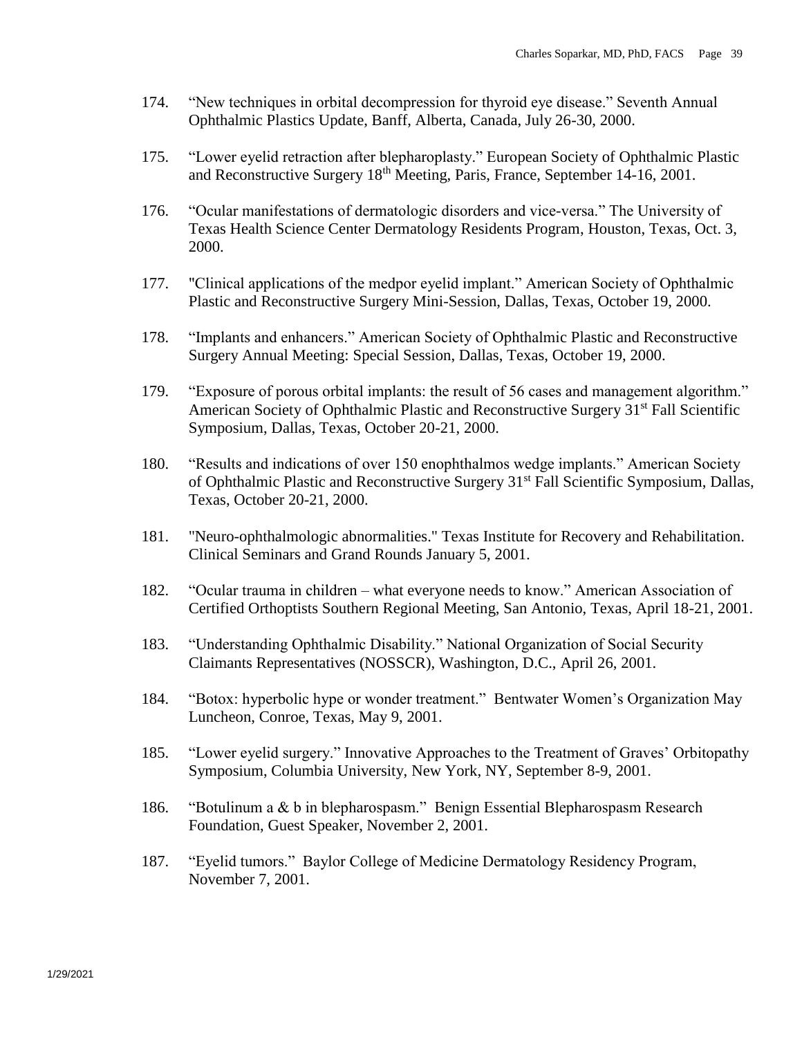174. "New techniques in orbital decompression for thyroid eye disease." Seventh Annual Ophthalmic Plastics Update, Banff, Alberta, Canada, July 26-30, 2000.

175. "Lower eyelid retraction after blepharoplasty." European Society of Ophthalmic Plastic and Reconstructive Surgery 18th Meeting, Paris, France, September 14-16, 2001.

176. "Ocular manifestations of dermatologic disorders and vice-versa." The University of Texas Health Science Center Dermatology Residents Program, Houston, Texas, Oct. 3, 2000.

177. "Clinical applications of the medpor eyelid implant." American Society of Ophthalmic Plastic and Reconstructive Surgery Mini-Session, Dallas, Texas, October 19, 2000.

178. "Implants and enhancers." American Society of Ophthalmic Plastic and Reconstructive Surgery Annual Meeting: Special Session, Dallas, Texas, October 19, 2000.

179. "Exposure of porous orbital implants: the result of 56 cases and management algorithm." American Society of Ophthalmic Plastic and Reconstructive Surgery 31st Fall Scientific Symposium, Dallas, Texas, October 20-21, 2000.

180. "Results and indications of over 150 enophthalmos wedge implants." American Society of Ophthalmic Plastic and Reconstructive Surgery 31st Fall Scientific Symposium, Dallas, Texas, October 20-21, 2000.

181. "Neuro-ophthalmologic abnormalities." Texas Institute for Recovery and Rehabilitation. Clinical Seminars and Grand Rounds January 5, 2001.

182. "Ocular trauma in children – what everyone needs to know." American Association of Certified Orthoptists Southern Regional Meeting, San Antonio, Texas, April 18-21, 2001.

183. "Understanding Ophthalmic Disability." National Organization of Social Security Claimants Representatives (NOSSCR), Washington, D.C., April 26, 2001.

184. "Botox: hyperbolic hype or wonder treatment." Bentwater Women's Organization May Luncheon, Conroe, Texas, May 9, 2001.

185. "Lower eyelid surgery." Innovative Approaches to the Treatment of Graves' Orbitopathy Symposium, Columbia University, New York, NY, September 8-9, 2001.

186. "Botulinum a & b in blepharospasm." Benign Essential Blepharospasm Research Foundation, Guest Speaker, November 2, 2001.

187. "Eyelid tumors." Baylor College of Medicine Dermatology Residency Program, November 7, 2001.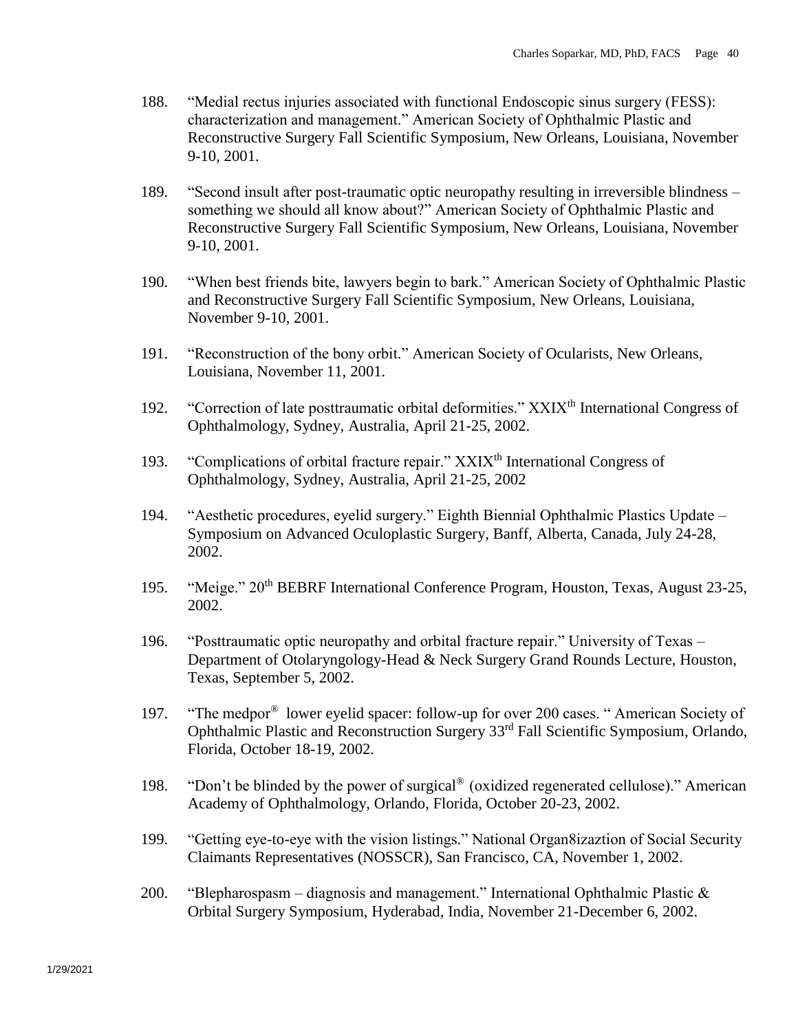188. "Medial rectus injuries associated with functional Endoscopic sinus surgery (FESS): characterization and management." American Society of Ophthalmic Plastic and Reconstructive Surgery Fall Scientific Symposium, New Orleans, Louisiana, November 9-10, 2001.

189. "Second insult after post-traumatic optic neuropathy resulting in irreversible blindness – something we should all know about?" American Society of Ophthalmic Plastic and Reconstructive Surgery Fall Scientific Symposium, New Orleans, Louisiana, November 9-10, 2001.

190. "When best friends bite, lawyers begin to bark." American Society of Ophthalmic Plastic and Reconstructive Surgery Fall Scientific Symposium, New Orleans, Louisiana, November 9-10, 2001.

191. "Reconstruction of the bony orbit." American Society of Ocularists, New Orleans, Louisiana, November 11, 2001.

192. "Correction of late posttraumatic orbital deformities." XXIX^th International Congress of Ophthalmology, Sydney, Australia, April 21-25, 2002.

193. "Complications of orbital fracture repair." XXIX^th International Congress of Ophthalmology, Sydney, Australia, April 21-25, 2002

194. "Aesthetic procedures, eyelid surgery." Eighth Biennial Ophthalmic Plastics Update – Symposium on Advanced Oculoplastic Surgery, Banff, Alberta, Canada, July 24-28, 2002.

195. "Meige." 20^th BEBRF International Conference Program, Houston, Texas, August 23-25, 2002.

196. "Posttraumatic optic neuropathy and orbital fracture repair." University of Texas – Department of Otolaryngology-Head & Neck Surgery Grand Rounds Lecture, Houston, Texas, September 5, 2002.

197. "The medpor® lower eyelid spacer: follow-up for over 200 cases. " American Society of Ophthalmic Plastic and Reconstruction Surgery 33^rd Fall Scientific Symposium, Orlando, Florida, October 18-19, 2002.

198. "Don't be blinded by the power of surgical® (oxidized regenerated cellulose)." American Academy of Ophthalmology, Orlando, Florida, October 20-23, 2002.

199. "Getting eye-to-eye with the vision listings." National Organ8izaztion of Social Security Claimants Representatives (NOSSCR), San Francisco, CA, November 1, 2002.

200. "Blepharospasm – diagnosis and management." International Ophthalmic Plastic & Orbital Surgery Symposium, Hyderabad, India, November 21-December 6, 2002.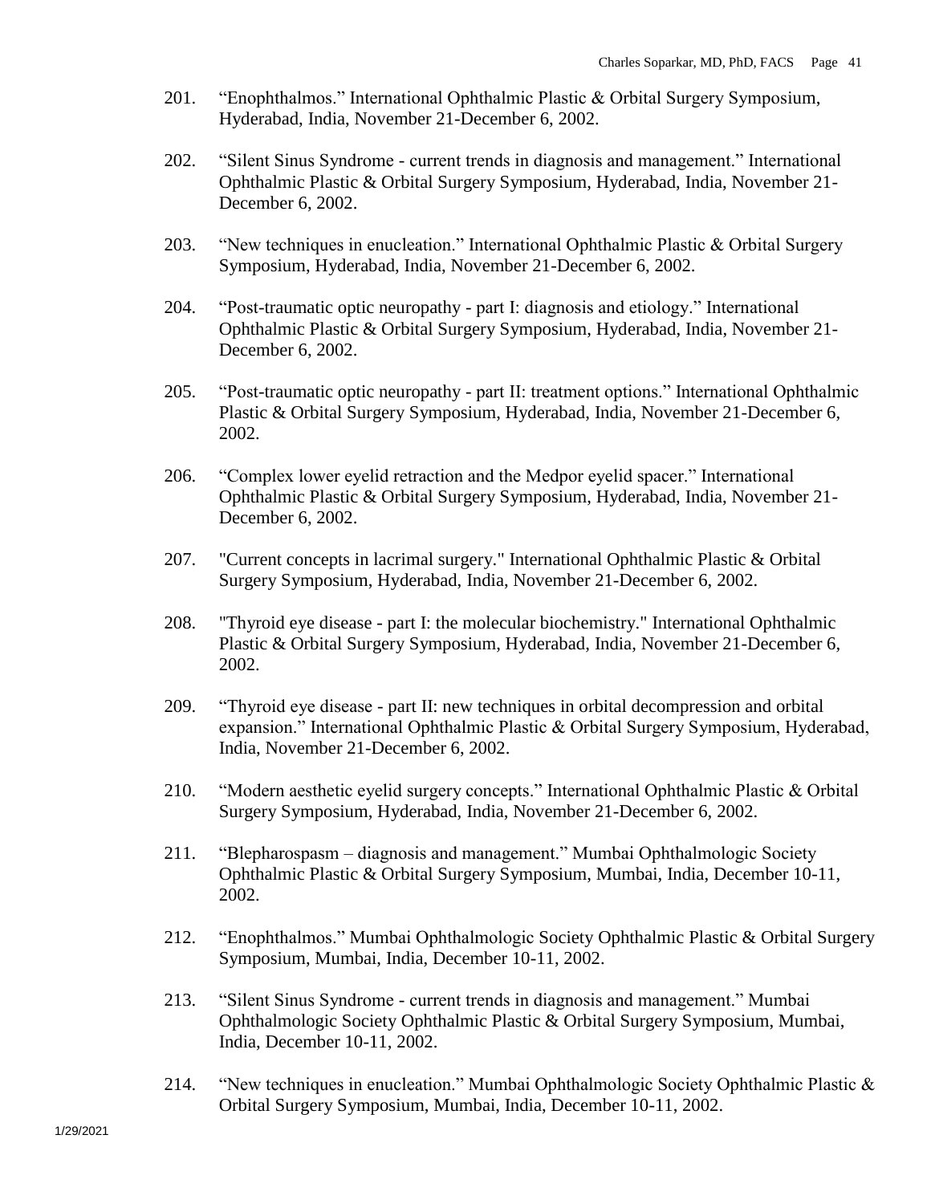201. “Enophthalmos.” International Ophthalmic Plastic & Orbital Surgery Symposium, Hyderabad, India, November 21-December 6, 2002.

202. “Silent Sinus Syndrome - current trends in diagnosis and management.” International Ophthalmic Plastic & Orbital Surgery Symposium, Hyderabad, India, November 21-December 6, 2002.

203. “New techniques in enucleation.” International Ophthalmic Plastic & Orbital Surgery Symposium, Hyderabad, India, November 21-December 6, 2002.

204. “Post-traumatic optic neuropathy - part I: diagnosis and etiology.” International Ophthalmic Plastic & Orbital Surgery Symposium, Hyderabad, India, November 21-December 6, 2002.

205. “Post-traumatic optic neuropathy - part II: treatment options.” International Ophthalmic Plastic & Orbital Surgery Symposium, Hyderabad, India, November 21-December 6, 2002.

206. “Complex lower eyelid retraction and the Medpor eyelid spacer.” International Ophthalmic Plastic & Orbital Surgery Symposium, Hyderabad, India, November 21-December 6, 2002.

207. "Current concepts in lacrimal surgery." International Ophthalmic Plastic & Orbital Surgery Symposium, Hyderabad, India, November 21-December 6, 2002.

208. "Thyroid eye disease - part I: the molecular biochemistry." International Ophthalmic Plastic & Orbital Surgery Symposium, Hyderabad, India, November 21-December 6, 2002.

209. “Thyroid eye disease - part II: new techniques in orbital decompression and orbital expansion.” International Ophthalmic Plastic & Orbital Surgery Symposium, Hyderabad, India, November 21-December 6, 2002.

210. “Modern aesthetic eyelid surgery concepts.” International Ophthalmic Plastic & Orbital Surgery Symposium, Hyderabad, India, November 21-December 6, 2002.

211. “Blepharospasm – diagnosis and management.” Mumbai Ophthalmologic Society Ophthalmic Plastic & Orbital Surgery Symposium, Mumbai, India, December 10-11, 2002.

212. “Enophthalmos.” Mumbai Ophthalmologic Society Ophthalmic Plastic & Orbital Surgery Symposium, Mumbai, India, December 10-11, 2002.

213. “Silent Sinus Syndrome - current trends in diagnosis and management.” Mumbai Ophthalmologic Society Ophthalmic Plastic & Orbital Surgery Symposium, Mumbai, India, December 10-11, 2002.

214. “New techniques in enucleation.” Mumbai Ophthalmologic Society Ophthalmic Plastic & Orbital Surgery Symposium, Mumbai, India, December 10-11, 2002.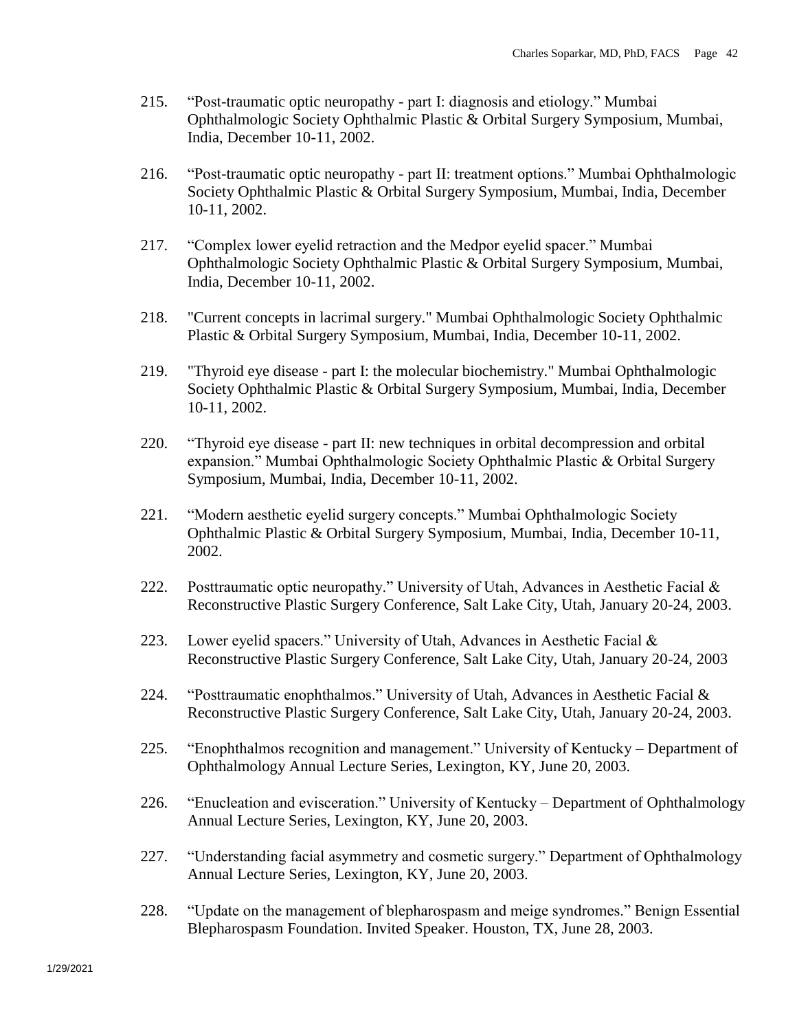215. "Post-traumatic optic neuropathy - part I: diagnosis and etiology." Mumbai Ophthalmologic Society Ophthalmic Plastic & Orbital Surgery Symposium, Mumbai, India, December 10-11, 2002.

216. "Post-traumatic optic neuropathy - part II: treatment options." Mumbai Ophthalmologic Society Ophthalmic Plastic & Orbital Surgery Symposium, Mumbai, India, December 10-11, 2002.

217. "Complex lower eyelid retraction and the Medpor eyelid spacer." Mumbai Ophthalmologic Society Ophthalmic Plastic & Orbital Surgery Symposium, Mumbai, India, December 10-11, 2002.

218. "Current concepts in lacrimal surgery." Mumbai Ophthalmologic Society Ophthalmic Plastic & Orbital Surgery Symposium, Mumbai, India, December 10-11, 2002.

219. "Thyroid eye disease - part I: the molecular biochemistry." Mumbai Ophthalmologic Society Ophthalmic Plastic & Orbital Surgery Symposium, Mumbai, India, December 10-11, 2002.

220. "Thyroid eye disease - part II: new techniques in orbital decompression and orbital expansion." Mumbai Ophthalmologic Society Ophthalmic Plastic & Orbital Surgery Symposium, Mumbai, India, December 10-11, 2002.

221. "Modern aesthetic eyelid surgery concepts." Mumbai Ophthalmologic Society Ophthalmic Plastic & Orbital Surgery Symposium, Mumbai, India, December 10-11, 2002.

222. Posttraumatic optic neuropathy." University of Utah, Advances in Aesthetic Facial & Reconstructive Plastic Surgery Conference, Salt Lake City, Utah, January 20-24, 2003.

223. Lower eyelid spacers." University of Utah, Advances in Aesthetic Facial & Reconstructive Plastic Surgery Conference, Salt Lake City, Utah, January 20-24, 2003

224. "Posttraumatic enophthalmos." University of Utah, Advances in Aesthetic Facial & Reconstructive Plastic Surgery Conference, Salt Lake City, Utah, January 20-24, 2003.

225. "Enophthalmos recognition and management." University of Kentucky – Department of Ophthalmology Annual Lecture Series, Lexington, KY, June 20, 2003.

226. "Enucleation and evisceration." University of Kentucky – Department of Ophthalmology Annual Lecture Series, Lexington, KY, June 20, 2003.

227. "Understanding facial asymmetry and cosmetic surgery." Department of Ophthalmology Annual Lecture Series, Lexington, KY, June 20, 2003.

228. "Update on the management of blepharospasm and meige syndromes." Benign Essential Blepharospasm Foundation. Invited Speaker. Houston, TX, June 28, 2003.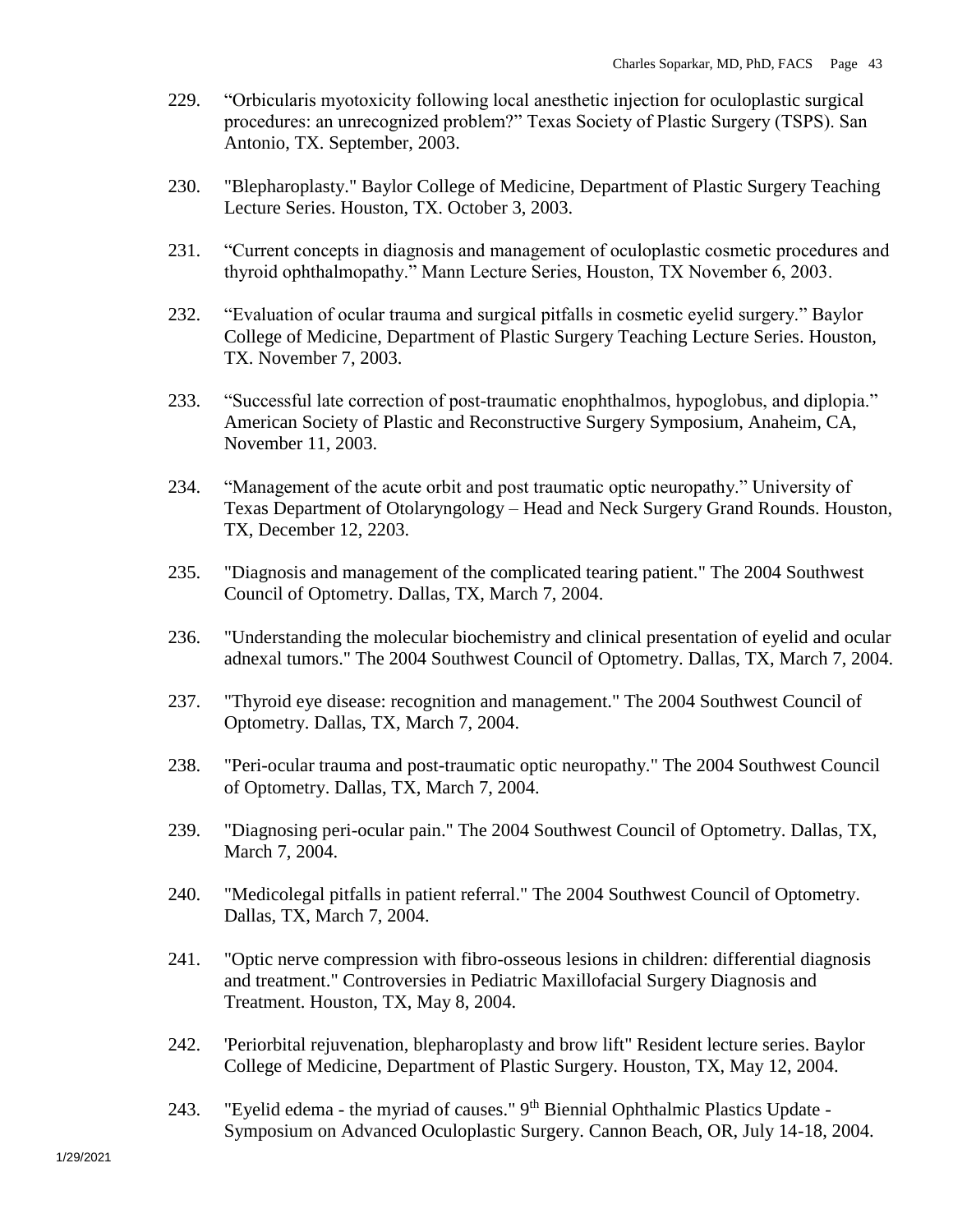229. “Orbicularis myotoxicity following local anesthetic injection for oculoplastic surgical procedures: an unrecognized problem?” Texas Society of Plastic Surgery (TSPS). San Antonio, TX. September, 2003.

230. "Blepharoplasty." Baylor College of Medicine, Department of Plastic Surgery Teaching Lecture Series. Houston, TX. October 3, 2003.

231. “Current concepts in diagnosis and management of oculoplastic cosmetic procedures and thyroid ophthalmopathy.” Mann Lecture Series, Houston, TX November 6, 2003.

232. “Evaluation of ocular trauma and surgical pitfalls in cosmetic eyelid surgery.” Baylor College of Medicine, Department of Plastic Surgery Teaching Lecture Series. Houston, TX. November 7, 2003.

233. “Successful late correction of post-traumatic enophthalmos, hypoglobus, and diplopia.” American Society of Plastic and Reconstructive Surgery Symposium, Anaheim, CA, November 11, 2003.

234. “Management of the acute orbit and post traumatic optic neuropathy.” University of Texas Department of Otolaryngology – Head and Neck Surgery Grand Rounds. Houston, TX, December 12, 2203.

235. "Diagnosis and management of the complicated tearing patient." The 2004 Southwest Council of Optometry. Dallas, TX, March 7, 2004.

236. "Understanding the molecular biochemistry and clinical presentation of eyelid and ocular adnexal tumors." The 2004 Southwest Council of Optometry. Dallas, TX, March 7, 2004.

237. "Thyroid eye disease: recognition and management." The 2004 Southwest Council of Optometry. Dallas, TX, March 7, 2004.

238. "Peri-ocular trauma and post-traumatic optic neuropathy." The 2004 Southwest Council of Optometry. Dallas, TX, March 7, 2004.

239. "Diagnosing peri-ocular pain." The 2004 Southwest Council of Optometry. Dallas, TX, March 7, 2004.

240. "Medicolegal pitfalls in patient referral." The 2004 Southwest Council of Optometry. Dallas, TX, March 7, 2004.

241. "Optic nerve compression with fibro-osseous lesions in children: differential diagnosis and treatment." Controversies in Pediatric Maxillofacial Surgery Diagnosis and Treatment. Houston, TX, May 8, 2004.

242. 'Periorbital rejuvenation, blepharoplasty and brow lift" Resident lecture series. Baylor College of Medicine, Department of Plastic Surgery. Houston, TX, May 12, 2004.

243. "Eyelid edema - the myriad of causes." 9th Biennial Ophthalmic Plastics Update - Symposium on Advanced Oculoplastic Surgery. Cannon Beach, OR, July 14-18, 2004.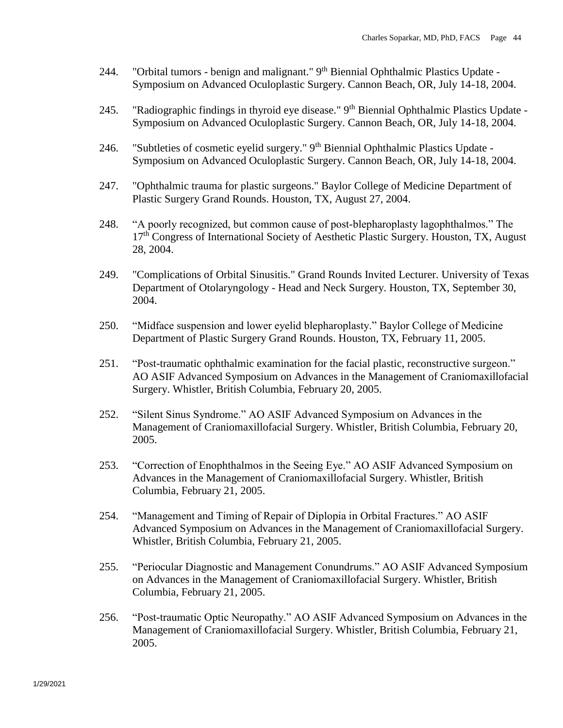244. "Orbital tumors - benign and malignant." 9th Biennial Ophthalmic Plastics Update - Symposium on Advanced Oculoplastic Surgery. Cannon Beach, OR, July 14-18, 2004.

245. "Radiographic findings in thyroid eye disease." 9th Biennial Ophthalmic Plastics Update - Symposium on Advanced Oculoplastic Surgery. Cannon Beach, OR, July 14-18, 2004.

246. "Subtleties of cosmetic eyelid surgery." 9th Biennial Ophthalmic Plastics Update - Symposium on Advanced Oculoplastic Surgery. Cannon Beach, OR, July 14-18, 2004.

247. "Ophthalmic trauma for plastic surgeons." Baylor College of Medicine Department of Plastic Surgery Grand Rounds. Houston, TX, August 27, 2004.

248. "A poorly recognized, but common cause of post-blepharoplasty lagophthalmos." The 17th Congress of International Society of Aesthetic Plastic Surgery. Houston, TX, August 28, 2004.

249. "Complications of Orbital Sinusitis." Grand Rounds Invited Lecturer. University of Texas Department of Otolaryngology - Head and Neck Surgery. Houston, TX, September 30, 2004.

250. "Midface suspension and lower eyelid blepharoplasty." Baylor College of Medicine Department of Plastic Surgery Grand Rounds. Houston, TX, February 11, 2005.

251. "Post-traumatic ophthalmic examination for the facial plastic, reconstructive surgeon." AO ASIF Advanced Symposium on Advances in the Management of Craniomaxillofacial Surgery. Whistler, British Columbia, February 20, 2005.

252. "Silent Sinus Syndrome." AO ASIF Advanced Symposium on Advances in the Management of Craniomaxillofacial Surgery. Whistler, British Columbia, February 20, 2005.

253. "Correction of Enophthalmos in the Seeing Eye." AO ASIF Advanced Symposium on Advances in the Management of Craniomaxillofacial Surgery. Whistler, British Columbia, February 21, 2005.

254. "Management and Timing of Repair of Diplopia in Orbital Fractures." AO ASIF Advanced Symposium on Advances in the Management of Craniomaxillofacial Surgery. Whistler, British Columbia, February 21, 2005.

255. "Periocular Diagnostic and Management Conundrums." AO ASIF Advanced Symposium on Advances in the Management of Craniomaxillofacial Surgery. Whistler, British Columbia, February 21, 2005.

256. "Post-traumatic Optic Neuropathy." AO ASIF Advanced Symposium on Advances in the Management of Craniomaxillofacial Surgery. Whistler, British Columbia, February 21, 2005.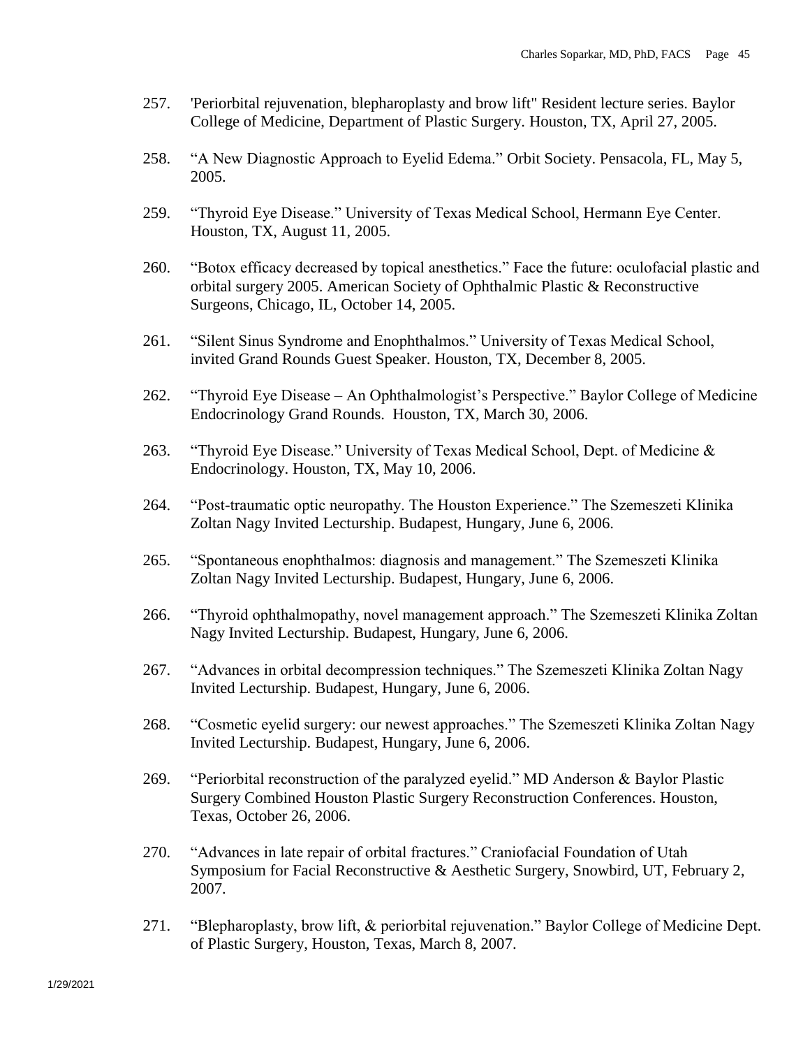257. 'Periorbital rejuvenation, blepharoplasty and brow lift" Resident lecture series. Baylor College of Medicine, Department of Plastic Surgery. Houston, TX, April 27, 2005.

258. "A New Diagnostic Approach to Eyelid Edema." Orbit Society. Pensacola, FL, May 5, 2005.

259. "Thyroid Eye Disease." University of Texas Medical School, Hermann Eye Center. Houston, TX, August 11, 2005.

260. "Botox efficacy decreased by topical anesthetics." Face the future: oculofacial plastic and orbital surgery 2005. American Society of Ophthalmic Plastic & Reconstructive Surgeons, Chicago, IL, October 14, 2005.

261. "Silent Sinus Syndrome and Enophthalmos." University of Texas Medical School, invited Grand Rounds Guest Speaker. Houston, TX, December 8, 2005.

262. "Thyroid Eye Disease – An Ophthalmologist's Perspective." Baylor College of Medicine Endocrinology Grand Rounds. Houston, TX, March 30, 2006.

263. "Thyroid Eye Disease." University of Texas Medical School, Dept. of Medicine & Endocrinology. Houston, TX, May 10, 2006.

264. "Post-traumatic optic neuropathy. The Houston Experience." The Szemeszeti Klinika Zoltan Nagy Invited Lecturship. Budapest, Hungary, June 6, 2006.

265. "Spontaneous enophthalmos: diagnosis and management." The Szemeszeti Klinika Zoltan Nagy Invited Lecturship. Budapest, Hungary, June 6, 2006.

266. "Thyroid ophthalmopathy, novel management approach." The Szemeszeti Klinika Zoltan Nagy Invited Lecturship. Budapest, Hungary, June 6, 2006.

267. "Advances in orbital decompression techniques." The Szemeszeti Klinika Zoltan Nagy Invited Lecturship. Budapest, Hungary, June 6, 2006.

268. "Cosmetic eyelid surgery: our newest approaches." The Szemeszeti Klinika Zoltan Nagy Invited Lecturship. Budapest, Hungary, June 6, 2006.

269. "Periorbital reconstruction of the paralyzed eyelid." MD Anderson & Baylor Plastic Surgery Combined Houston Plastic Surgery Reconstruction Conferences. Houston, Texas, October 26, 2006.

270. "Advances in late repair of orbital fractures." Craniofacial Foundation of Utah Symposium for Facial Reconstructive & Aesthetic Surgery, Snowbird, UT, February 2, 2007.

271. "Blepharoplasty, brow lift, & periorbital rejuvenation." Baylor College of Medicine Dept. of Plastic Surgery, Houston, Texas, March 8, 2007.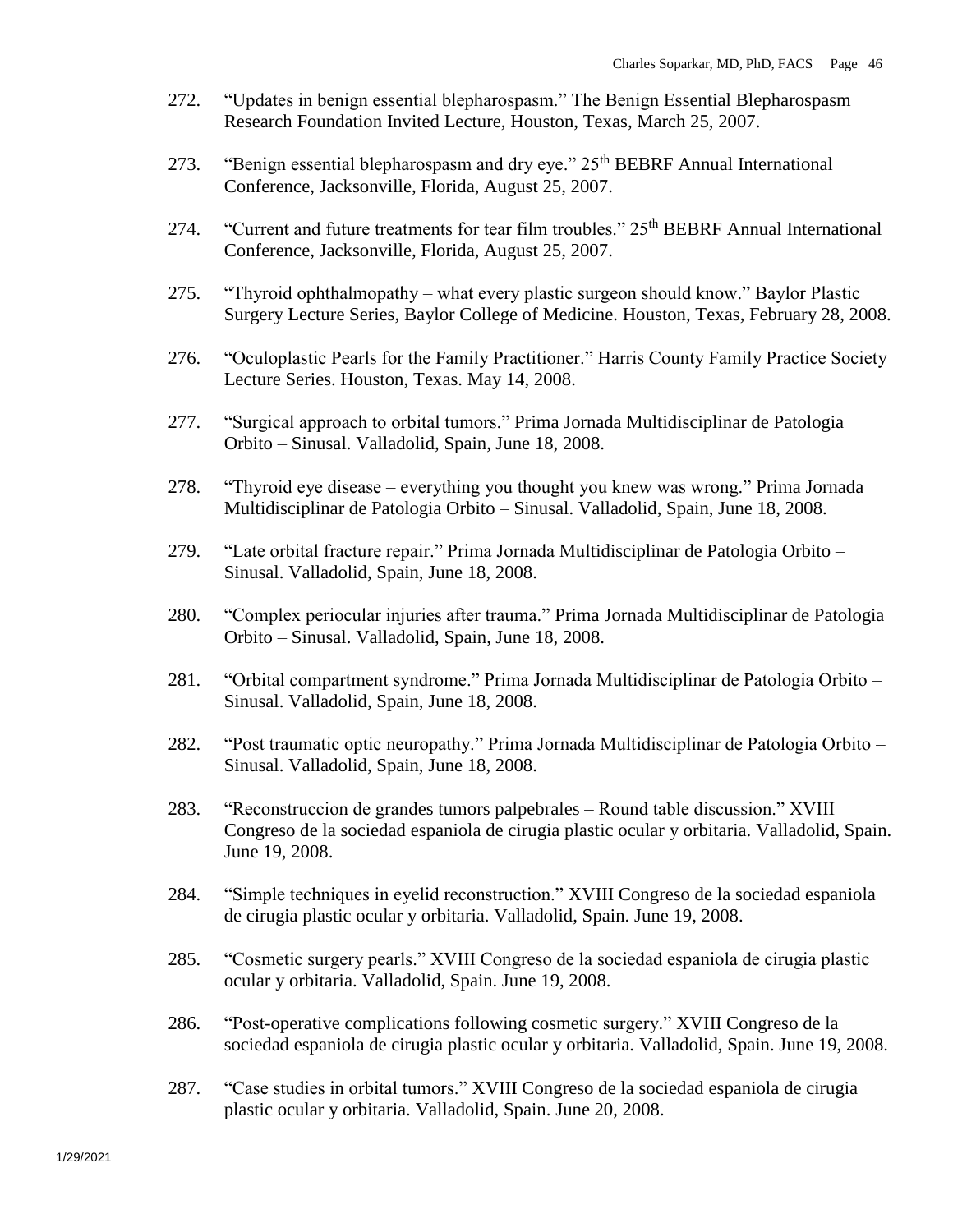272. "Updates in benign essential blepharospasm." The Benign Essential Blepharospasm Research Foundation Invited Lecture, Houston, Texas, March 25, 2007.

273. "Benign essential blepharospasm and dry eye." 25th BEBRF Annual International Conference, Jacksonville, Florida, August 25, 2007.

274. "Current and future treatments for tear film troubles." 25th BEBRF Annual International Conference, Jacksonville, Florida, August 25, 2007.

275. "Thyroid ophthalmopathy – what every plastic surgeon should know." Baylor Plastic Surgery Lecture Series, Baylor College of Medicine. Houston, Texas, February 28, 2008.

276. "Oculoplastic Pearls for the Family Practitioner." Harris County Family Practice Society Lecture Series. Houston, Texas. May 14, 2008.

277. "Surgical approach to orbital tumors." Prima Jornada Multidisciplinar de Patologia Orbito – Sinusal. Valladolid, Spain, June 18, 2008.

278. "Thyroid eye disease – everything you thought you knew was wrong." Prima Jornada Multidisciplinar de Patologia Orbito – Sinusal. Valladolid, Spain, June 18, 2008.

279. "Late orbital fracture repair." Prima Jornada Multidisciplinar de Patologia Orbito – Sinusal. Valladolid, Spain, June 18, 2008.

280. "Complex periocular injuries after trauma." Prima Jornada Multidisciplinar de Patologia Orbito – Sinusal. Valladolid, Spain, June 18, 2008.

281. "Orbital compartment syndrome." Prima Jornada Multidisciplinar de Patologia Orbito – Sinusal. Valladolid, Spain, June 18, 2008.

282. "Post traumatic optic neuropathy." Prima Jornada Multidisciplinar de Patologia Orbito – Sinusal. Valladolid, Spain, June 18, 2008.

283. "Reconstruccion de grandes tumors palpebrales – Round table discussion." XVIII Congreso de la sociedad espaniola de cirugia plastic ocular y orbitaria. Valladolid, Spain. June 19, 2008.

284. "Simple techniques in eyelid reconstruction." XVIII Congreso de la sociedad espaniola de cirugia plastic ocular y orbitaria. Valladolid, Spain. June 19, 2008.

285. "Cosmetic surgery pearls." XVIII Congreso de la sociedad espaniola de cirugia plastic ocular y orbitaria. Valladolid, Spain. June 19, 2008.

286. "Post-operative complications following cosmetic surgery." XVIII Congreso de la sociedad espaniola de cirugia plastic ocular y orbitaria. Valladolid, Spain. June 19, 2008.

287. "Case studies in orbital tumors." XVIII Congreso de la sociedad espaniola de cirugia plastic ocular y orbitaria. Valladolid, Spain. June 20, 2008.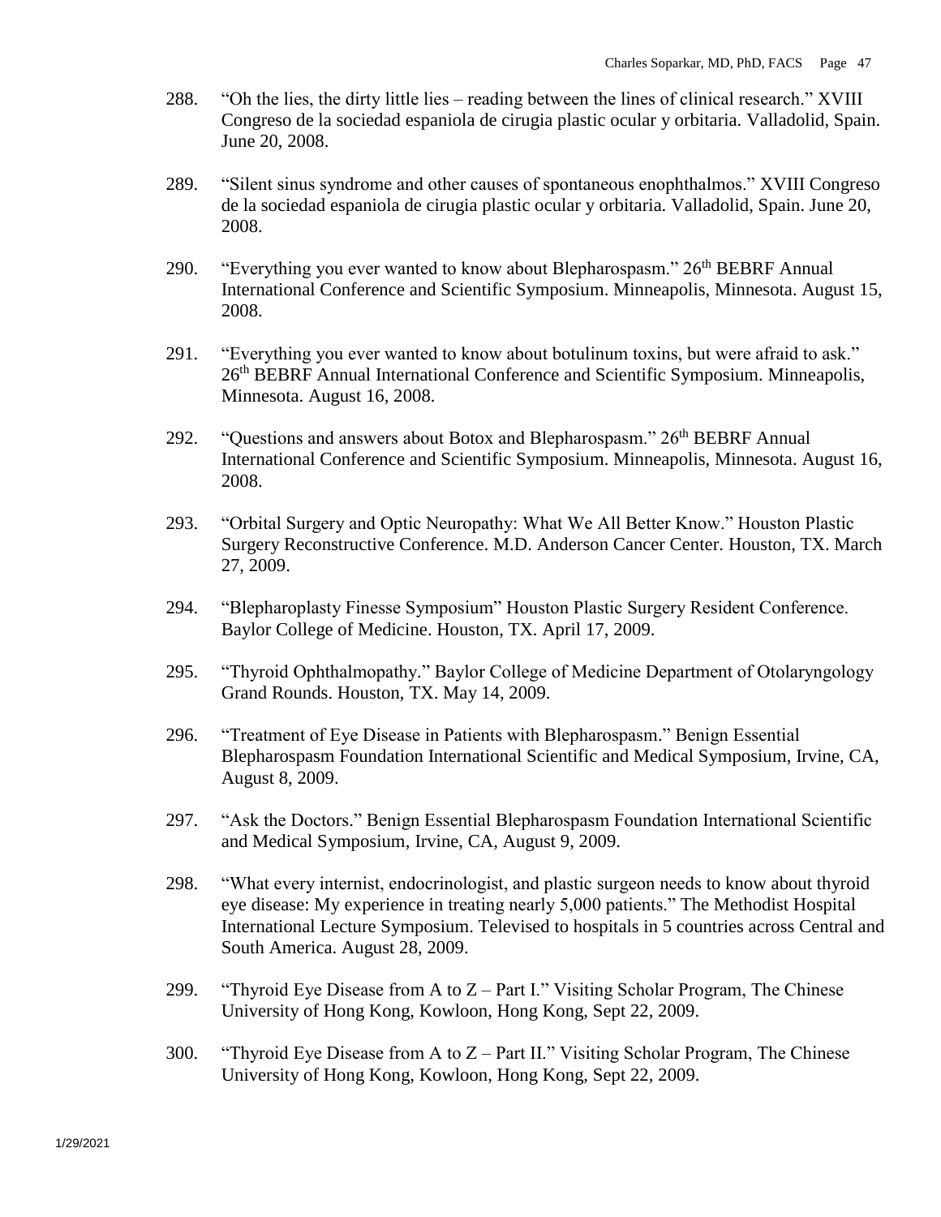288. “Oh the lies, the dirty little lies – reading between the lines of clinical research.” XVIII Congreso de la sociedad espaniola de cirugia plastic ocular y orbitaria. Valladolid, Spain. June 20, 2008.

289. “Silent sinus syndrome and other causes of spontaneous enophthalmos.” XVIII Congreso de la sociedad espaniola de cirugia plastic ocular y orbitaria. Valladolid, Spain. June 20, 2008.

290. “Everything you ever wanted to know about Blepharospasm.” 26th BEBRF Annual International Conference and Scientific Symposium. Minneapolis, Minnesota. August 15, 2008.

291. “Everything you ever wanted to know about botulinum toxins, but were afraid to ask.” 26th BEBRF Annual International Conference and Scientific Symposium. Minneapolis, Minnesota. August 16, 2008.

292. “Questions and answers about Botox and Blepharospasm.” 26th BEBRF Annual International Conference and Scientific Symposium. Minneapolis, Minnesota. August 16, 2008.

293. “Orbital Surgery and Optic Neuropathy: What We All Better Know.” Houston Plastic Surgery Reconstructive Conference. M.D. Anderson Cancer Center. Houston, TX. March 27, 2009.

294. “Blepharoplasty Finesse Symposium” Houston Plastic Surgery Resident Conference. Baylor College of Medicine. Houston, TX. April 17, 2009.

295. “Thyroid Ophthalmopathy.” Baylor College of Medicine Department of Otolaryngology Grand Rounds. Houston, TX. May 14, 2009.

296. “Treatment of Eye Disease in Patients with Blepharospasm.” Benign Essential Blepharospasm Foundation International Scientific and Medical Symposium, Irvine, CA, August 8, 2009.

297. “Ask the Doctors.” Benign Essential Blepharospasm Foundation International Scientific and Medical Symposium, Irvine, CA, August 9, 2009.

298. “What every internist, endocrinologist, and plastic surgeon needs to know about thyroid eye disease: My experience in treating nearly 5,000 patients.” The Methodist Hospital International Lecture Symposium. Televised to hospitals in 5 countries across Central and South America. August 28, 2009.

299. “Thyroid Eye Disease from A to Z – Part I.” Visiting Scholar Program, The Chinese University of Hong Kong, Kowloon, Hong Kong, Sept 22, 2009.

300. “Thyroid Eye Disease from A to Z – Part II.” Visiting Scholar Program, The Chinese University of Hong Kong, Kowloon, Hong Kong, Sept 22, 2009.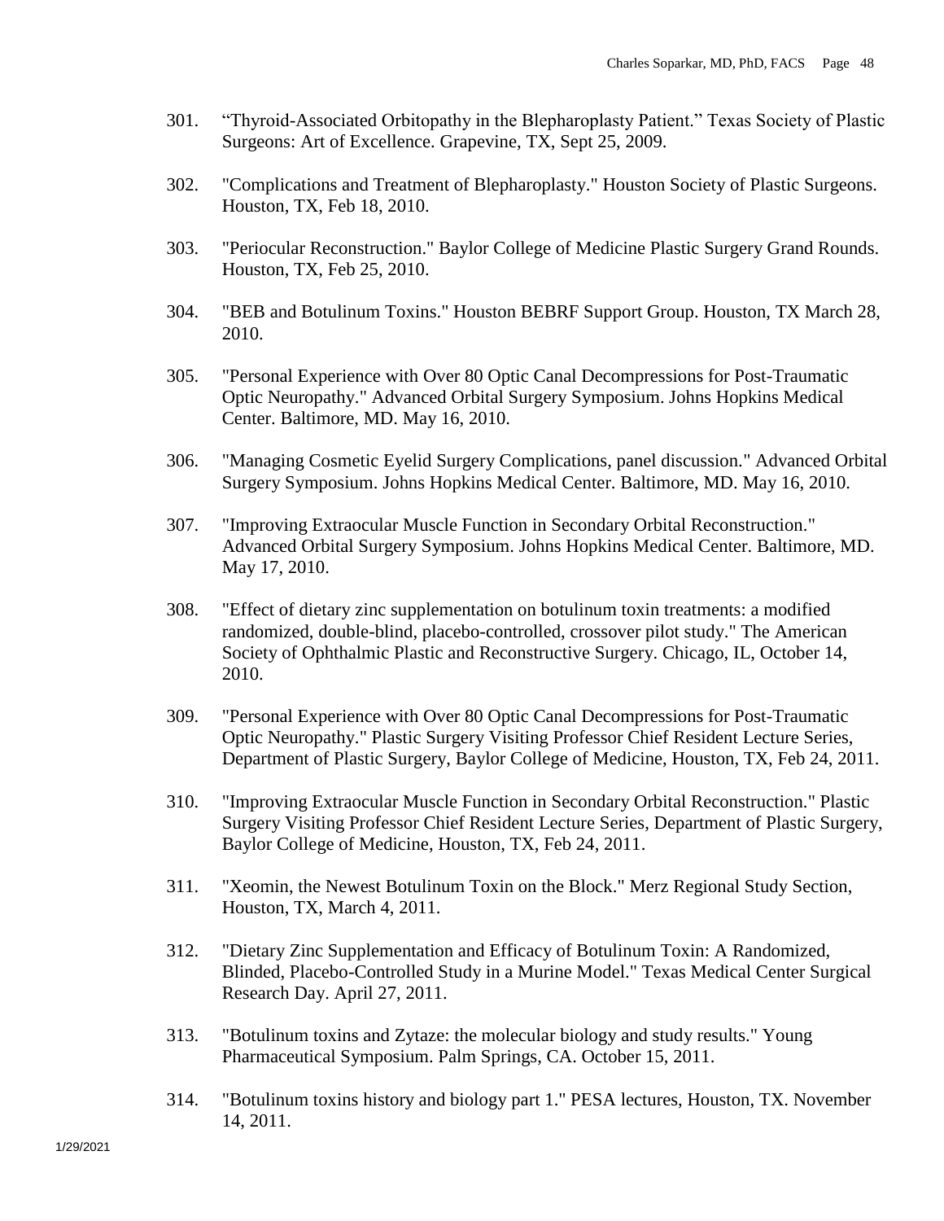301. “Thyroid-Associated Orbitopathy in the Blepharoplasty Patient.” Texas Society of Plastic Surgeons: Art of Excellence. Grapevine, TX, Sept 25, 2009.

302. "Complications and Treatment of Blepharoplasty." Houston Society of Plastic Surgeons. Houston, TX, Feb 18, 2010.

303. "Periocular Reconstruction." Baylor College of Medicine Plastic Surgery Grand Rounds. Houston, TX, Feb 25, 2010.

304. "BEB and Botulinum Toxins." Houston BEBRF Support Group. Houston, TX March 28, 2010.

305. "Personal Experience with Over 80 Optic Canal Decompressions for Post-Traumatic Optic Neuropathy." Advanced Orbital Surgery Symposium. Johns Hopkins Medical Center. Baltimore, MD. May 16, 2010.

306. "Managing Cosmetic Eyelid Surgery Complications, panel discussion." Advanced Orbital Surgery Symposium. Johns Hopkins Medical Center. Baltimore, MD. May 16, 2010.

307. "Improving Extraocular Muscle Function in Secondary Orbital Reconstruction." Advanced Orbital Surgery Symposium. Johns Hopkins Medical Center. Baltimore, MD. May 17, 2010.

308. "Effect of dietary zinc supplementation on botulinum toxin treatments: a modified randomized, double-blind, placebo-controlled, crossover pilot study." The American Society of Ophthalmic Plastic and Reconstructive Surgery. Chicago, IL, October 14, 2010.

309. "Personal Experience with Over 80 Optic Canal Decompressions for Post-Traumatic Optic Neuropathy." Plastic Surgery Visiting Professor Chief Resident Lecture Series, Department of Plastic Surgery, Baylor College of Medicine, Houston, TX, Feb 24, 2011.

310. "Improving Extraocular Muscle Function in Secondary Orbital Reconstruction." Plastic Surgery Visiting Professor Chief Resident Lecture Series, Department of Plastic Surgery, Baylor College of Medicine, Houston, TX, Feb 24, 2011.

311. "Xeomin, the Newest Botulinum Toxin on the Block." Merz Regional Study Section, Houston, TX, March 4, 2011.

312. "Dietary Zinc Supplementation and Efficacy of Botulinum Toxin: A Randomized, Blinded, Placebo-Controlled Study in a Murine Model." Texas Medical Center Surgical Research Day. April 27, 2011.

313. "Botulinum toxins and Zytaze: the molecular biology and study results." Young Pharmaceutical Symposium. Palm Springs, CA. October 15, 2011.

314. "Botulinum toxins history and biology part 1." PESA lectures, Houston, TX. November 14, 2011.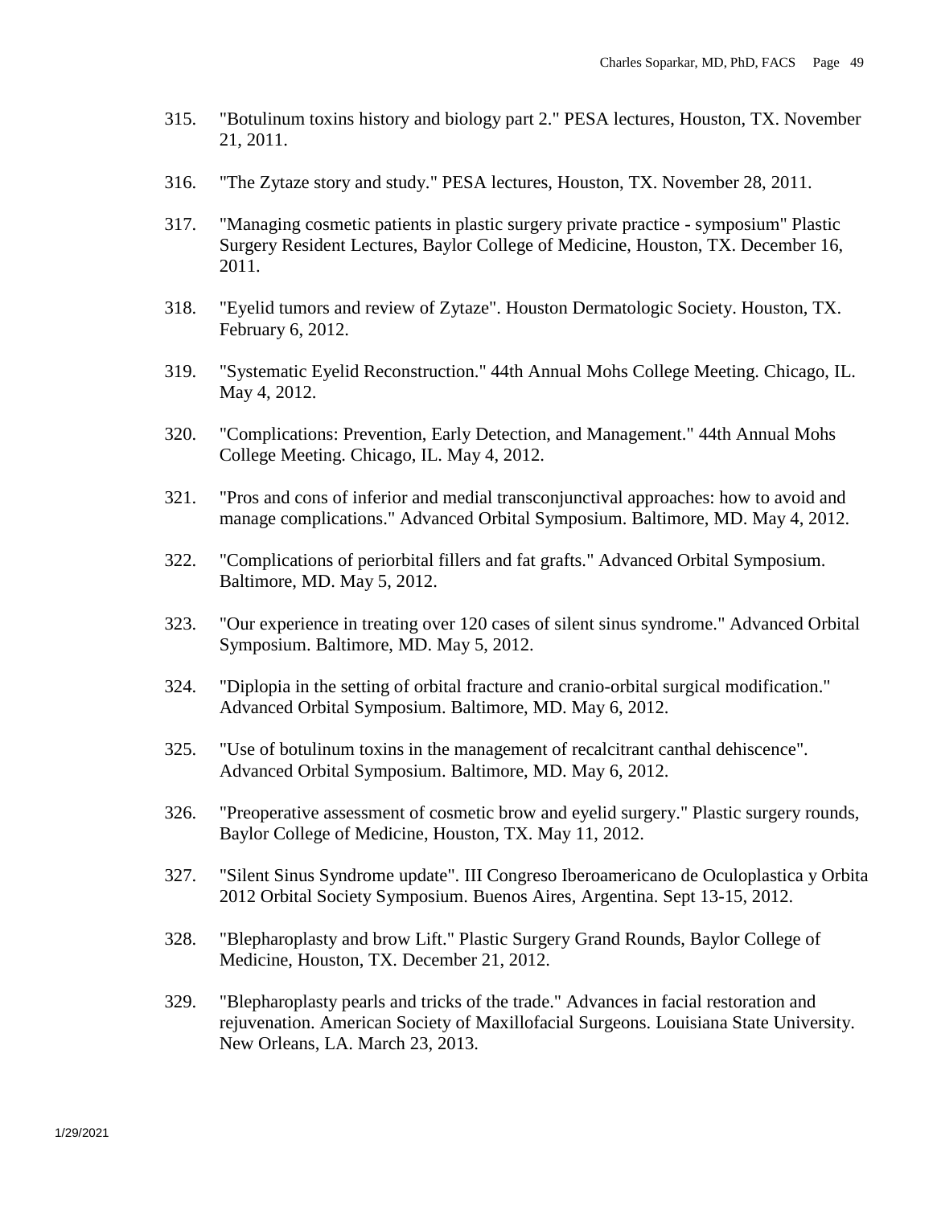315. "Botulinum toxins history and biology part 2." PESA lectures, Houston, TX. November 21, 2011.

316. "The Zytaze story and study." PESA lectures, Houston, TX. November 28, 2011.

317. "Managing cosmetic patients in plastic surgery private practice - symposium" Plastic Surgery Resident Lectures, Baylor College of Medicine, Houston, TX. December 16, 2011.

318. "Eyelid tumors and review of Zytaze". Houston Dermatologic Society. Houston, TX. February 6, 2012.

319. "Systematic Eyelid Reconstruction." 44th Annual Mohs College Meeting. Chicago, IL. May 4, 2012.

320. "Complications: Prevention, Early Detection, and Management." 44th Annual Mohs College Meeting. Chicago, IL. May 4, 2012.

321. "Pros and cons of inferior and medial transconjunctival approaches: how to avoid and manage complications." Advanced Orbital Symposium. Baltimore, MD. May 4, 2012.

322. "Complications of periorbital fillers and fat grafts." Advanced Orbital Symposium. Baltimore, MD. May 5, 2012.

323. "Our experience in treating over 120 cases of silent sinus syndrome." Advanced Orbital Symposium. Baltimore, MD. May 5, 2012.

324. "Diplopia in the setting of orbital fracture and cranio-orbital surgical modification." Advanced Orbital Symposium. Baltimore, MD. May 6, 2012.

325. "Use of botulinum toxins in the management of recalcitrant canthal dehiscence". Advanced Orbital Symposium. Baltimore, MD. May 6, 2012.

326. "Preoperative assessment of cosmetic brow and eyelid surgery." Plastic surgery rounds, Baylor College of Medicine, Houston, TX. May 11, 2012.

327. "Silent Sinus Syndrome update". III Congreso Iberoamericano de Oculoplastica y Orbita 2012 Orbital Society Symposium. Buenos Aires, Argentina. Sept 13-15, 2012.

328. "Blepharoplasty and brow Lift." Plastic Surgery Grand Rounds, Baylor College of Medicine, Houston, TX. December 21, 2012.

329. "Blepharoplasty pearls and tricks of the trade." Advances in facial restoration and rejuvenation. American Society of Maxillofacial Surgeons. Louisiana State University. New Orleans, LA. March 23, 2013.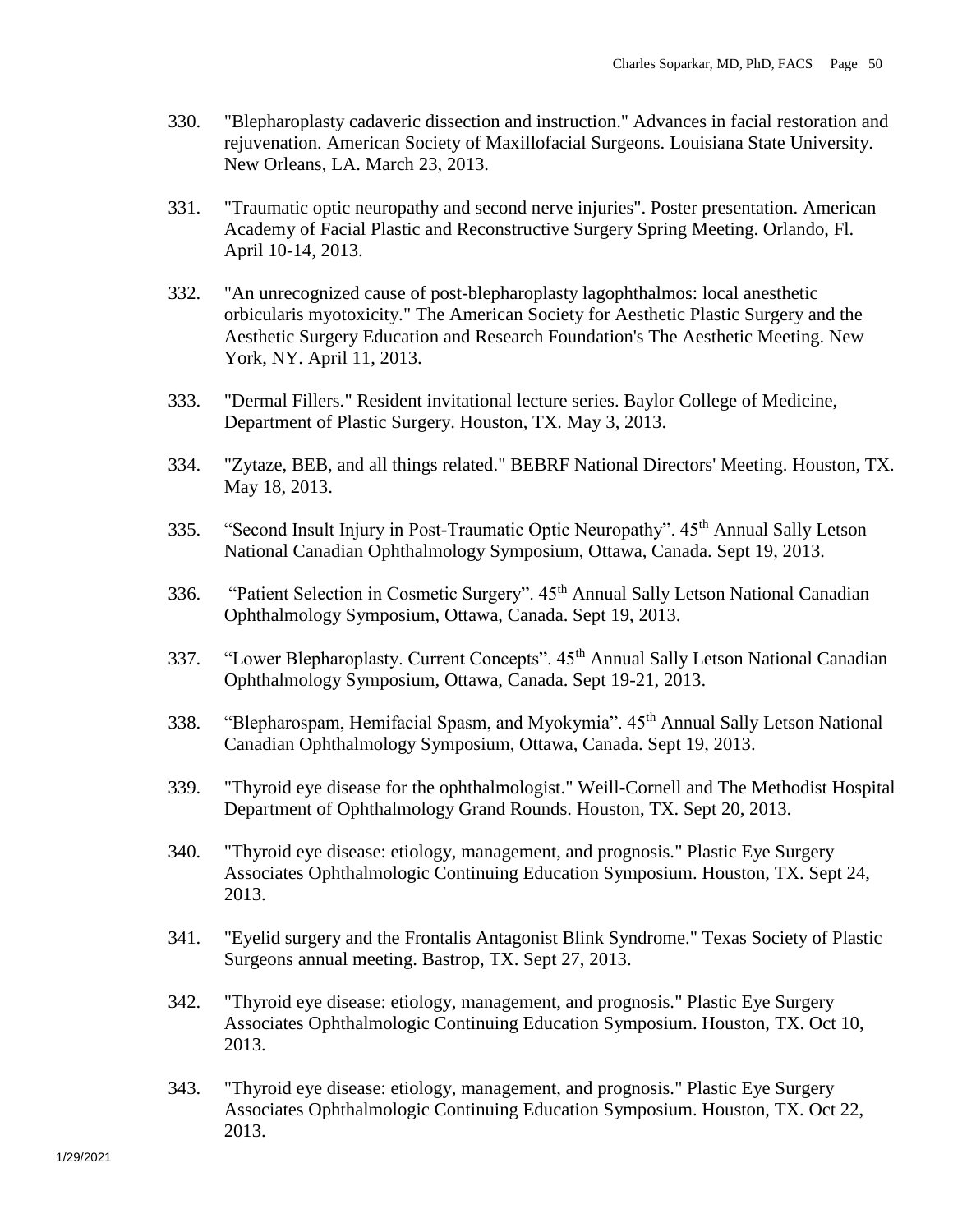330. "Blepharoplasty cadaveric dissection and instruction." Advances in facial restoration and rejuvenation. American Society of Maxillofacial Surgeons. Louisiana State University. New Orleans, LA. March 23, 2013.

331. "Traumatic optic neuropathy and second nerve injuries". Poster presentation. American Academy of Facial Plastic and Reconstructive Surgery Spring Meeting. Orlando, Fl. April 10-14, 2013.

332. "An unrecognized cause of post-blepharoplasty lagophthalmos: local anesthetic orbicularis myotoxicity." The American Society for Aesthetic Plastic Surgery and the Aesthetic Surgery Education and Research Foundation's The Aesthetic Meeting. New York, NY. April 11, 2013.

333. "Dermal Fillers." Resident invitational lecture series. Baylor College of Medicine, Department of Plastic Surgery. Houston, TX. May 3, 2013.

334. "Zytaze, BEB, and all things related." BEBRF National Directors' Meeting. Houston, TX. May 18, 2013.

335. "Second Insult Injury in Post-Traumatic Optic Neuropathy". 45th Annual Sally Letson National Canadian Ophthalmology Symposium, Ottawa, Canada. Sept 19, 2013.

336. "Patient Selection in Cosmetic Surgery". 45th Annual Sally Letson National Canadian Ophthalmology Symposium, Ottawa, Canada. Sept 19, 2013.

337. "Lower Blepharoplasty. Current Concepts". 45th Annual Sally Letson National Canadian Ophthalmology Symposium, Ottawa, Canada. Sept 19-21, 2013.

338. "Blepharospam, Hemifacial Spasm, and Myokymia". 45th Annual Sally Letson National Canadian Ophthalmology Symposium, Ottawa, Canada. Sept 19, 2013.

339. "Thyroid eye disease for the ophthalmologist." Weill-Cornell and The Methodist Hospital Department of Ophthalmology Grand Rounds. Houston, TX. Sept 20, 2013.

340. "Thyroid eye disease: etiology, management, and prognosis." Plastic Eye Surgery Associates Ophthalmologic Continuing Education Symposium. Houston, TX. Sept 24, 2013.

341. "Eyelid surgery and the Frontalis Antagonist Blink Syndrome." Texas Society of Plastic Surgeons annual meeting. Bastrop, TX. Sept 27, 2013.

342. "Thyroid eye disease: etiology, management, and prognosis." Plastic Eye Surgery Associates Ophthalmologic Continuing Education Symposium. Houston, TX. Oct 10, 2013.

343. "Thyroid eye disease: etiology, management, and prognosis." Plastic Eye Surgery Associates Ophthalmologic Continuing Education Symposium. Houston, TX. Oct 22, 2013.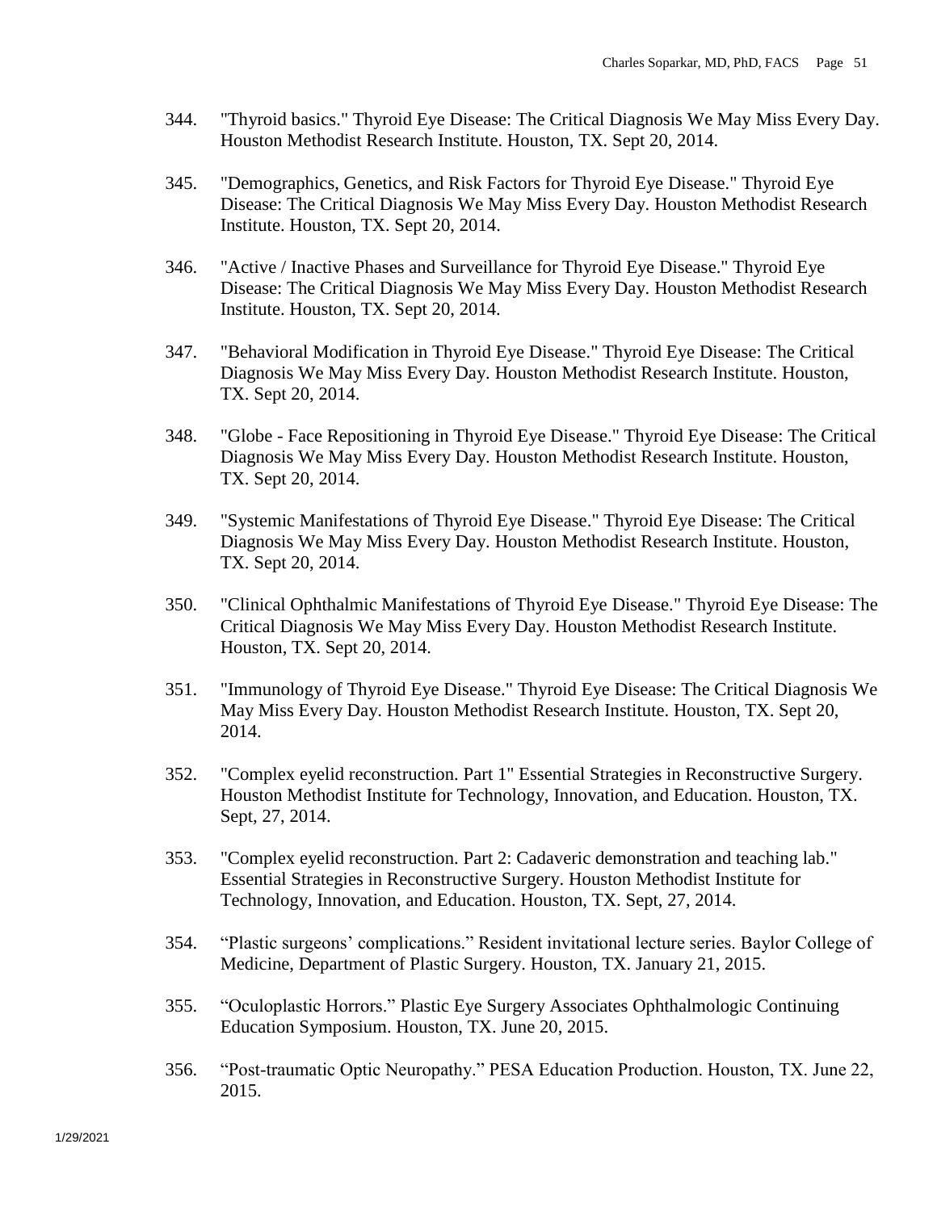344. "Thyroid basics." Thyroid Eye Disease: The Critical Diagnosis We May Miss Every Day. Houston Methodist Research Institute. Houston, TX. Sept 20, 2014.

345. "Demographics, Genetics, and Risk Factors for Thyroid Eye Disease." Thyroid Eye Disease: The Critical Diagnosis We May Miss Every Day. Houston Methodist Research Institute. Houston, TX. Sept 20, 2014.

346. "Active / Inactive Phases and Surveillance for Thyroid Eye Disease." Thyroid Eye Disease: The Critical Diagnosis We May Miss Every Day. Houston Methodist Research Institute. Houston, TX. Sept 20, 2014.

347. "Behavioral Modification in Thyroid Eye Disease." Thyroid Eye Disease: The Critical Diagnosis We May Miss Every Day. Houston Methodist Research Institute. Houston, TX. Sept 20, 2014.

348. "Globe - Face Repositioning in Thyroid Eye Disease." Thyroid Eye Disease: The Critical Diagnosis We May Miss Every Day. Houston Methodist Research Institute. Houston, TX. Sept 20, 2014.

349. "Systemic Manifestations of Thyroid Eye Disease." Thyroid Eye Disease: The Critical Diagnosis We May Miss Every Day. Houston Methodist Research Institute. Houston, TX. Sept 20, 2014.

350. "Clinical Ophthalmic Manifestations of Thyroid Eye Disease." Thyroid Eye Disease: The Critical Diagnosis We May Miss Every Day. Houston Methodist Research Institute. Houston, TX. Sept 20, 2014.

351. "Immunology of Thyroid Eye Disease." Thyroid Eye Disease: The Critical Diagnosis We May Miss Every Day. Houston Methodist Research Institute. Houston, TX. Sept 20, 2014.

352. "Complex eyelid reconstruction. Part 1" Essential Strategies in Reconstructive Surgery. Houston Methodist Institute for Technology, Innovation, and Education. Houston, TX. Sept, 27, 2014.

353. "Complex eyelid reconstruction. Part 2: Cadaveric demonstration and teaching lab." Essential Strategies in Reconstructive Surgery. Houston Methodist Institute for Technology, Innovation, and Education. Houston, TX. Sept, 27, 2014.

354. "Plastic surgeons' complications." Resident invitational lecture series. Baylor College of Medicine, Department of Plastic Surgery. Houston, TX. January 21, 2015.

355. "Oculoplastic Horrors." Plastic Eye Surgery Associates Ophthalmologic Continuing Education Symposium. Houston, TX. June 20, 2015.

356. "Post-traumatic Optic Neuropathy." PESA Education Production. Houston, TX. June 22, 2015.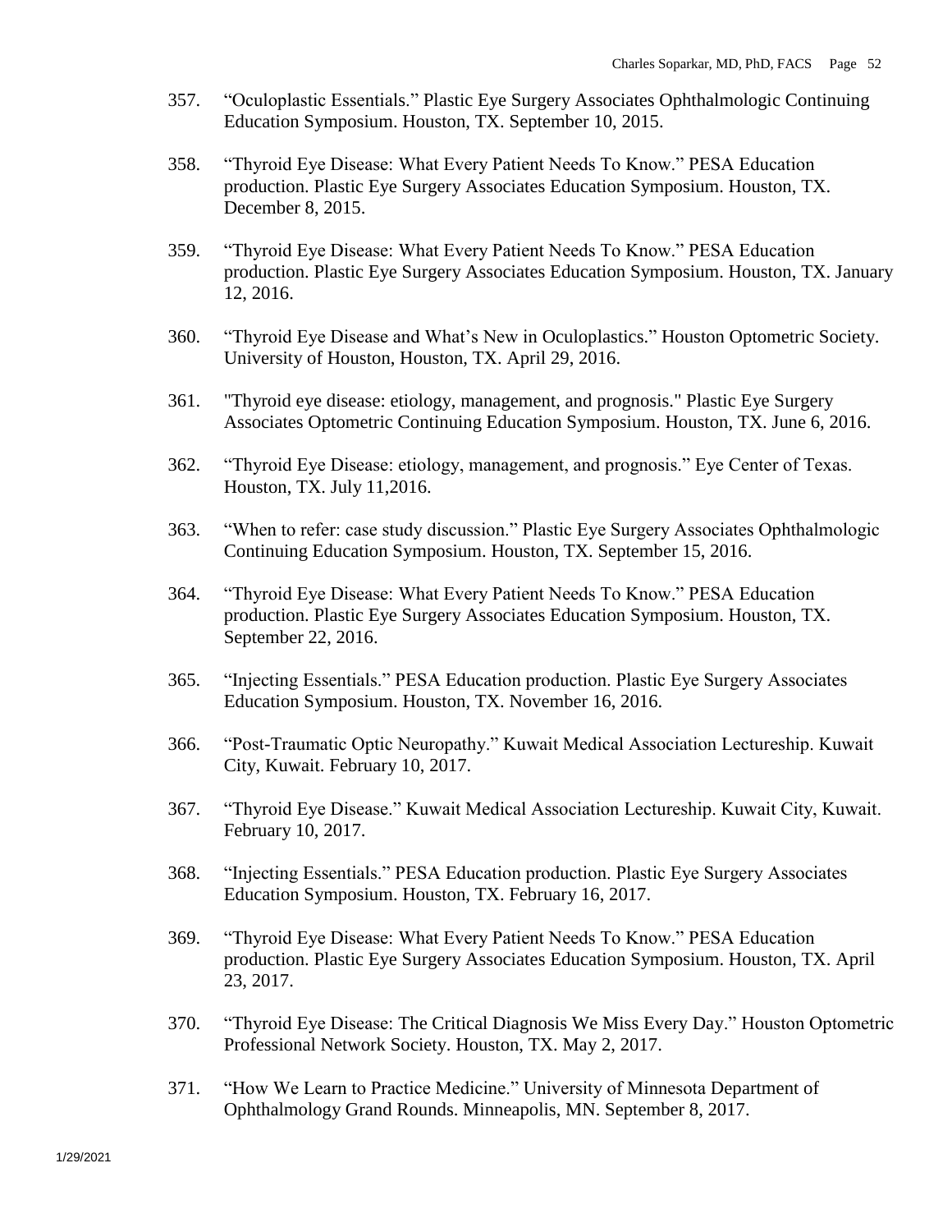357. "Oculoplastic Essentials." Plastic Eye Surgery Associates Ophthalmologic Continuing Education Symposium. Houston, TX. September 10, 2015.

358. "Thyroid Eye Disease: What Every Patient Needs To Know." PESA Education production. Plastic Eye Surgery Associates Education Symposium. Houston, TX. December 8, 2015.

359. "Thyroid Eye Disease: What Every Patient Needs To Know." PESA Education production. Plastic Eye Surgery Associates Education Symposium. Houston, TX. January 12, 2016.

360. "Thyroid Eye Disease and What's New in Oculoplastics." Houston Optometric Society. University of Houston, Houston, TX. April 29, 2016.

361. "Thyroid eye disease: etiology, management, and prognosis." Plastic Eye Surgery Associates Optometric Continuing Education Symposium. Houston, TX. June 6, 2016.

362. "Thyroid Eye Disease: etiology, management, and prognosis." Eye Center of Texas. Houston, TX. July 11,2016.

363. "When to refer: case study discussion." Plastic Eye Surgery Associates Ophthalmologic Continuing Education Symposium. Houston, TX. September 15, 2016.

364. "Thyroid Eye Disease: What Every Patient Needs To Know." PESA Education production. Plastic Eye Surgery Associates Education Symposium. Houston, TX. September 22, 2016.

365. "Injecting Essentials." PESA Education production. Plastic Eye Surgery Associates Education Symposium. Houston, TX. November 16, 2016.

366. "Post-Traumatic Optic Neuropathy." Kuwait Medical Association Lectureship. Kuwait City, Kuwait. February 10, 2017.

367. "Thyroid Eye Disease." Kuwait Medical Association Lectureship. Kuwait City, Kuwait. February 10, 2017.

368. "Injecting Essentials." PESA Education production. Plastic Eye Surgery Associates Education Symposium. Houston, TX. February 16, 2017.

369. "Thyroid Eye Disease: What Every Patient Needs To Know." PESA Education production. Plastic Eye Surgery Associates Education Symposium. Houston, TX. April 23, 2017.

370. "Thyroid Eye Disease: The Critical Diagnosis We Miss Every Day." Houston Optometric Professional Network Society. Houston, TX. May 2, 2017.

371. "How We Learn to Practice Medicine." University of Minnesota Department of Ophthalmology Grand Rounds. Minneapolis, MN. September 8, 2017.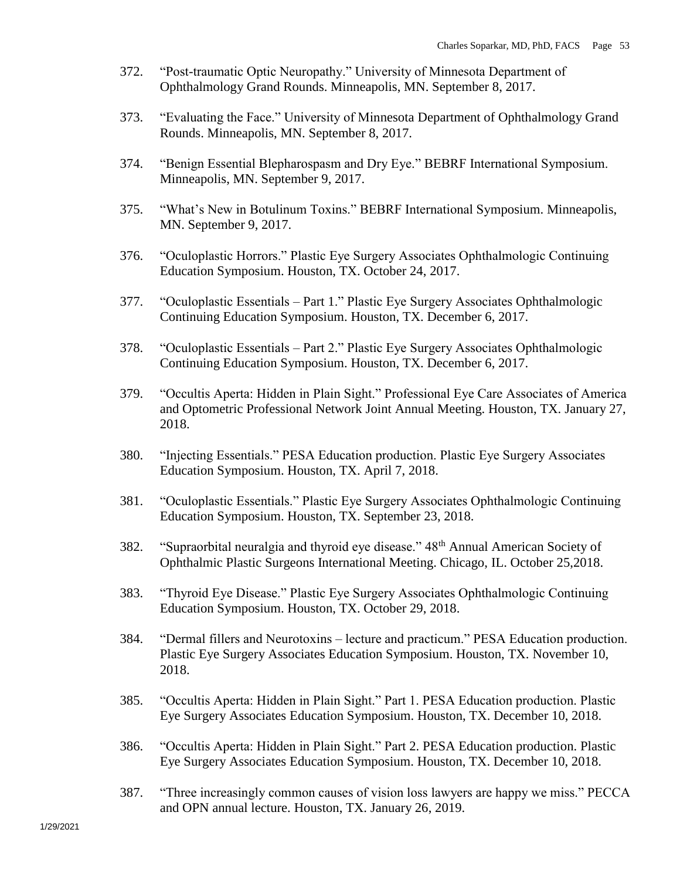372. “Post-traumatic Optic Neuropathy.” University of Minnesota Department of Ophthalmology Grand Rounds. Minneapolis, MN. September 8, 2017.

373. “Evaluating the Face.” University of Minnesota Department of Ophthalmology Grand Rounds. Minneapolis, MN. September 8, 2017.

374. “Benign Essential Blepharospasm and Dry Eye.” BEBRF International Symposium. Minneapolis, MN. September 9, 2017.

375. “What’s New in Botulinum Toxins.” BEBRF International Symposium. Minneapolis, MN. September 9, 2017.

376. “Oculoplastic Horrors.” Plastic Eye Surgery Associates Ophthalmologic Continuing Education Symposium. Houston, TX. October 24, 2017.

377. “Oculoplastic Essentials – Part 1.” Plastic Eye Surgery Associates Ophthalmologic Continuing Education Symposium. Houston, TX. December 6, 2017.

378. “Oculoplastic Essentials – Part 2.” Plastic Eye Surgery Associates Ophthalmologic Continuing Education Symposium. Houston, TX. December 6, 2017.

379. “Occultis Aperta: Hidden in Plain Sight.” Professional Eye Care Associates of America and Optometric Professional Network Joint Annual Meeting. Houston, TX. January 27, 2018.

380. “Injecting Essentials.” PESA Education production. Plastic Eye Surgery Associates Education Symposium. Houston, TX. April 7, 2018.

381. “Oculoplastic Essentials.” Plastic Eye Surgery Associates Ophthalmologic Continuing Education Symposium. Houston, TX. September 23, 2018.

382. “Supraorbital neuralgia and thyroid eye disease.” 48th Annual American Society of Ophthalmic Plastic Surgeons International Meeting. Chicago, IL. October 25,2018.

383. “Thyroid Eye Disease.” Plastic Eye Surgery Associates Ophthalmologic Continuing Education Symposium. Houston, TX. October 29, 2018.

384. “Dermal fillers and Neurotoxins – lecture and practicum.” PESA Education production. Plastic Eye Surgery Associates Education Symposium. Houston, TX. November 10, 2018.

385. “Occultis Aperta: Hidden in Plain Sight.” Part 1. PESA Education production. Plastic Eye Surgery Associates Education Symposium. Houston, TX. December 10, 2018.

386. “Occultis Aperta: Hidden in Plain Sight.” Part 2. PESA Education production. Plastic Eye Surgery Associates Education Symposium. Houston, TX. December 10, 2018.

387. “Three increasingly common causes of vision loss lawyers are happy we miss.” PECCA and OPN annual lecture. Houston, TX. January 26, 2019.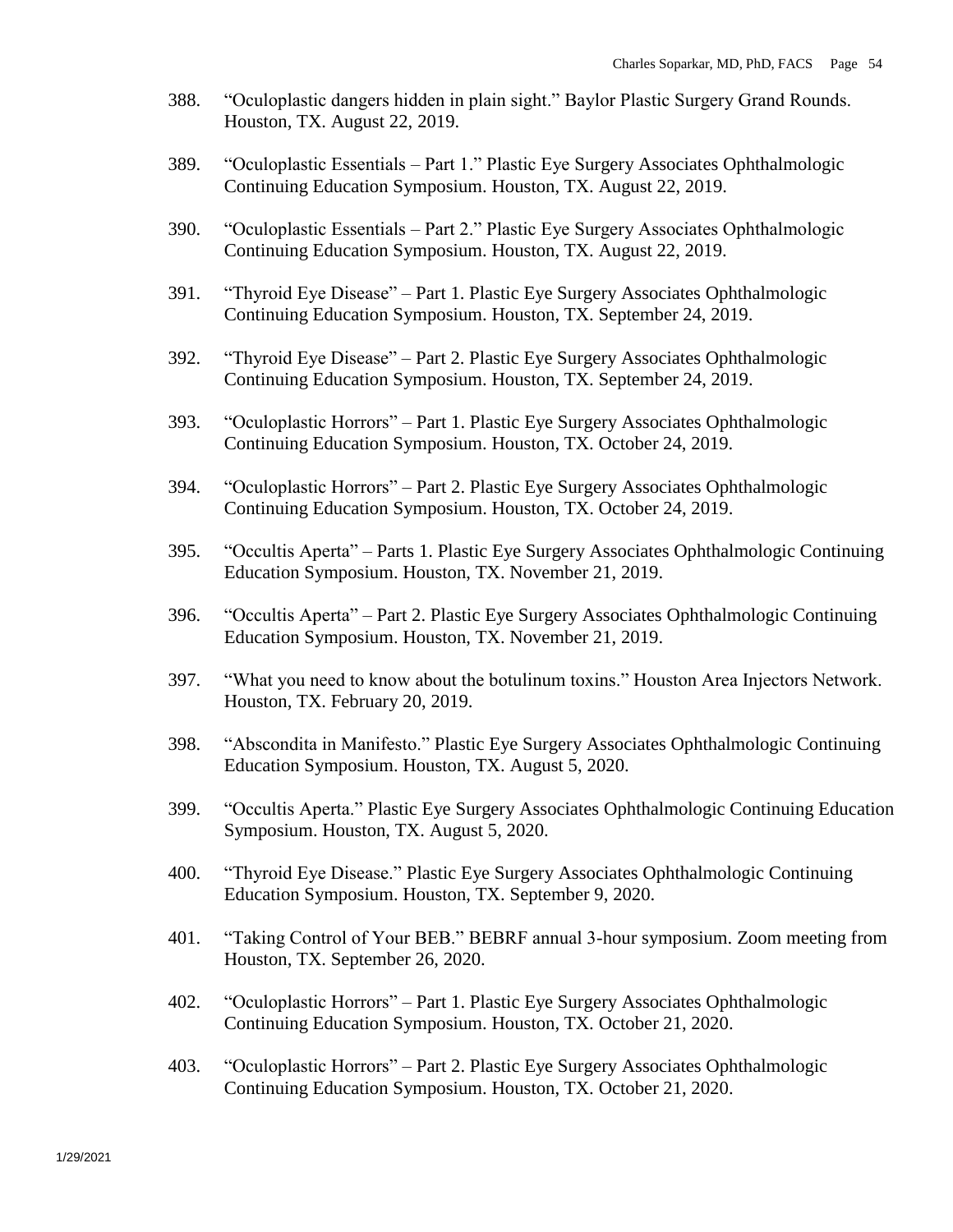388. "Oculoplastic dangers hidden in plain sight." Baylor Plastic Surgery Grand Rounds. Houston, TX. August 22, 2019.

389. "Oculoplastic Essentials – Part 1." Plastic Eye Surgery Associates Ophthalmologic Continuing Education Symposium. Houston, TX. August 22, 2019.

390. "Oculoplastic Essentials – Part 2." Plastic Eye Surgery Associates Ophthalmologic Continuing Education Symposium. Houston, TX. August 22, 2019.

391. "Thyroid Eye Disease" – Part 1. Plastic Eye Surgery Associates Ophthalmologic Continuing Education Symposium. Houston, TX. September 24, 2019.

392. "Thyroid Eye Disease" – Part 2. Plastic Eye Surgery Associates Ophthalmologic Continuing Education Symposium. Houston, TX. September 24, 2019.

393. "Oculoplastic Horrors" – Part 1. Plastic Eye Surgery Associates Ophthalmologic Continuing Education Symposium. Houston, TX. October 24, 2019.

394. "Oculoplastic Horrors" – Part 2. Plastic Eye Surgery Associates Ophthalmologic Continuing Education Symposium. Houston, TX. October 24, 2019.

395. "Occultis Aperta" – Parts 1. Plastic Eye Surgery Associates Ophthalmologic Continuing Education Symposium. Houston, TX. November 21, 2019.

396. "Occultis Aperta" – Part 2. Plastic Eye Surgery Associates Ophthalmologic Continuing Education Symposium. Houston, TX. November 21, 2019.

397. "What you need to know about the botulinum toxins." Houston Area Injectors Network. Houston, TX. February 20, 2019.

398. "Abscondita in Manifesto." Plastic Eye Surgery Associates Ophthalmologic Continuing Education Symposium. Houston, TX. August 5, 2020.

399. "Occultis Aperta." Plastic Eye Surgery Associates Ophthalmologic Continuing Education Symposium. Houston, TX. August 5, 2020.

400. "Thyroid Eye Disease." Plastic Eye Surgery Associates Ophthalmologic Continuing Education Symposium. Houston, TX. September 9, 2020.

401. "Taking Control of Your BEB." BEBRF annual 3-hour symposium. Zoom meeting from Houston, TX. September 26, 2020.

402. "Oculoplastic Horrors" – Part 1. Plastic Eye Surgery Associates Ophthalmologic Continuing Education Symposium. Houston, TX. October 21, 2020.

403. "Oculoplastic Horrors" – Part 2. Plastic Eye Surgery Associates Ophthalmologic Continuing Education Symposium. Houston, TX. October 21, 2020.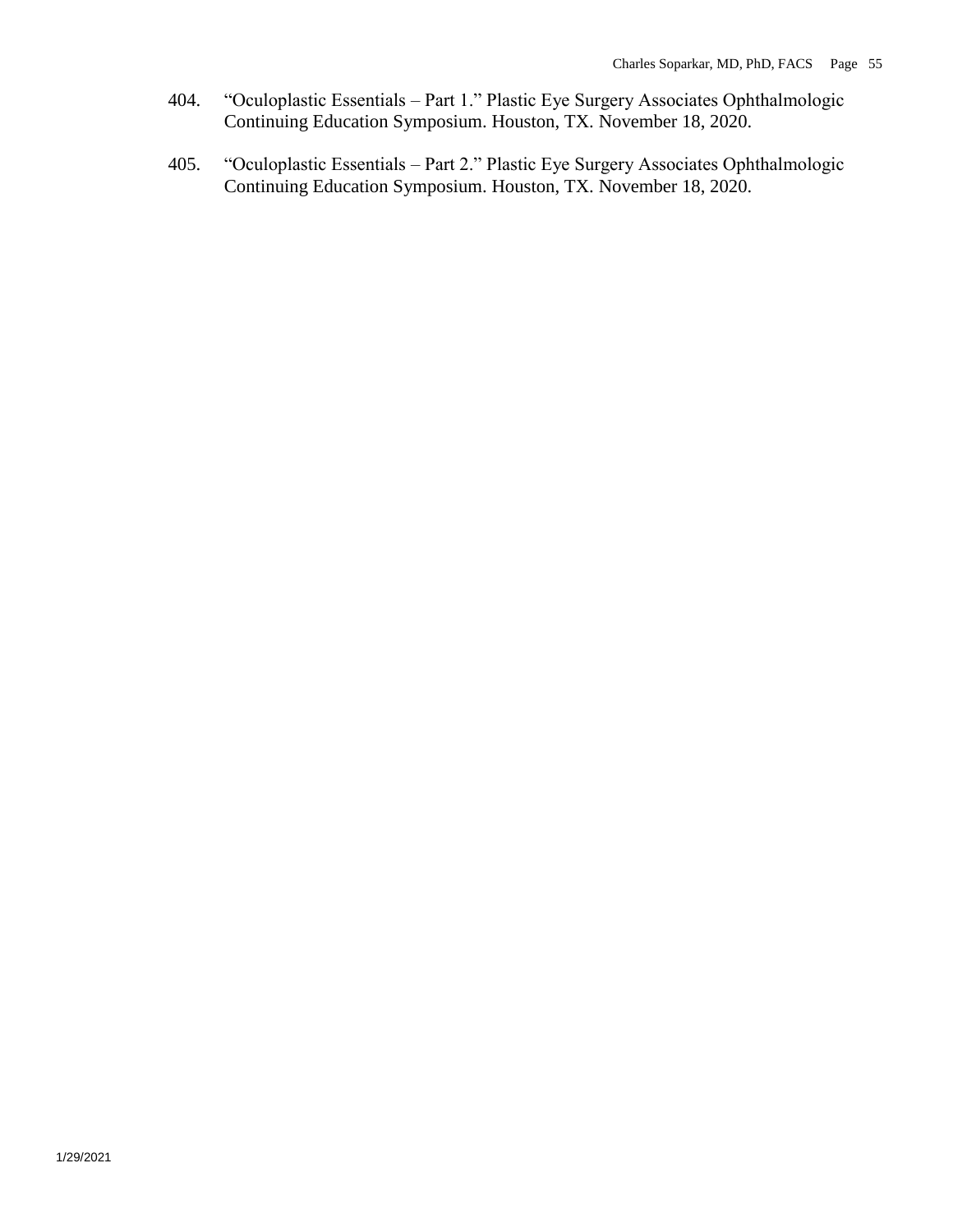404. “Oculoplastic Essentials – Part 1.” Plastic Eye Surgery Associates Ophthalmologic Continuing Education Symposium. Houston, TX. November 18, 2020.

405. “Oculoplastic Essentials – Part 2.” Plastic Eye Surgery Associates Ophthalmologic Continuing Education Symposium. Houston, TX. November 18, 2020.